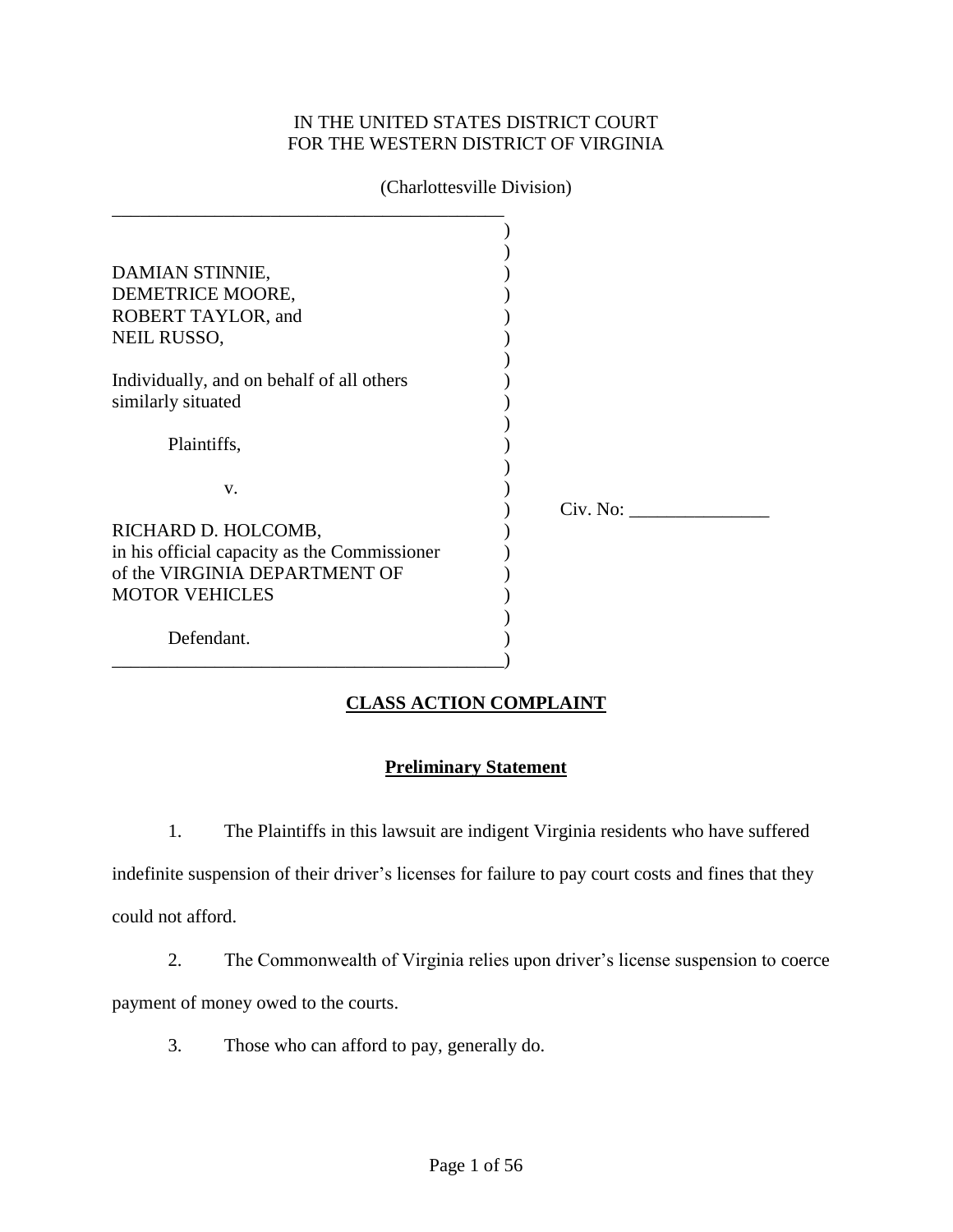IN THE UNITED STATES DISTRICT COURT
FOR THE WESTERN DISTRICT OF VIRGINIA

(Charlottesville Division)

DAMIAN STINNIE,
DEMETRICE MOORE,
ROBERT TAYLOR, and
NEIL RUSSO,

Individually, and on behalf of all others similarly situated

Plaintiffs,

v.

RICHARD D. HOLCOMB,
in his official capacity as the Commissioner of the VIRGINIA DEPARTMENT OF MOTOR VEHICLES

Defendant.

Civ. No: _______________

## CLASS ACTION COMPLAINT

### Preliminary Statement

1. The Plaintiffs in this lawsuit are indigent Virginia residents who have suffered indefinite suspension of their driver's licenses for failure to pay court costs and fines that they could not afford.

2. The Commonwealth of Virginia relies upon driver's license suspension to coerce payment of money owed to the courts.

3. Those who can afford to pay, generally do.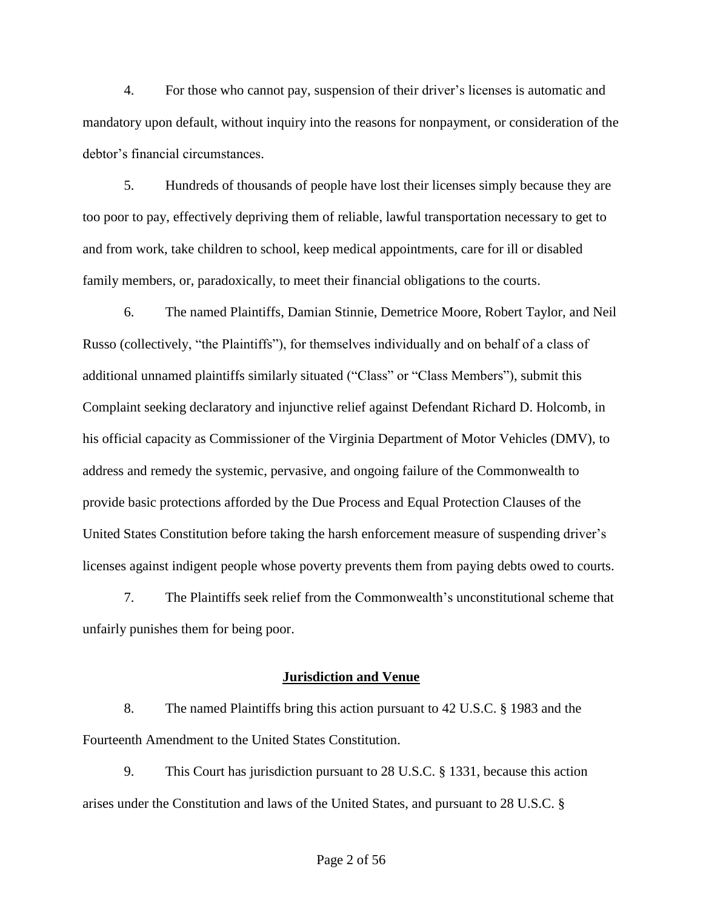4. For those who cannot pay, suspension of their driver's licenses is automatic and mandatory upon default, without inquiry into the reasons for nonpayment, or consideration of the debtor's financial circumstances.

5. Hundreds of thousands of people have lost their licenses simply because they are too poor to pay, effectively depriving them of reliable, lawful transportation necessary to get to and from work, take children to school, keep medical appointments, care for ill or disabled family members, or, paradoxically, to meet their financial obligations to the courts.

6. The named Plaintiffs, Damian Stinnie, Demetrice Moore, Robert Taylor, and Neil Russo (collectively, "the Plaintiffs"), for themselves individually and on behalf of a class of additional unnamed plaintiffs similarly situated ("Class" or "Class Members"), submit this Complaint seeking declaratory and injunctive relief against Defendant Richard D. Holcomb, in his official capacity as Commissioner of the Virginia Department of Motor Vehicles (DMV), to address and remedy the systemic, pervasive, and ongoing failure of the Commonwealth to provide basic protections afforded by the Due Process and Equal Protection Clauses of the United States Constitution before taking the harsh enforcement measure of suspending driver's licenses against indigent people whose poverty prevents them from paying debts owed to courts.

7. The Plaintiffs seek relief from the Commonwealth's unconstitutional scheme that unfairly punishes them for being poor.

## Jurisdiction and Venue

8. The named Plaintiffs bring this action pursuant to 42 U.S.C. § 1983 and the Fourteenth Amendment to the United States Constitution.

9. This Court has jurisdiction pursuant to 28 U.S.C. § 1331, because this action arises under the Constitution and laws of the United States, and pursuant to 28 U.S.C. §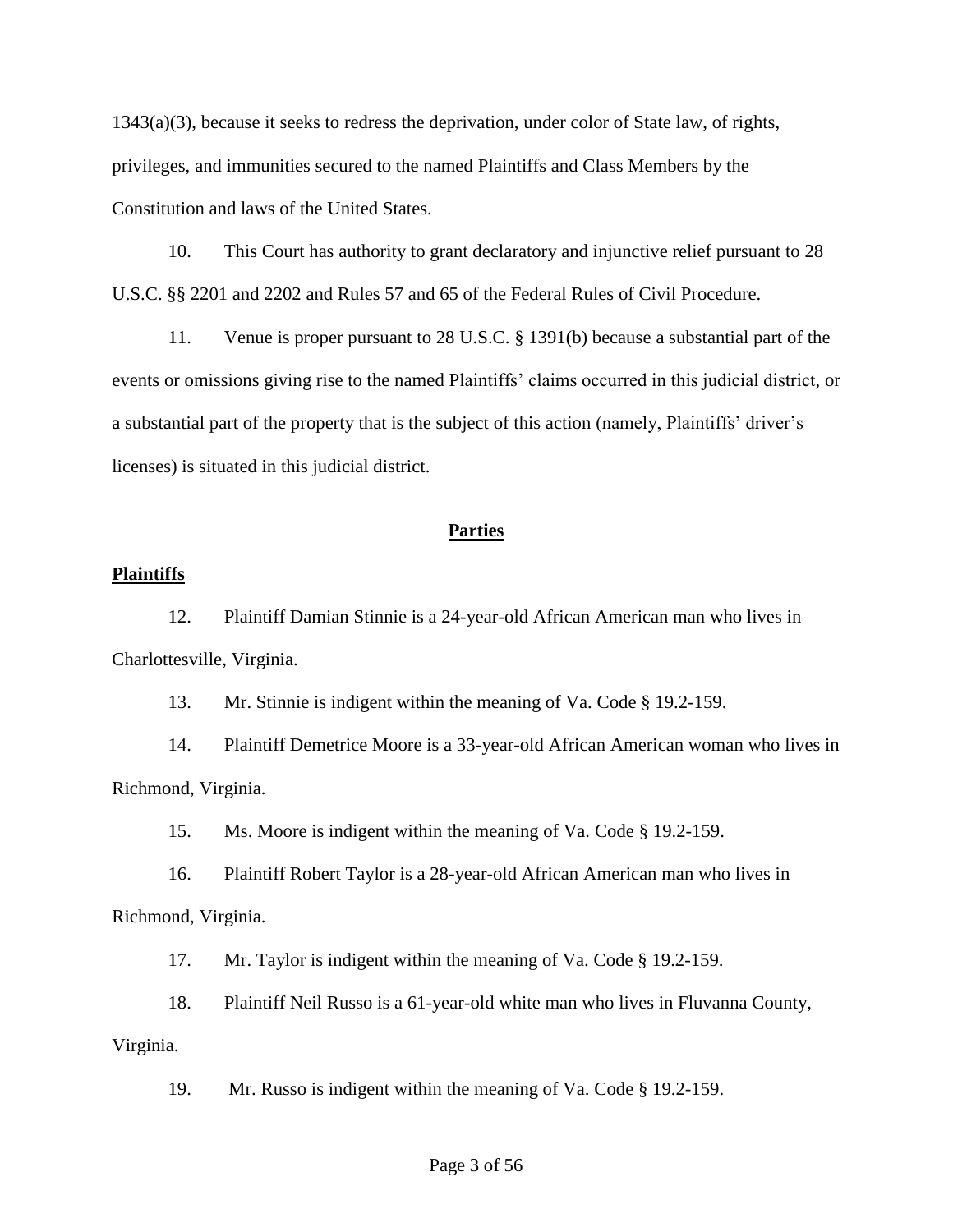1343(a)(3), because it seeks to redress the deprivation, under color of State law, of rights, privileges, and immunities secured to the named Plaintiffs and Class Members by the Constitution and laws of the United States.

10. This Court has authority to grant declaratory and injunctive relief pursuant to 28 U.S.C. §§ 2201 and 2202 and Rules 57 and 65 of the Federal Rules of Civil Procedure.

11. Venue is proper pursuant to 28 U.S.C. § 1391(b) because a substantial part of the events or omissions giving rise to the named Plaintiffs' claims occurred in this judicial district, or a substantial part of the property that is the subject of this action (namely, Plaintiffs' driver's licenses) is situated in this judicial district.

## Parties

### Plaintiffs

12. Plaintiff Damian Stinnie is a 24-year-old African American man who lives in Charlottesville, Virginia.

13. Mr. Stinnie is indigent within the meaning of Va. Code § 19.2-159.

14. Plaintiff Demetrice Moore is a 33-year-old African American woman who lives in Richmond, Virginia.

15. Ms. Moore is indigent within the meaning of Va. Code § 19.2-159.

16. Plaintiff Robert Taylor is a 28-year-old African American man who lives in Richmond, Virginia.

17. Mr. Taylor is indigent within the meaning of Va. Code § 19.2-159.

18. Plaintiff Neil Russo is a 61-year-old white man who lives in Fluvanna County, Virginia.

19. Mr. Russo is indigent within the meaning of Va. Code § 19.2-159.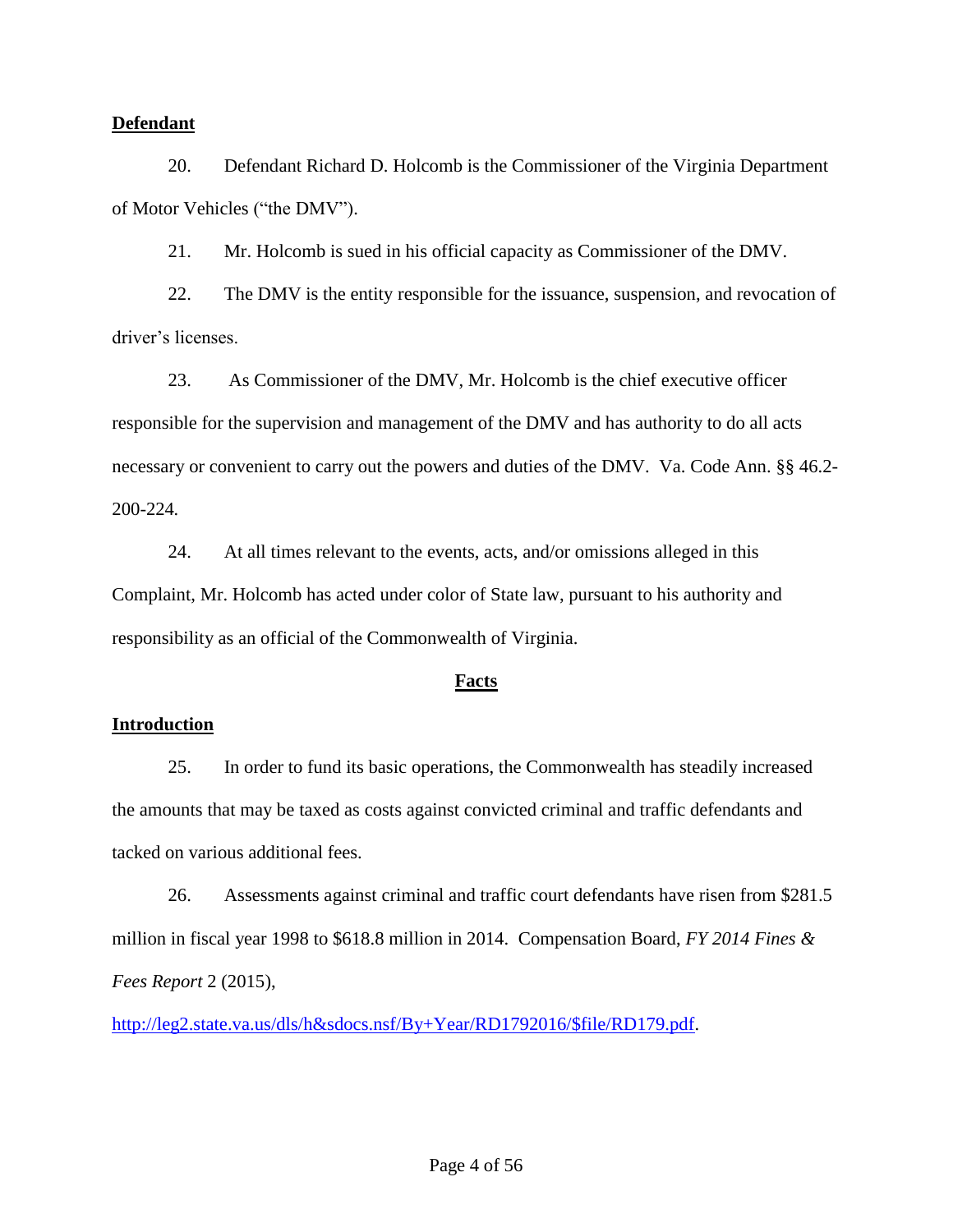**Defendant**

20. Defendant Richard D. Holcomb is the Commissioner of the Virginia Department of Motor Vehicles ("the DMV").

21. Mr. Holcomb is sued in his official capacity as Commissioner of the DMV.

22. The DMV is the entity responsible for the issuance, suspension, and revocation of driver's licenses.

23. As Commissioner of the DMV, Mr. Holcomb is the chief executive officer responsible for the supervision and management of the DMV and has authority to do all acts necessary or convenient to carry out the powers and duties of the DMV. Va. Code Ann. §§ 46.2-200-224.

24. At all times relevant to the events, acts, and/or omissions alleged in this Complaint, Mr. Holcomb has acted under color of State law, pursuant to his authority and responsibility as an official of the Commonwealth of Virginia.

**Facts**

**Introduction**

25. In order to fund its basic operations, the Commonwealth has steadily increased the amounts that may be taxed as costs against convicted criminal and traffic defendants and tacked on various additional fees.

26. Assessments against criminal and traffic court defendants have risen from $281.5 million in fiscal year 1998 to $618.8 million in 2014. Compensation Board, *FY 2014 Fines & Fees Report* 2 (2015), http://leg2.state.va.us/dls/h&sdocs.nsf/By+Year/RD1792016/$file/RD179.pdf.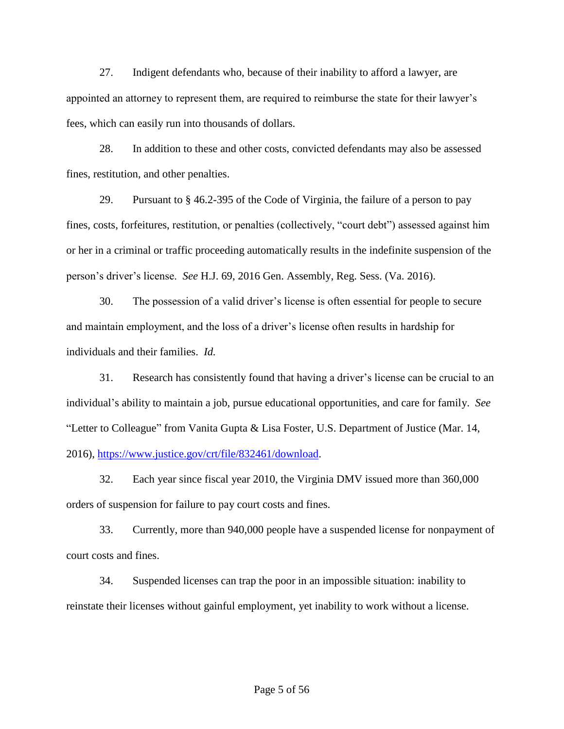27. Indigent defendants who, because of their inability to afford a lawyer, are appointed an attorney to represent them, are required to reimburse the state for their lawyer's fees, which can easily run into thousands of dollars.

28. In addition to these and other costs, convicted defendants may also be assessed fines, restitution, and other penalties.

29. Pursuant to § 46.2-395 of the Code of Virginia, the failure of a person to pay fines, costs, forfeitures, restitution, or penalties (collectively, "court debt") assessed against him or her in a criminal or traffic proceeding automatically results in the indefinite suspension of the person's driver's license. *See* H.J. 69, 2016 Gen. Assembly, Reg. Sess. (Va. 2016).

30. The possession of a valid driver's license is often essential for people to secure and maintain employment, and the loss of a driver's license often results in hardship for individuals and their families. *Id.*

31. Research has consistently found that having a driver's license can be crucial to an individual's ability to maintain a job, pursue educational opportunities, and care for family. *See* "Letter to Colleague" from Vanita Gupta & Lisa Foster, U.S. Department of Justice (Mar. 14, 2016), https://www.justice.gov/crt/file/832461/download.

32. Each year since fiscal year 2010, the Virginia DMV issued more than 360,000 orders of suspension for failure to pay court costs and fines.

33. Currently, more than 940,000 people have a suspended license for nonpayment of court costs and fines.

34. Suspended licenses can trap the poor in an impossible situation: inability to reinstate their licenses without gainful employment, yet inability to work without a license.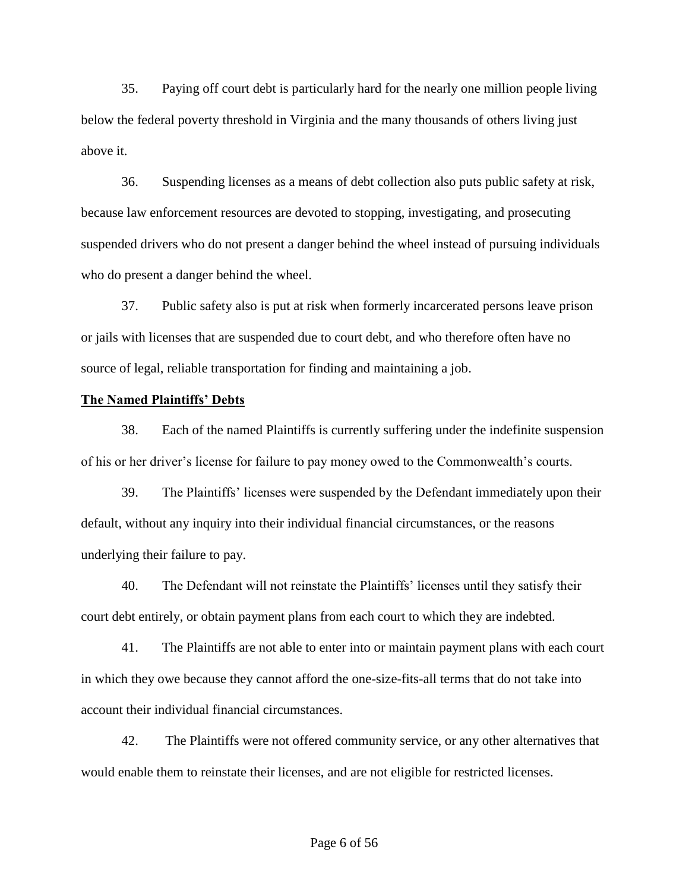35. Paying off court debt is particularly hard for the nearly one million people living below the federal poverty threshold in Virginia and the many thousands of others living just above it.

36. Suspending licenses as a means of debt collection also puts public safety at risk, because law enforcement resources are devoted to stopping, investigating, and prosecuting suspended drivers who do not present a danger behind the wheel instead of pursuing individuals who do present a danger behind the wheel.

37. Public safety also is put at risk when formerly incarcerated persons leave prison or jails with licenses that are suspended due to court debt, and who therefore often have no source of legal, reliable transportation for finding and maintaining a job.

**The Named Plaintiffs' Debts**

38. Each of the named Plaintiffs is currently suffering under the indefinite suspension of his or her driver's license for failure to pay money owed to the Commonwealth's courts.

39. The Plaintiffs' licenses were suspended by the Defendant immediately upon their default, without any inquiry into their individual financial circumstances, or the reasons underlying their failure to pay.

40. The Defendant will not reinstate the Plaintiffs' licenses until they satisfy their court debt entirely, or obtain payment plans from each court to which they are indebted.

41. The Plaintiffs are not able to enter into or maintain payment plans with each court in which they owe because they cannot afford the one-size-fits-all terms that do not take into account their individual financial circumstances.

42. The Plaintiffs were not offered community service, or any other alternatives that would enable them to reinstate their licenses, and are not eligible for restricted licenses.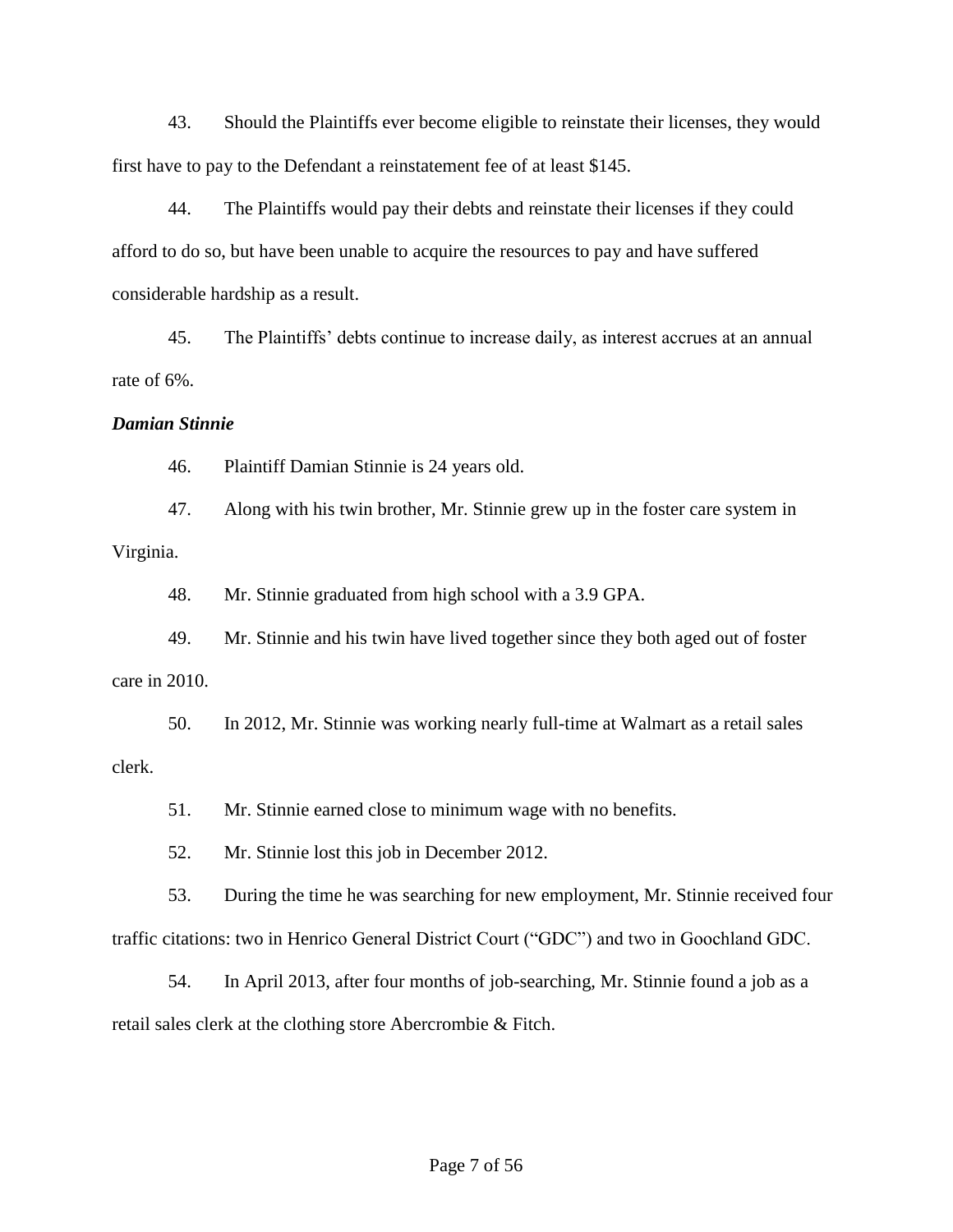43. Should the Plaintiffs ever become eligible to reinstate their licenses, they would first have to pay to the Defendant a reinstatement fee of at least $145.

44. The Plaintiffs would pay their debts and reinstate their licenses if they could afford to do so, but have been unable to acquire the resources to pay and have suffered considerable hardship as a result.

45. The Plaintiffs' debts continue to increase daily, as interest accrues at an annual rate of 6%.

***Damian Stinnie***

46. Plaintiff Damian Stinnie is 24 years old.

47. Along with his twin brother, Mr. Stinnie grew up in the foster care system in Virginia.

48. Mr. Stinnie graduated from high school with a 3.9 GPA.

49. Mr. Stinnie and his twin have lived together since they both aged out of foster care in 2010.

50. In 2012, Mr. Stinnie was working nearly full-time at Walmart as a retail sales clerk.

51. Mr. Stinnie earned close to minimum wage with no benefits.

52. Mr. Stinnie lost this job in December 2012.

53. During the time he was searching for new employment, Mr. Stinnie received four traffic citations: two in Henrico General District Court ("GDC") and two in Goochland GDC.

54. In April 2013, after four months of job-searching, Mr. Stinnie found a job as a retail sales clerk at the clothing store Abercrombie & Fitch.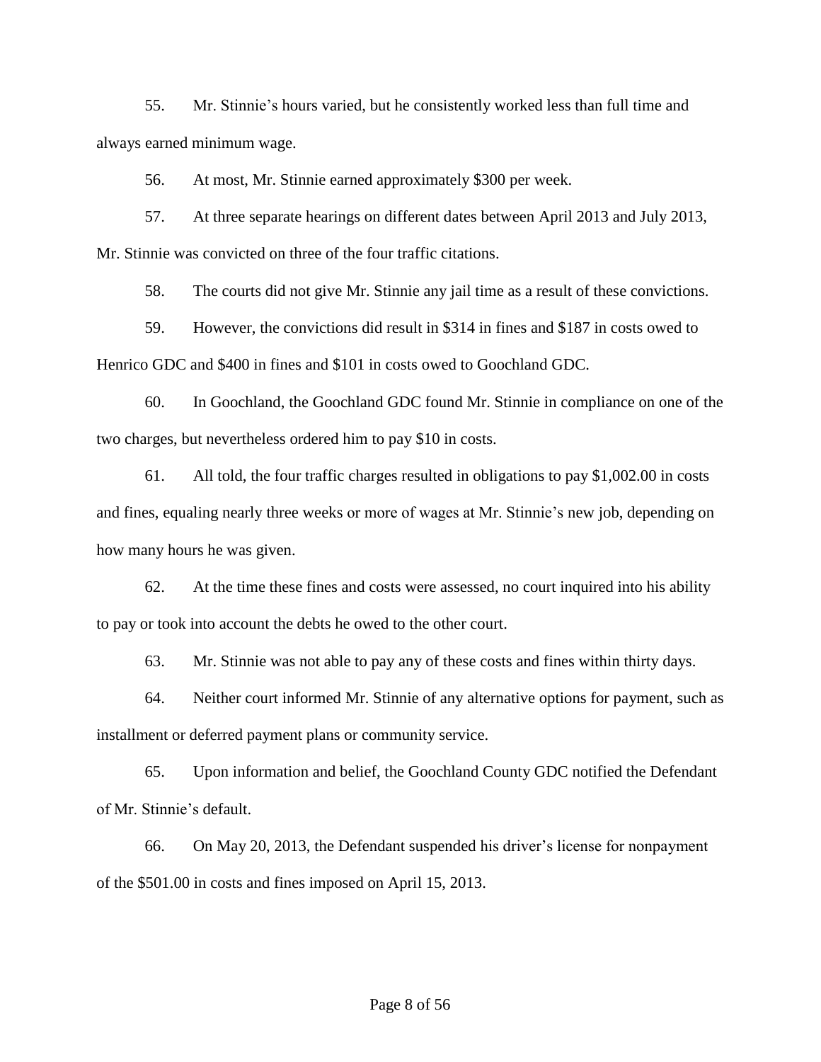55. Mr. Stinnie's hours varied, but he consistently worked less than full time and always earned minimum wage.

56. At most, Mr. Stinnie earned approximately $300 per week.

57. At three separate hearings on different dates between April 2013 and July 2013, Mr. Stinnie was convicted on three of the four traffic citations.

58. The courts did not give Mr. Stinnie any jail time as a result of these convictions.

59. However, the convictions did result in $314 in fines and $187 in costs owed to Henrico GDC and $400 in fines and $101 in costs owed to Goochland GDC.

60. In Goochland, the Goochland GDC found Mr. Stinnie in compliance on one of the two charges, but nevertheless ordered him to pay $10 in costs.

61. All told, the four traffic charges resulted in obligations to pay $1,002.00 in costs and fines, equaling nearly three weeks or more of wages at Mr. Stinnie's new job, depending on how many hours he was given.

62. At the time these fines and costs were assessed, no court inquired into his ability to pay or took into account the debts he owed to the other court.

63. Mr. Stinnie was not able to pay any of these costs and fines within thirty days.

64. Neither court informed Mr. Stinnie of any alternative options for payment, such as installment or deferred payment plans or community service.

65. Upon information and belief, the Goochland County GDC notified the Defendant of Mr. Stinnie's default.

66. On May 20, 2013, the Defendant suspended his driver's license for nonpayment of the $501.00 in costs and fines imposed on April 15, 2013.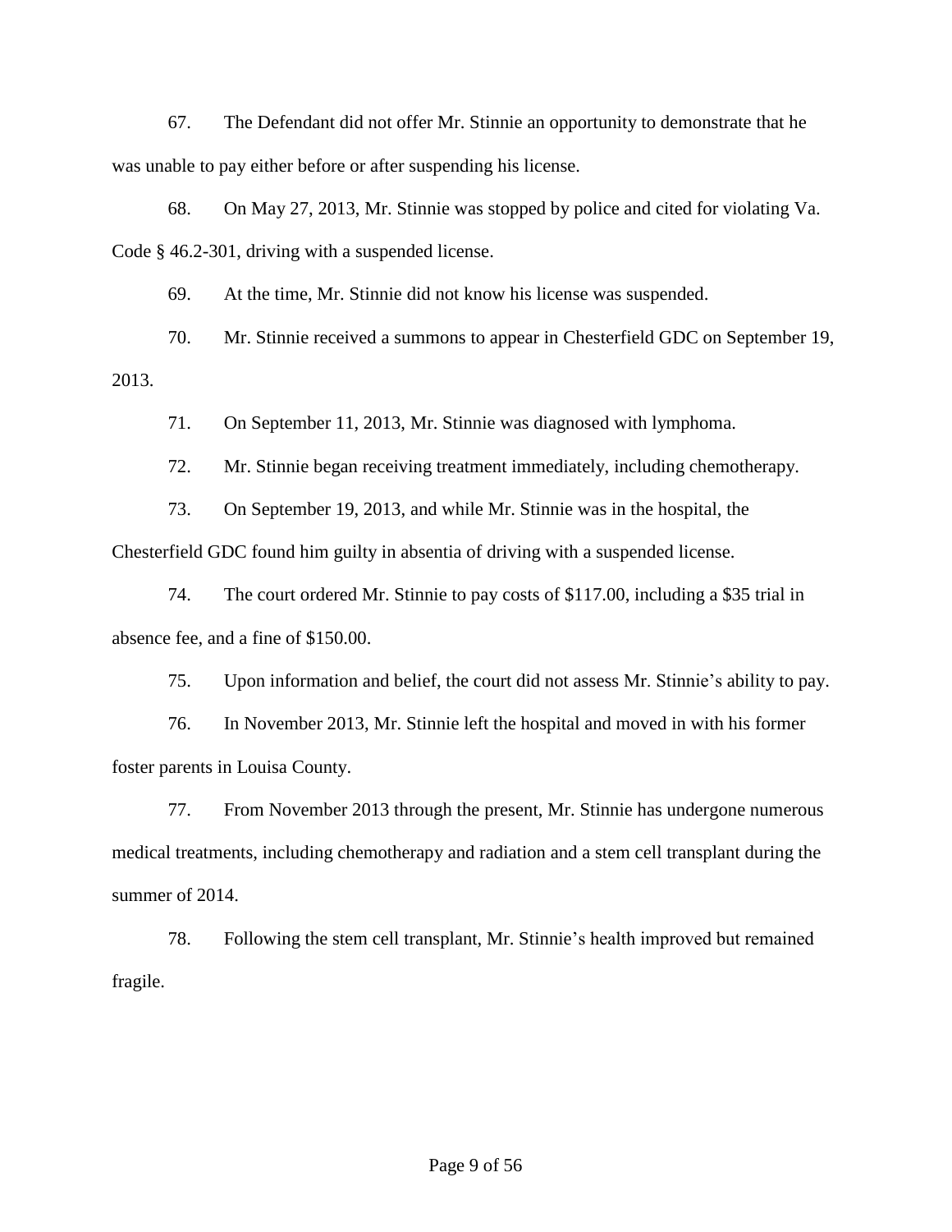67. The Defendant did not offer Mr. Stinnie an opportunity to demonstrate that he was unable to pay either before or after suspending his license.

68. On May 27, 2013, Mr. Stinnie was stopped by police and cited for violating Va. Code § 46.2-301, driving with a suspended license.

69. At the time, Mr. Stinnie did not know his license was suspended.

70. Mr. Stinnie received a summons to appear in Chesterfield GDC on September 19, 2013.

71. On September 11, 2013, Mr. Stinnie was diagnosed with lymphoma.

72. Mr. Stinnie began receiving treatment immediately, including chemotherapy.

73. On September 19, 2013, and while Mr. Stinnie was in the hospital, the Chesterfield GDC found him guilty in absentia of driving with a suspended license.

74. The court ordered Mr. Stinnie to pay costs of $117.00, including a $35 trial in absence fee, and a fine of $150.00.

75. Upon information and belief, the court did not assess Mr. Stinnie's ability to pay.

76. In November 2013, Mr. Stinnie left the hospital and moved in with his former foster parents in Louisa County.

77. From November 2013 through the present, Mr. Stinnie has undergone numerous medical treatments, including chemotherapy and radiation and a stem cell transplant during the summer of 2014.

78. Following the stem cell transplant, Mr. Stinnie's health improved but remained fragile.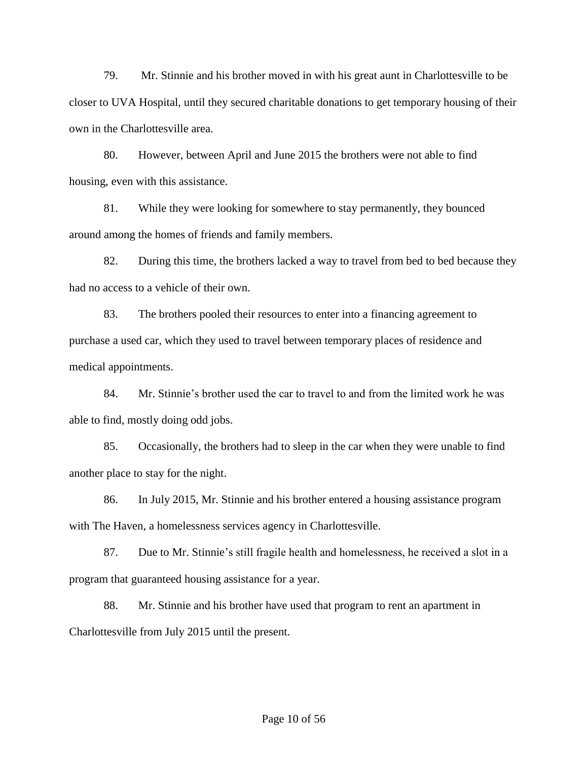79. Mr. Stinnie and his brother moved in with his great aunt in Charlottesville to be closer to UVA Hospital, until they secured charitable donations to get temporary housing of their own in the Charlottesville area.

80. However, between April and June 2015 the brothers were not able to find housing, even with this assistance.

81. While they were looking for somewhere to stay permanently, they bounced around among the homes of friends and family members.

82. During this time, the brothers lacked a way to travel from bed to bed because they had no access to a vehicle of their own.

83. The brothers pooled their resources to enter into a financing agreement to purchase a used car, which they used to travel between temporary places of residence and medical appointments.

84. Mr. Stinnie's brother used the car to travel to and from the limited work he was able to find, mostly doing odd jobs.

85. Occasionally, the brothers had to sleep in the car when they were unable to find another place to stay for the night.

86. In July 2015, Mr. Stinnie and his brother entered a housing assistance program with The Haven, a homelessness services agency in Charlottesville.

87. Due to Mr. Stinnie's still fragile health and homelessness, he received a slot in a program that guaranteed housing assistance for a year.

88. Mr. Stinnie and his brother have used that program to rent an apartment in Charlottesville from July 2015 until the present.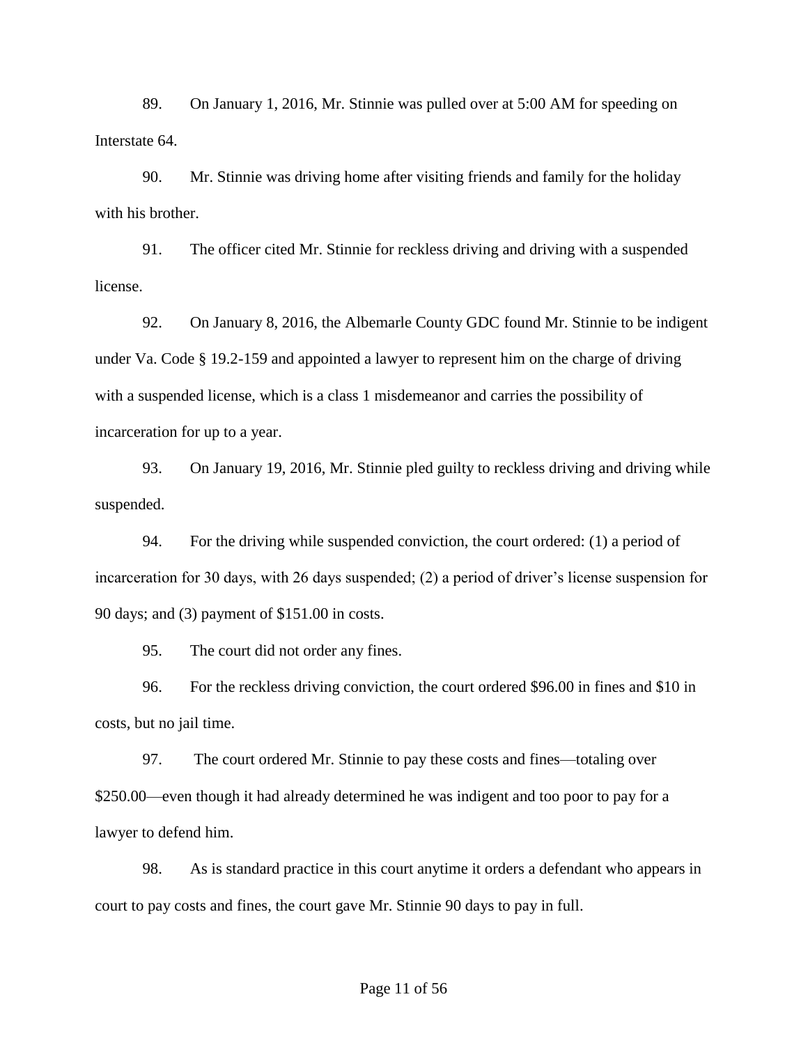89. On January 1, 2016, Mr. Stinnie was pulled over at 5:00 AM for speeding on Interstate 64.

90. Mr. Stinnie was driving home after visiting friends and family for the holiday with his brother.

91. The officer cited Mr. Stinnie for reckless driving and driving with a suspended license.

92. On January 8, 2016, the Albemarle County GDC found Mr. Stinnie to be indigent under Va. Code § 19.2-159 and appointed a lawyer to represent him on the charge of driving with a suspended license, which is a class 1 misdemeanor and carries the possibility of incarceration for up to a year.

93. On January 19, 2016, Mr. Stinnie pled guilty to reckless driving and driving while suspended.

94. For the driving while suspended conviction, the court ordered: (1) a period of incarceration for 30 days, with 26 days suspended; (2) a period of driver's license suspension for 90 days; and (3) payment of $151.00 in costs.

95. The court did not order any fines.

96. For the reckless driving conviction, the court ordered $96.00 in fines and $10 in costs, but no jail time.

97. The court ordered Mr. Stinnie to pay these costs and fines—totaling over $250.00—even though it had already determined he was indigent and too poor to pay for a lawyer to defend him.

98. As is standard practice in this court anytime it orders a defendant who appears in court to pay costs and fines, the court gave Mr. Stinnie 90 days to pay in full.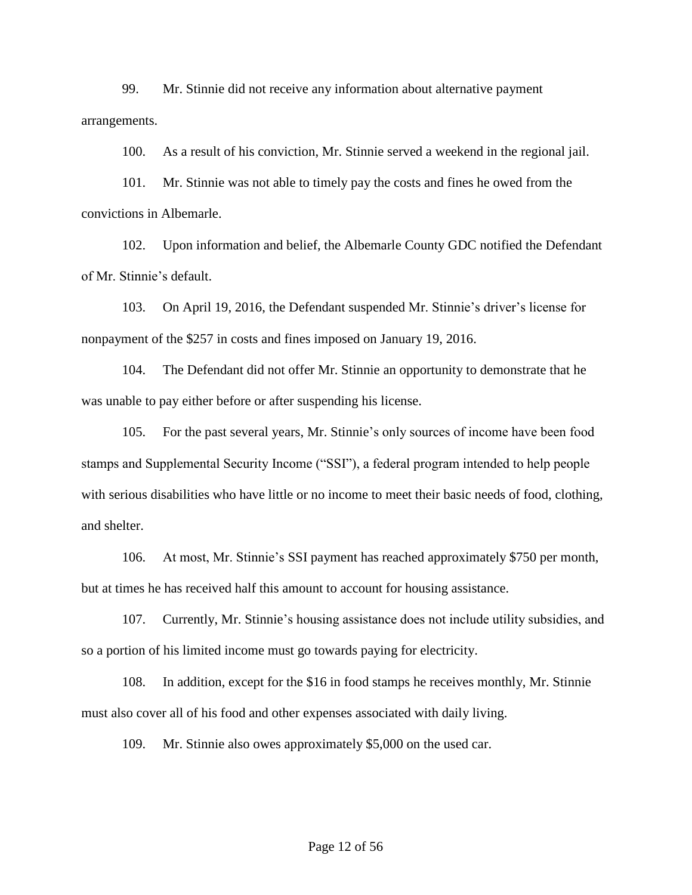99. Mr. Stinnie did not receive any information about alternative payment arrangements.

100. As a result of his conviction, Mr. Stinnie served a weekend in the regional jail.

101. Mr. Stinnie was not able to timely pay the costs and fines he owed from the convictions in Albemarle.

102. Upon information and belief, the Albemarle County GDC notified the Defendant of Mr. Stinnie's default.

103. On April 19, 2016, the Defendant suspended Mr. Stinnie's driver's license for nonpayment of the $257 in costs and fines imposed on January 19, 2016.

104. The Defendant did not offer Mr. Stinnie an opportunity to demonstrate that he was unable to pay either before or after suspending his license.

105. For the past several years, Mr. Stinnie's only sources of income have been food stamps and Supplemental Security Income ("SSI"), a federal program intended to help people with serious disabilities who have little or no income to meet their basic needs of food, clothing, and shelter.

106. At most, Mr. Stinnie's SSI payment has reached approximately $750 per month, but at times he has received half this amount to account for housing assistance.

107. Currently, Mr. Stinnie's housing assistance does not include utility subsidies, and so a portion of his limited income must go towards paying for electricity.

108. In addition, except for the $16 in food stamps he receives monthly, Mr. Stinnie must also cover all of his food and other expenses associated with daily living.

109. Mr. Stinnie also owes approximately $5,000 on the used car.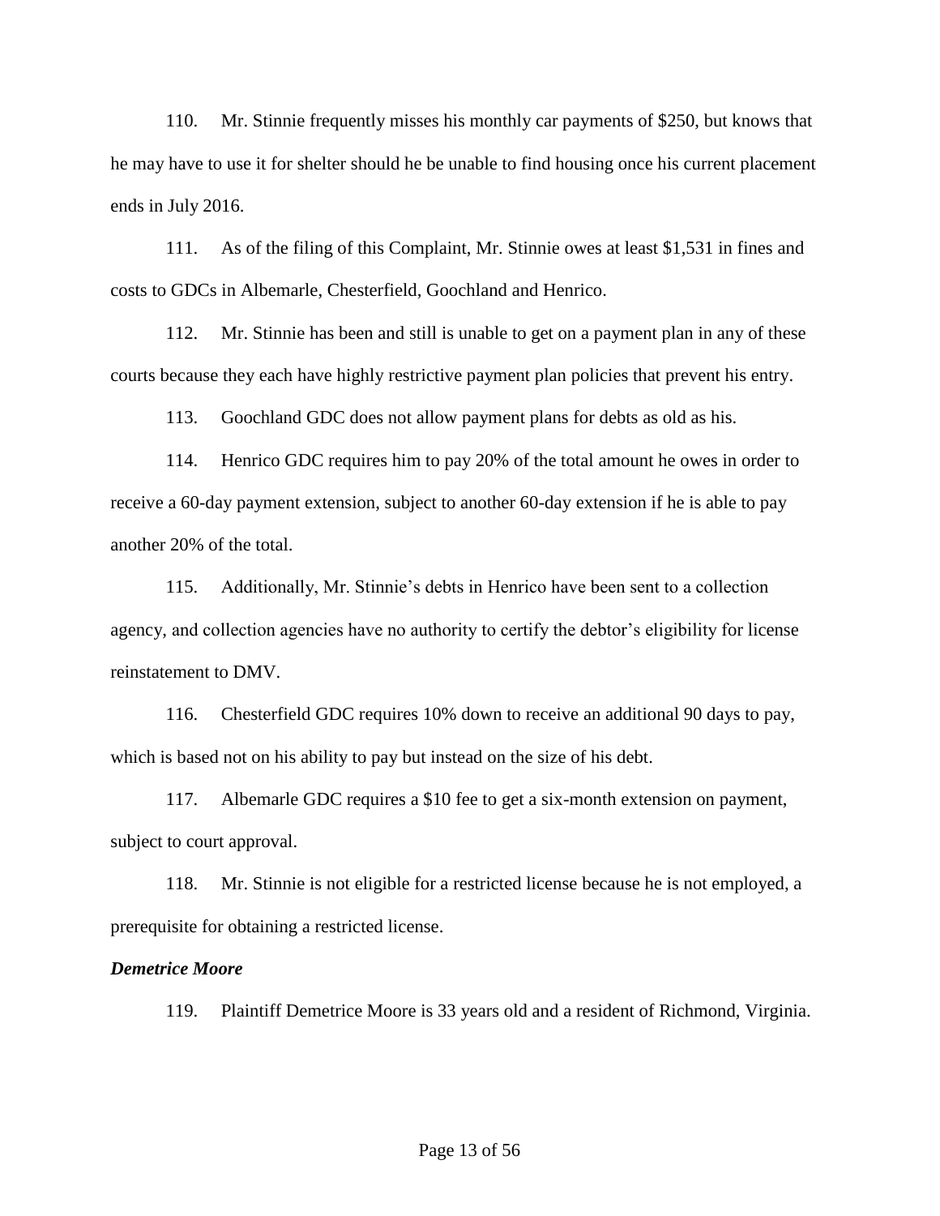110. Mr. Stinnie frequently misses his monthly car payments of $250, but knows that he may have to use it for shelter should he be unable to find housing once his current placement ends in July 2016.

111. As of the filing of this Complaint, Mr. Stinnie owes at least $1,531 in fines and costs to GDCs in Albemarle, Chesterfield, Goochland and Henrico.

112. Mr. Stinnie has been and still is unable to get on a payment plan in any of these courts because they each have highly restrictive payment plan policies that prevent his entry.

113. Goochland GDC does not allow payment plans for debts as old as his.

114. Henrico GDC requires him to pay 20% of the total amount he owes in order to receive a 60-day payment extension, subject to another 60-day extension if he is able to pay another 20% of the total.

115. Additionally, Mr. Stinnie's debts in Henrico have been sent to a collection agency, and collection agencies have no authority to certify the debtor's eligibility for license reinstatement to DMV.

116. Chesterfield GDC requires 10% down to receive an additional 90 days to pay, which is based not on his ability to pay but instead on the size of his debt.

117. Albemarle GDC requires a $10 fee to get a six-month extension on payment, subject to court approval.

118. Mr. Stinnie is not eligible for a restricted license because he is not employed, a prerequisite for obtaining a restricted license.

***Demetrice Moore***

119. Plaintiff Demetrice Moore is 33 years old and a resident of Richmond, Virginia.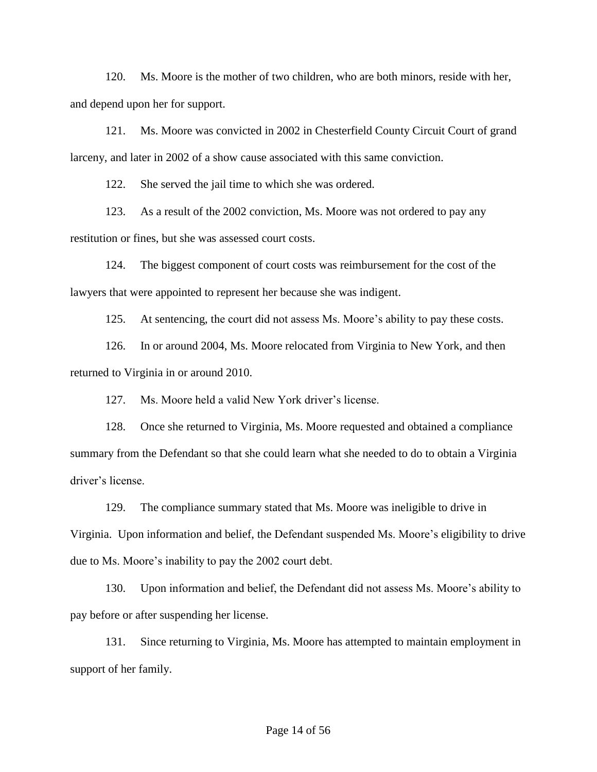120. Ms. Moore is the mother of two children, who are both minors, reside with her, and depend upon her for support.

121. Ms. Moore was convicted in 2002 in Chesterfield County Circuit Court of grand larceny, and later in 2002 of a show cause associated with this same conviction.

122. She served the jail time to which she was ordered.

123. As a result of the 2002 conviction, Ms. Moore was not ordered to pay any restitution or fines, but she was assessed court costs.

124. The biggest component of court costs was reimbursement for the cost of the lawyers that were appointed to represent her because she was indigent.

125. At sentencing, the court did not assess Ms. Moore's ability to pay these costs.

126. In or around 2004, Ms. Moore relocated from Virginia to New York, and then returned to Virginia in or around 2010.

127. Ms. Moore held a valid New York driver's license.

128. Once she returned to Virginia, Ms. Moore requested and obtained a compliance summary from the Defendant so that she could learn what she needed to do to obtain a Virginia driver's license.

129. The compliance summary stated that Ms. Moore was ineligible to drive in Virginia. Upon information and belief, the Defendant suspended Ms. Moore's eligibility to drive due to Ms. Moore's inability to pay the 2002 court debt.

130. Upon information and belief, the Defendant did not assess Ms. Moore's ability to pay before or after suspending her license.

131. Since returning to Virginia, Ms. Moore has attempted to maintain employment in support of her family.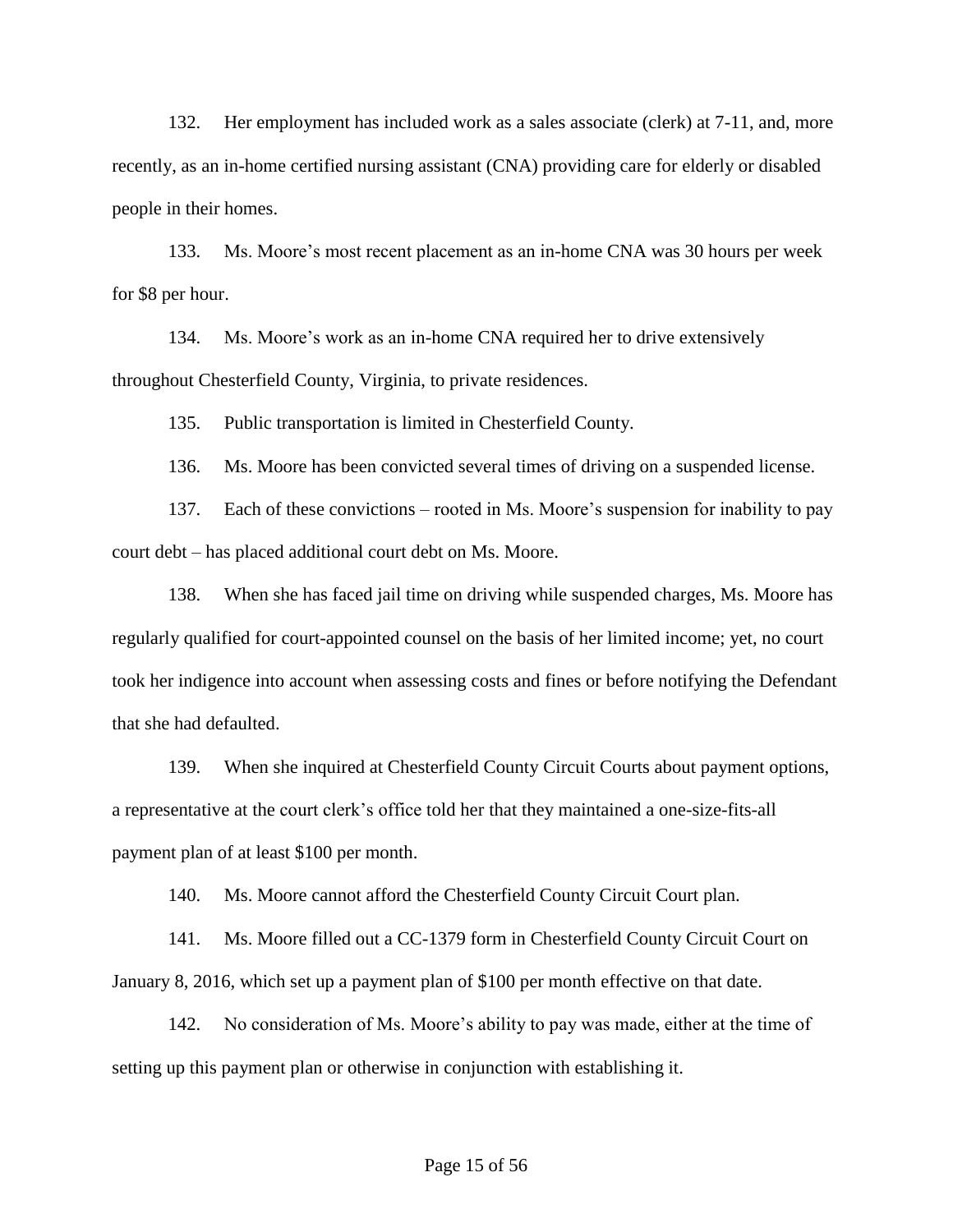132. Her employment has included work as a sales associate (clerk) at 7-11, and, more recently, as an in-home certified nursing assistant (CNA) providing care for elderly or disabled people in their homes.

133. Ms. Moore's most recent placement as an in-home CNA was 30 hours per week for $8 per hour.

134. Ms. Moore's work as an in-home CNA required her to drive extensively throughout Chesterfield County, Virginia, to private residences.

135. Public transportation is limited in Chesterfield County.

136. Ms. Moore has been convicted several times of driving on a suspended license.

137. Each of these convictions – rooted in Ms. Moore's suspension for inability to pay court debt – has placed additional court debt on Ms. Moore.

138. When she has faced jail time on driving while suspended charges, Ms. Moore has regularly qualified for court-appointed counsel on the basis of her limited income; yet, no court took her indigence into account when assessing costs and fines or before notifying the Defendant that she had defaulted.

139. When she inquired at Chesterfield County Circuit Courts about payment options, a representative at the court clerk's office told her that they maintained a one-size-fits-all payment plan of at least $100 per month.

140. Ms. Moore cannot afford the Chesterfield County Circuit Court plan.

141. Ms. Moore filled out a CC-1379 form in Chesterfield County Circuit Court on January 8, 2016, which set up a payment plan of $100 per month effective on that date.

142. No consideration of Ms. Moore's ability to pay was made, either at the time of setting up this payment plan or otherwise in conjunction with establishing it.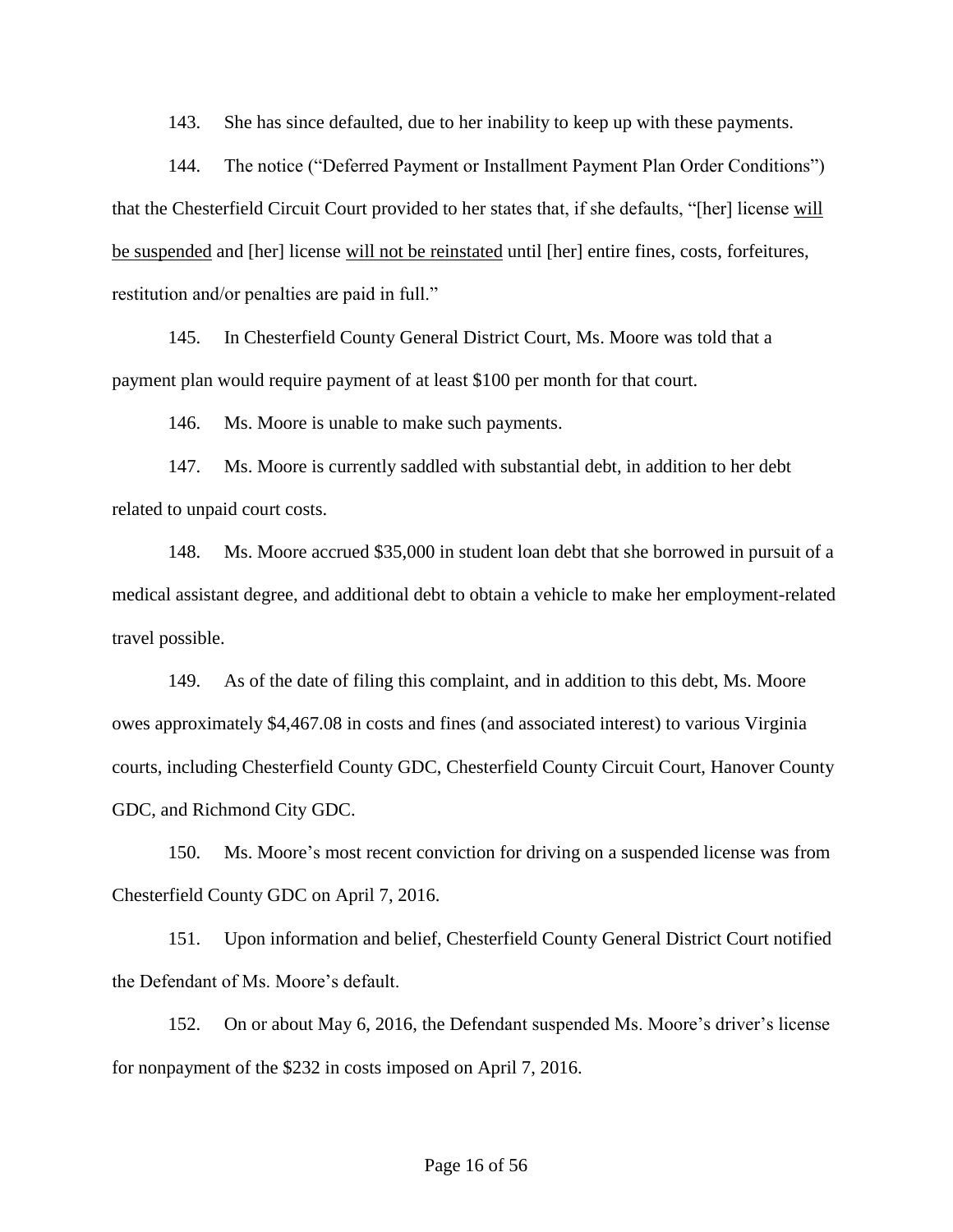143. She has since defaulted, due to her inability to keep up with these payments.

144. The notice ("Deferred Payment or Installment Payment Plan Order Conditions") that the Chesterfield Circuit Court provided to her states that, if she defaults, "[her] license <u>will be suspended</u> and [her] license <u>will not be reinstated</u> until [her] entire fines, costs, forfeitures, restitution and/or penalties are paid in full."

145. In Chesterfield County General District Court, Ms. Moore was told that a payment plan would require payment of at least $100 per month for that court.

146. Ms. Moore is unable to make such payments.

147. Ms. Moore is currently saddled with substantial debt, in addition to her debt related to unpaid court costs.

148. Ms. Moore accrued $35,000 in student loan debt that she borrowed in pursuit of a medical assistant degree, and additional debt to obtain a vehicle to make her employment-related travel possible.

149. As of the date of filing this complaint, and in addition to this debt, Ms. Moore owes approximately $4,467.08 in costs and fines (and associated interest) to various Virginia courts, including Chesterfield County GDC, Chesterfield County Circuit Court, Hanover County GDC, and Richmond City GDC.

150. Ms. Moore's most recent conviction for driving on a suspended license was from Chesterfield County GDC on April 7, 2016.

151. Upon information and belief, Chesterfield County General District Court notified the Defendant of Ms. Moore's default.

152. On or about May 6, 2016, the Defendant suspended Ms. Moore's driver's license for nonpayment of the $232 in costs imposed on April 7, 2016.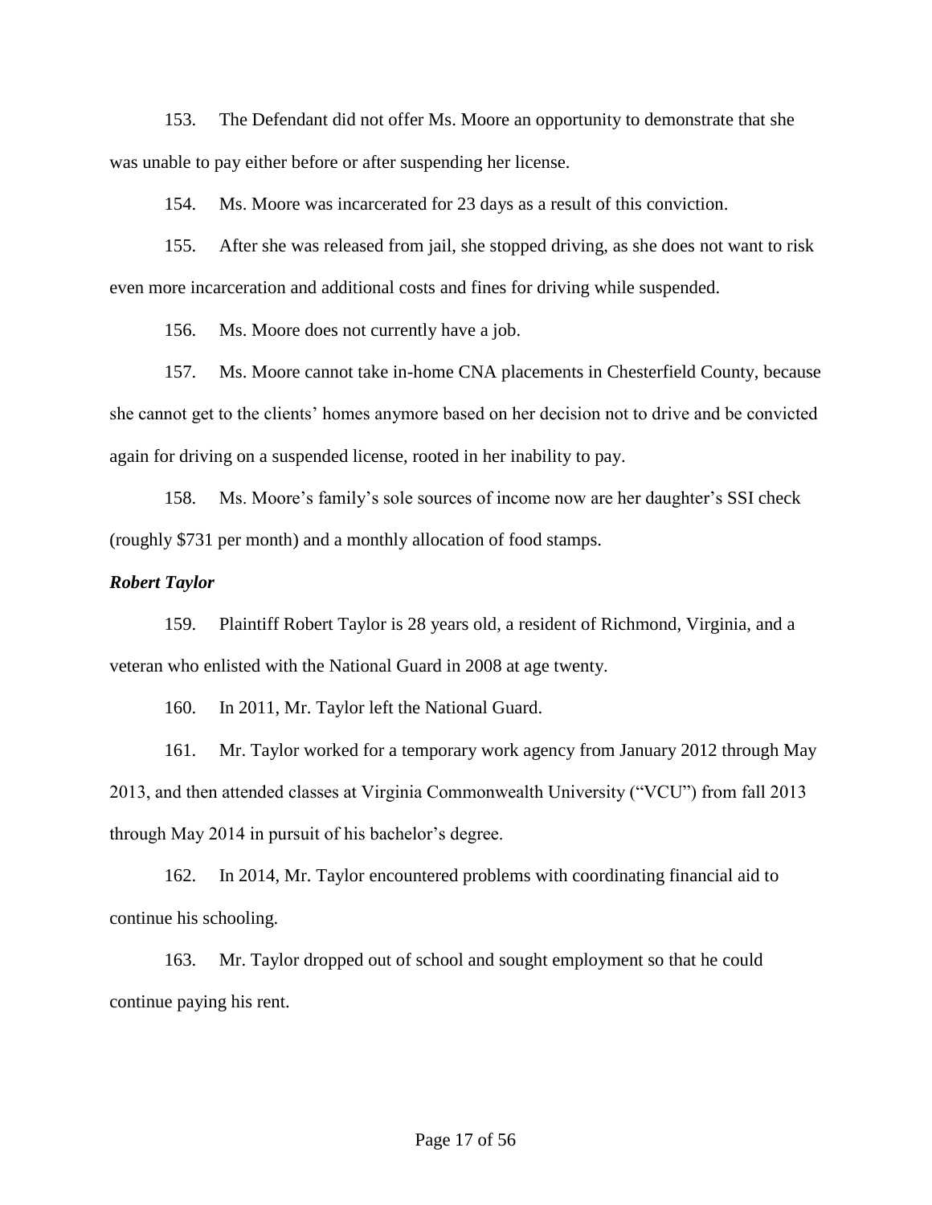153. The Defendant did not offer Ms. Moore an opportunity to demonstrate that she was unable to pay either before or after suspending her license.

154. Ms. Moore was incarcerated for 23 days as a result of this conviction.

155. After she was released from jail, she stopped driving, as she does not want to risk even more incarceration and additional costs and fines for driving while suspended.

156. Ms. Moore does not currently have a job.

157. Ms. Moore cannot take in-home CNA placements in Chesterfield County, because she cannot get to the clients' homes anymore based on her decision not to drive and be convicted again for driving on a suspended license, rooted in her inability to pay.

158. Ms. Moore's family's sole sources of income now are her daughter's SSI check (roughly $731 per month) and a monthly allocation of food stamps.

***Robert Taylor***

159. Plaintiff Robert Taylor is 28 years old, a resident of Richmond, Virginia, and a veteran who enlisted with the National Guard in 2008 at age twenty.

160. In 2011, Mr. Taylor left the National Guard.

161. Mr. Taylor worked for a temporary work agency from January 2012 through May 2013, and then attended classes at Virginia Commonwealth University ("VCU") from fall 2013 through May 2014 in pursuit of his bachelor's degree.

162. In 2014, Mr. Taylor encountered problems with coordinating financial aid to continue his schooling.

163. Mr. Taylor dropped out of school and sought employment so that he could continue paying his rent.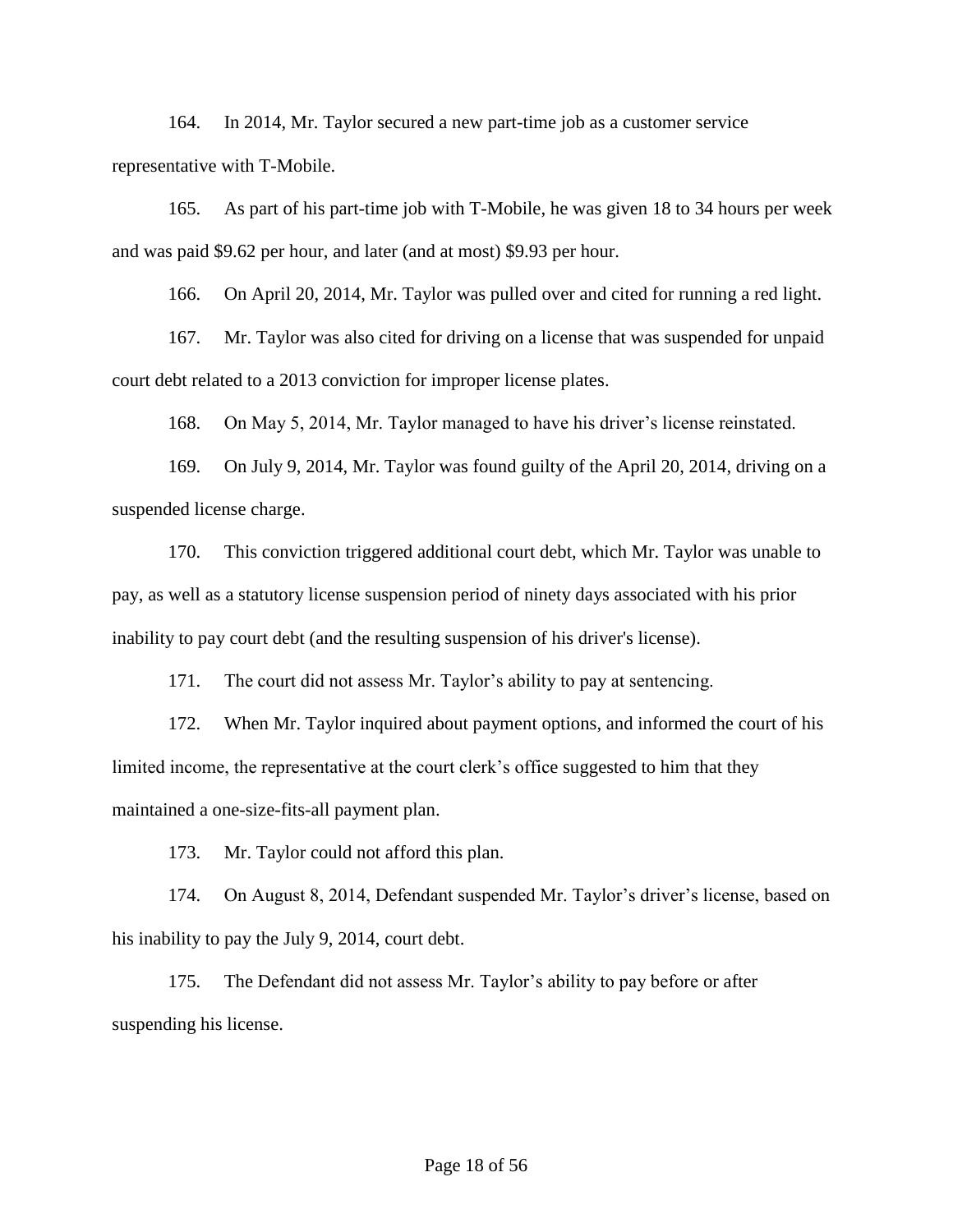164. In 2014, Mr. Taylor secured a new part-time job as a customer service representative with T-Mobile.

165. As part of his part-time job with T-Mobile, he was given 18 to 34 hours per week and was paid $9.62 per hour, and later (and at most) $9.93 per hour.

166. On April 20, 2014, Mr. Taylor was pulled over and cited for running a red light.

167. Mr. Taylor was also cited for driving on a license that was suspended for unpaid court debt related to a 2013 conviction for improper license plates.

168. On May 5, 2014, Mr. Taylor managed to have his driver's license reinstated.

169. On July 9, 2014, Mr. Taylor was found guilty of the April 20, 2014, driving on a suspended license charge.

170. This conviction triggered additional court debt, which Mr. Taylor was unable to pay, as well as a statutory license suspension period of ninety days associated with his prior inability to pay court debt (and the resulting suspension of his driver's license).

171. The court did not assess Mr. Taylor's ability to pay at sentencing.

172. When Mr. Taylor inquired about payment options, and informed the court of his limited income, the representative at the court clerk's office suggested to him that they maintained a one-size-fits-all payment plan.

173. Mr. Taylor could not afford this plan.

174. On August 8, 2014, Defendant suspended Mr. Taylor's driver's license, based on his inability to pay the July 9, 2014, court debt.

175. The Defendant did not assess Mr. Taylor's ability to pay before or after suspending his license.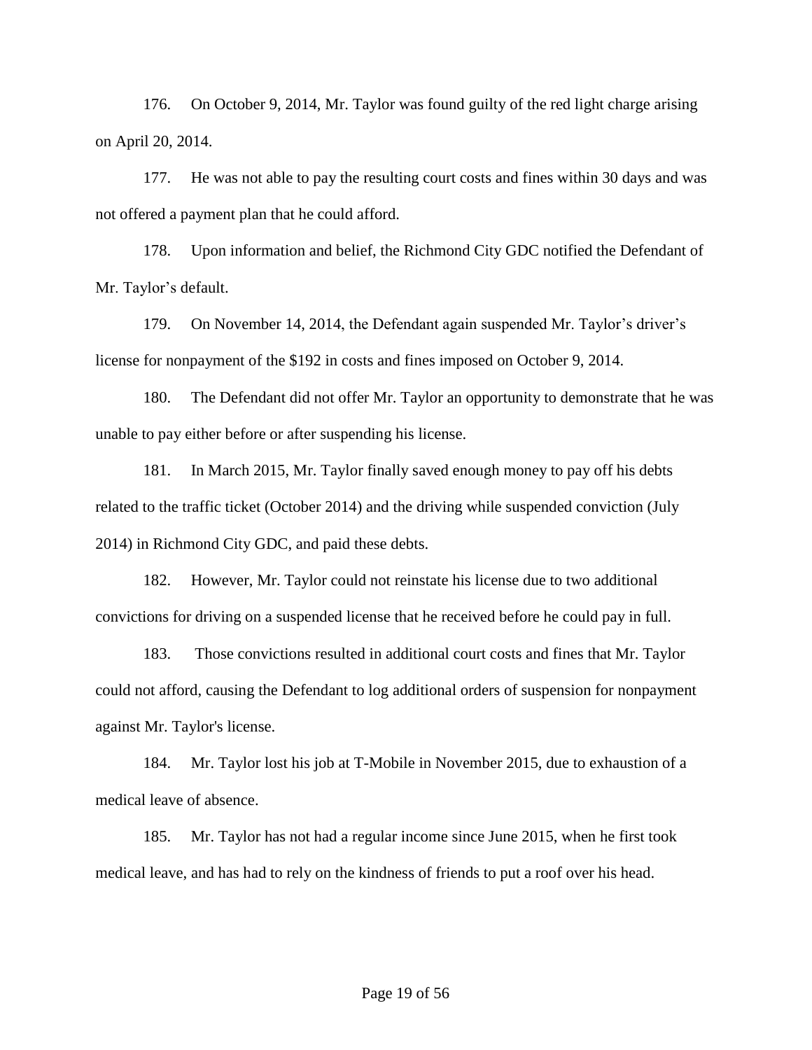176. On October 9, 2014, Mr. Taylor was found guilty of the red light charge arising on April 20, 2014.

177. He was not able to pay the resulting court costs and fines within 30 days and was not offered a payment plan that he could afford.

178. Upon information and belief, the Richmond City GDC notified the Defendant of Mr. Taylor's default.

179. On November 14, 2014, the Defendant again suspended Mr. Taylor's driver's license for nonpayment of the $192 in costs and fines imposed on October 9, 2014.

180. The Defendant did not offer Mr. Taylor an opportunity to demonstrate that he was unable to pay either before or after suspending his license.

181. In March 2015, Mr. Taylor finally saved enough money to pay off his debts related to the traffic ticket (October 2014) and the driving while suspended conviction (July 2014) in Richmond City GDC, and paid these debts.

182. However, Mr. Taylor could not reinstate his license due to two additional convictions for driving on a suspended license that he received before he could pay in full.

183. Those convictions resulted in additional court costs and fines that Mr. Taylor could not afford, causing the Defendant to log additional orders of suspension for nonpayment against Mr. Taylor's license.

184. Mr. Taylor lost his job at T-Mobile in November 2015, due to exhaustion of a medical leave of absence.

185. Mr. Taylor has not had a regular income since June 2015, when he first took medical leave, and has had to rely on the kindness of friends to put a roof over his head.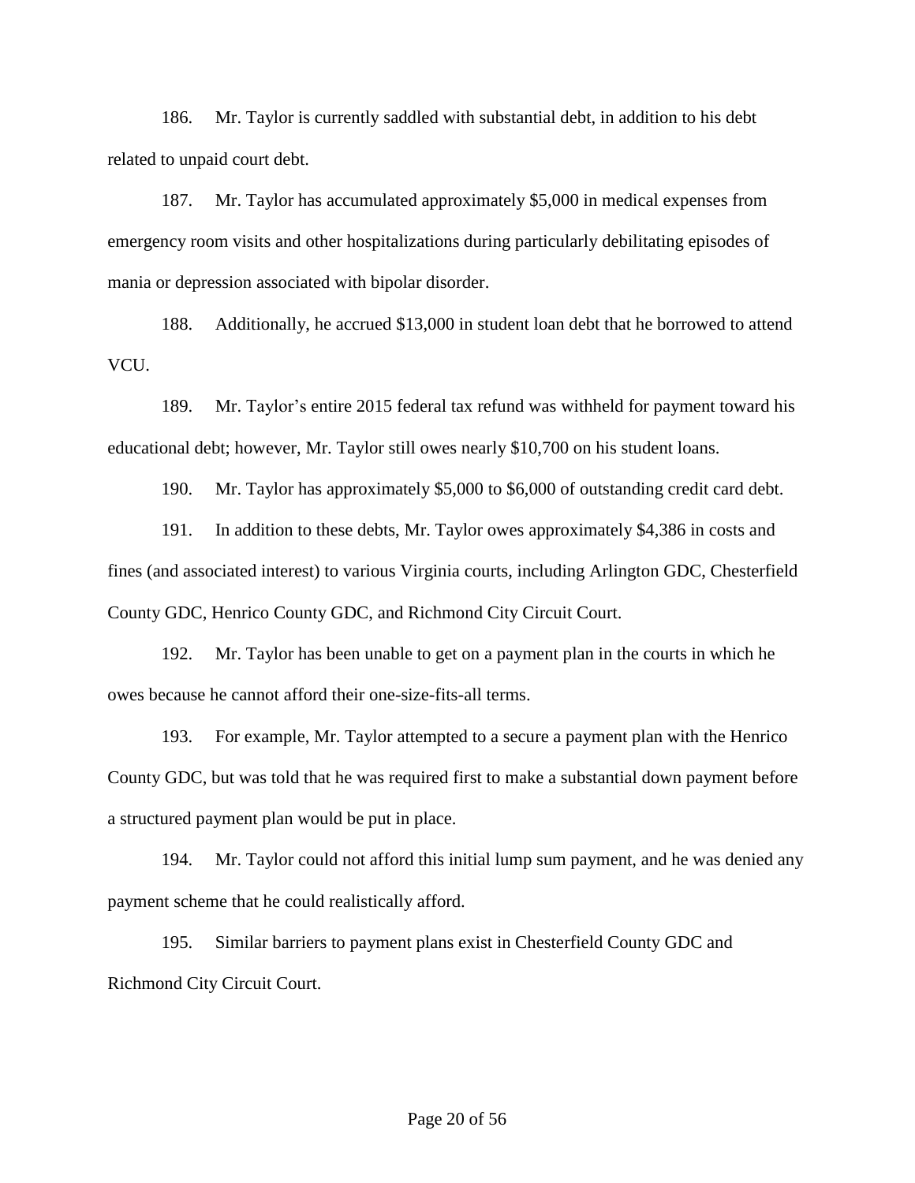186. Mr. Taylor is currently saddled with substantial debt, in addition to his debt related to unpaid court debt.

187. Mr. Taylor has accumulated approximately $5,000 in medical expenses from emergency room visits and other hospitalizations during particularly debilitating episodes of mania or depression associated with bipolar disorder.

188. Additionally, he accrued $13,000 in student loan debt that he borrowed to attend VCU.

189. Mr. Taylor's entire 2015 federal tax refund was withheld for payment toward his educational debt; however, Mr. Taylor still owes nearly $10,700 on his student loans.

190. Mr. Taylor has approximately $5,000 to $6,000 of outstanding credit card debt.

191. In addition to these debts, Mr. Taylor owes approximately $4,386 in costs and fines (and associated interest) to various Virginia courts, including Arlington GDC, Chesterfield County GDC, Henrico County GDC, and Richmond City Circuit Court.

192. Mr. Taylor has been unable to get on a payment plan in the courts in which he owes because he cannot afford their one-size-fits-all terms.

193. For example, Mr. Taylor attempted to a secure a payment plan with the Henrico County GDC, but was told that he was required first to make a substantial down payment before a structured payment plan would be put in place.

194. Mr. Taylor could not afford this initial lump sum payment, and he was denied any payment scheme that he could realistically afford.

195. Similar barriers to payment plans exist in Chesterfield County GDC and Richmond City Circuit Court.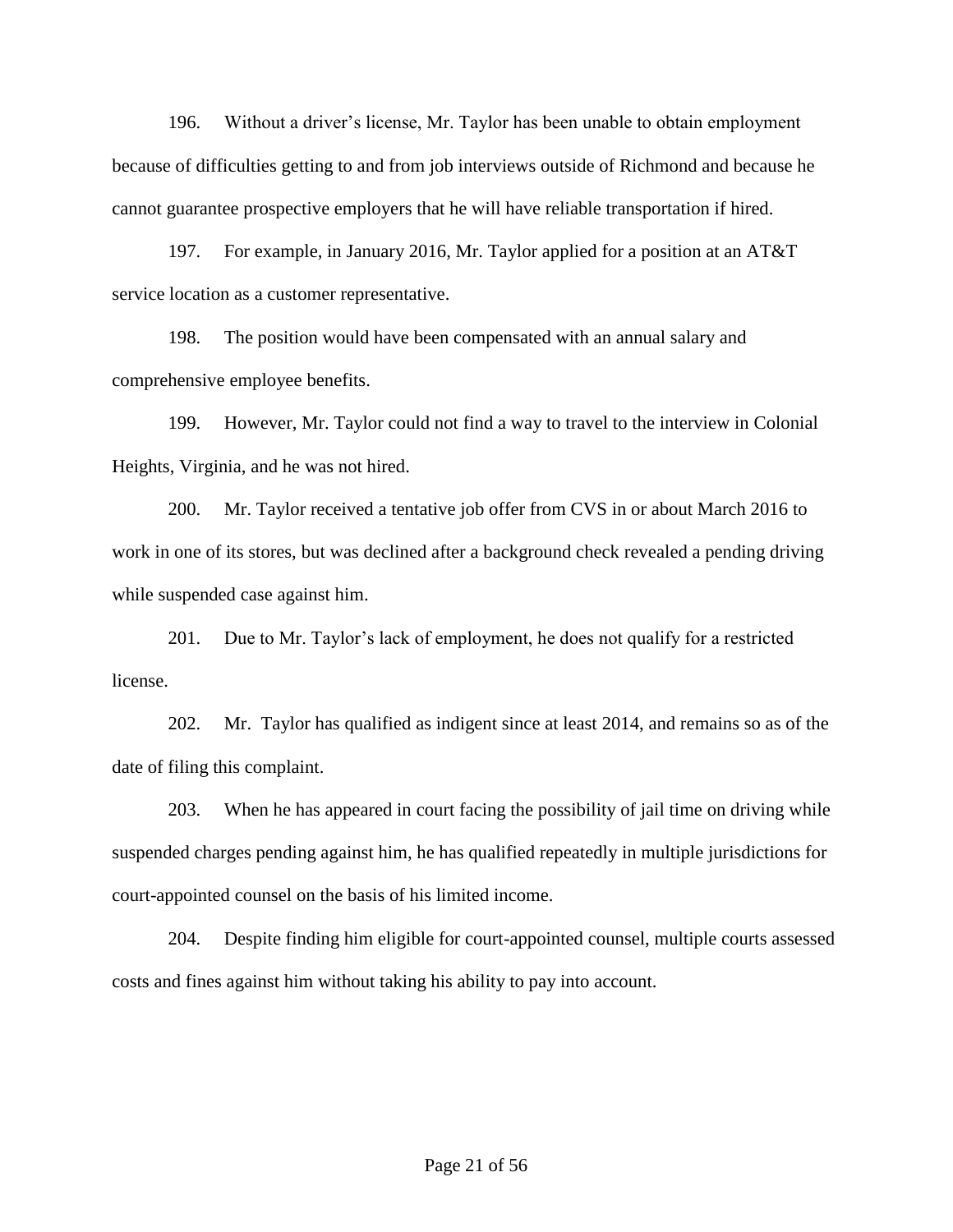196. Without a driver's license, Mr. Taylor has been unable to obtain employment because of difficulties getting to and from job interviews outside of Richmond and because he cannot guarantee prospective employers that he will have reliable transportation if hired.

197. For example, in January 2016, Mr. Taylor applied for a position at an AT&T service location as a customer representative.

198. The position would have been compensated with an annual salary and comprehensive employee benefits.

199. However, Mr. Taylor could not find a way to travel to the interview in Colonial Heights, Virginia, and he was not hired.

200. Mr. Taylor received a tentative job offer from CVS in or about March 2016 to work in one of its stores, but was declined after a background check revealed a pending driving while suspended case against him.

201. Due to Mr. Taylor's lack of employment, he does not qualify for a restricted license.

202. Mr. Taylor has qualified as indigent since at least 2014, and remains so as of the date of filing this complaint.

203. When he has appeared in court facing the possibility of jail time on driving while suspended charges pending against him, he has qualified repeatedly in multiple jurisdictions for court-appointed counsel on the basis of his limited income.

204. Despite finding him eligible for court-appointed counsel, multiple courts assessed costs and fines against him without taking his ability to pay into account.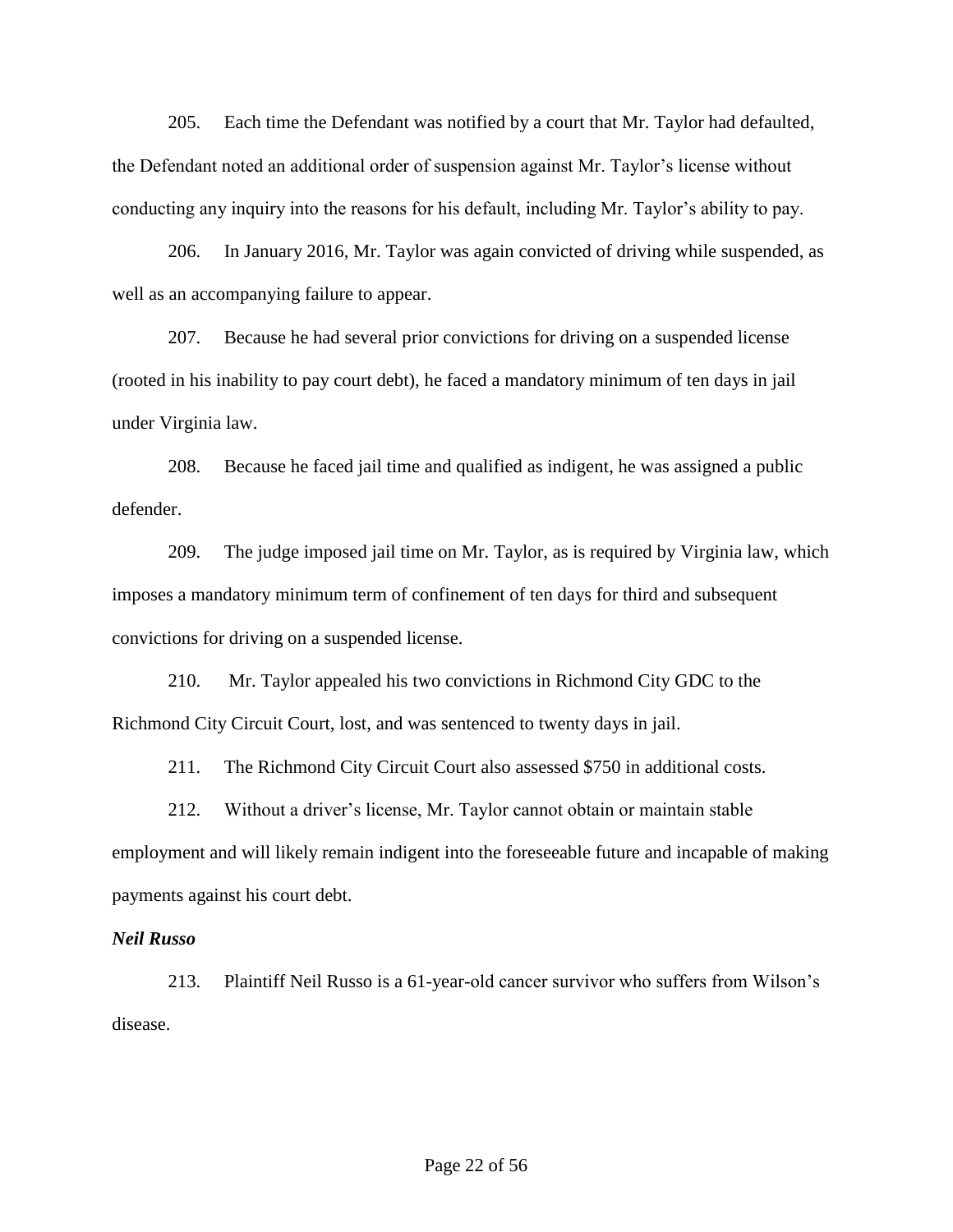205. Each time the Defendant was notified by a court that Mr. Taylor had defaulted, the Defendant noted an additional order of suspension against Mr. Taylor's license without conducting any inquiry into the reasons for his default, including Mr. Taylor's ability to pay.

206. In January 2016, Mr. Taylor was again convicted of driving while suspended, as well as an accompanying failure to appear.

207. Because he had several prior convictions for driving on a suspended license (rooted in his inability to pay court debt), he faced a mandatory minimum of ten days in jail under Virginia law.

208. Because he faced jail time and qualified as indigent, he was assigned a public defender.

209. The judge imposed jail time on Mr. Taylor, as is required by Virginia law, which imposes a mandatory minimum term of confinement of ten days for third and subsequent convictions for driving on a suspended license.

210. Mr. Taylor appealed his two convictions in Richmond City GDC to the Richmond City Circuit Court, lost, and was sentenced to twenty days in jail.

211. The Richmond City Circuit Court also assessed $750 in additional costs.

212. Without a driver's license, Mr. Taylor cannot obtain or maintain stable employment and will likely remain indigent into the foreseeable future and incapable of making payments against his court debt.

***Neil Russo***

213. Plaintiff Neil Russo is a 61-year-old cancer survivor who suffers from Wilson's disease.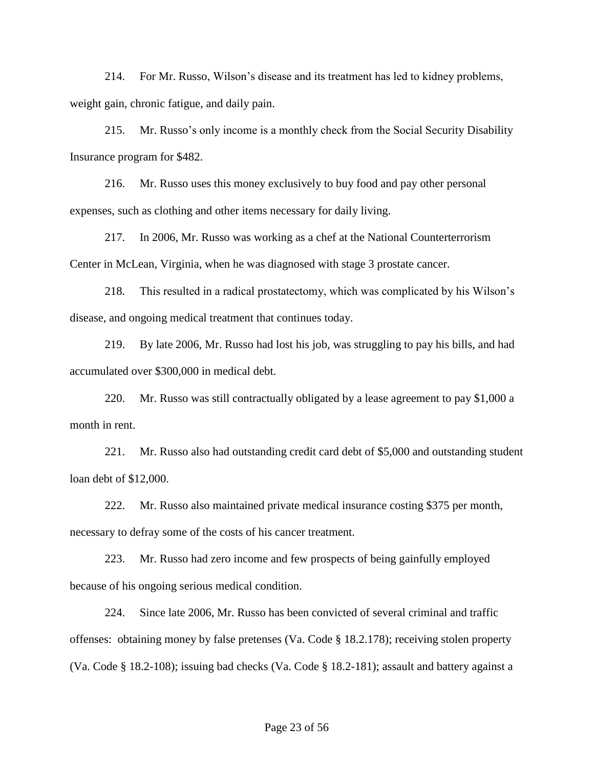214. For Mr. Russo, Wilson's disease and its treatment has led to kidney problems, weight gain, chronic fatigue, and daily pain.

215. Mr. Russo's only income is a monthly check from the Social Security Disability Insurance program for $482.

216. Mr. Russo uses this money exclusively to buy food and pay other personal expenses, such as clothing and other items necessary for daily living.

217. In 2006, Mr. Russo was working as a chef at the National Counterterrorism Center in McLean, Virginia, when he was diagnosed with stage 3 prostate cancer.

218. This resulted in a radical prostatectomy, which was complicated by his Wilson's disease, and ongoing medical treatment that continues today.

219. By late 2006, Mr. Russo had lost his job, was struggling to pay his bills, and had accumulated over $300,000 in medical debt.

220. Mr. Russo was still contractually obligated by a lease agreement to pay $1,000 a month in rent.

221. Mr. Russo also had outstanding credit card debt of $5,000 and outstanding student loan debt of $12,000.

222. Mr. Russo also maintained private medical insurance costing $375 per month, necessary to defray some of the costs of his cancer treatment.

223. Mr. Russo had zero income and few prospects of being gainfully employed because of his ongoing serious medical condition.

224. Since late 2006, Mr. Russo has been convicted of several criminal and traffic offenses: obtaining money by false pretenses (Va. Code § 18.2.178); receiving stolen property (Va. Code § 18.2-108); issuing bad checks (Va. Code § 18.2-181); assault and battery against a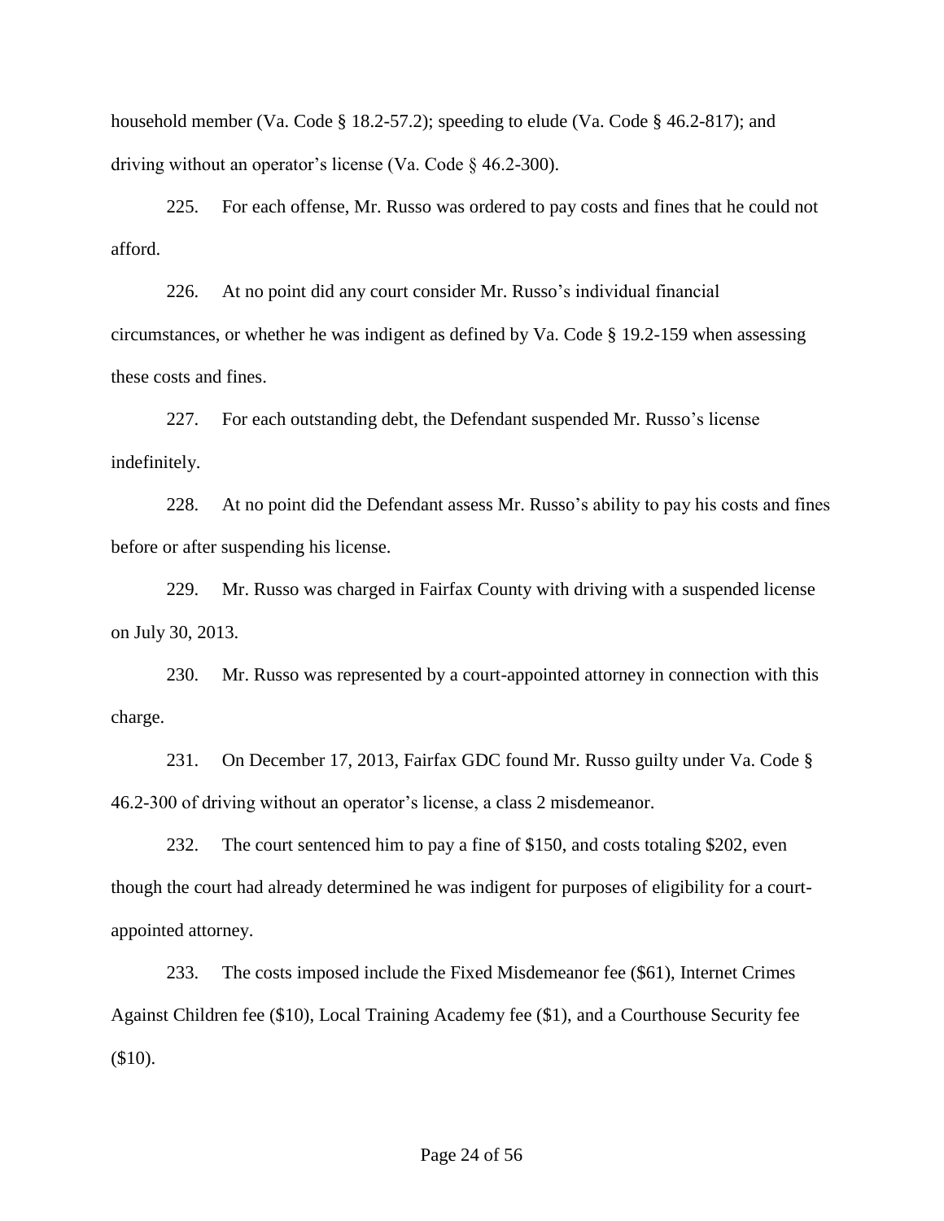household member (Va. Code § 18.2-57.2); speeding to elude (Va. Code § 46.2-817); and driving without an operator's license (Va. Code § 46.2-300).

225. For each offense, Mr. Russo was ordered to pay costs and fines that he could not afford.

226. At no point did any court consider Mr. Russo's individual financial circumstances, or whether he was indigent as defined by Va. Code § 19.2-159 when assessing these costs and fines.

227. For each outstanding debt, the Defendant suspended Mr. Russo's license indefinitely.

228. At no point did the Defendant assess Mr. Russo's ability to pay his costs and fines before or after suspending his license.

229. Mr. Russo was charged in Fairfax County with driving with a suspended license on July 30, 2013.

230. Mr. Russo was represented by a court-appointed attorney in connection with this charge.

231. On December 17, 2013, Fairfax GDC found Mr. Russo guilty under Va. Code § 46.2-300 of driving without an operator's license, a class 2 misdemeanor.

232. The court sentenced him to pay a fine of $150, and costs totaling $202, even though the court had already determined he was indigent for purposes of eligibility for a court-appointed attorney.

233. The costs imposed include the Fixed Misdemeanor fee ($61), Internet Crimes Against Children fee ($10), Local Training Academy fee ($1), and a Courthouse Security fee ($10).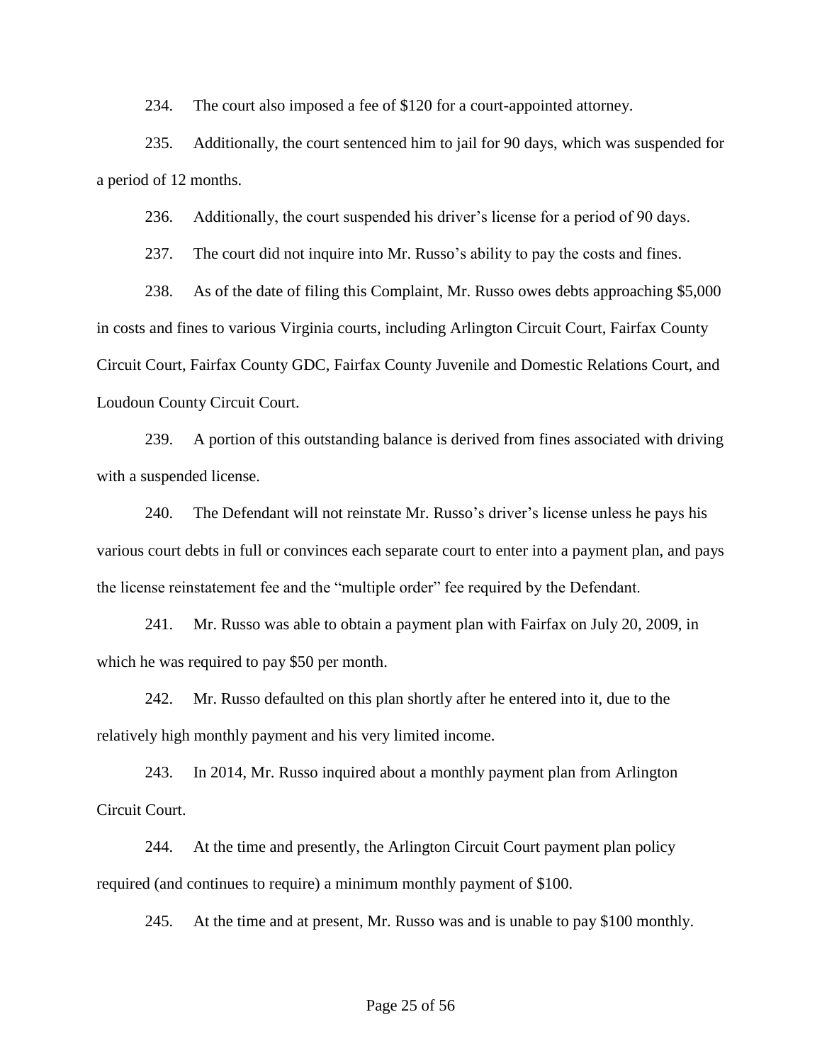234. The court also imposed a fee of $120 for a court-appointed attorney.

235. Additionally, the court sentenced him to jail for 90 days, which was suspended for a period of 12 months.

236. Additionally, the court suspended his driver's license for a period of 90 days.

237. The court did not inquire into Mr. Russo's ability to pay the costs and fines.

238. As of the date of filing this Complaint, Mr. Russo owes debts approaching $5,000 in costs and fines to various Virginia courts, including Arlington Circuit Court, Fairfax County Circuit Court, Fairfax County GDC, Fairfax County Juvenile and Domestic Relations Court, and Loudoun County Circuit Court.

239. A portion of this outstanding balance is derived from fines associated with driving with a suspended license.

240. The Defendant will not reinstate Mr. Russo's driver's license unless he pays his various court debts in full or convinces each separate court to enter into a payment plan, and pays the license reinstatement fee and the "multiple order" fee required by the Defendant.

241. Mr. Russo was able to obtain a payment plan with Fairfax on July 20, 2009, in which he was required to pay $50 per month.

242. Mr. Russo defaulted on this plan shortly after he entered into it, due to the relatively high monthly payment and his very limited income.

243. In 2014, Mr. Russo inquired about a monthly payment plan from Arlington Circuit Court.

244. At the time and presently, the Arlington Circuit Court payment plan policy required (and continues to require) a minimum monthly payment of $100.

245. At the time and at present, Mr. Russo was and is unable to pay $100 monthly.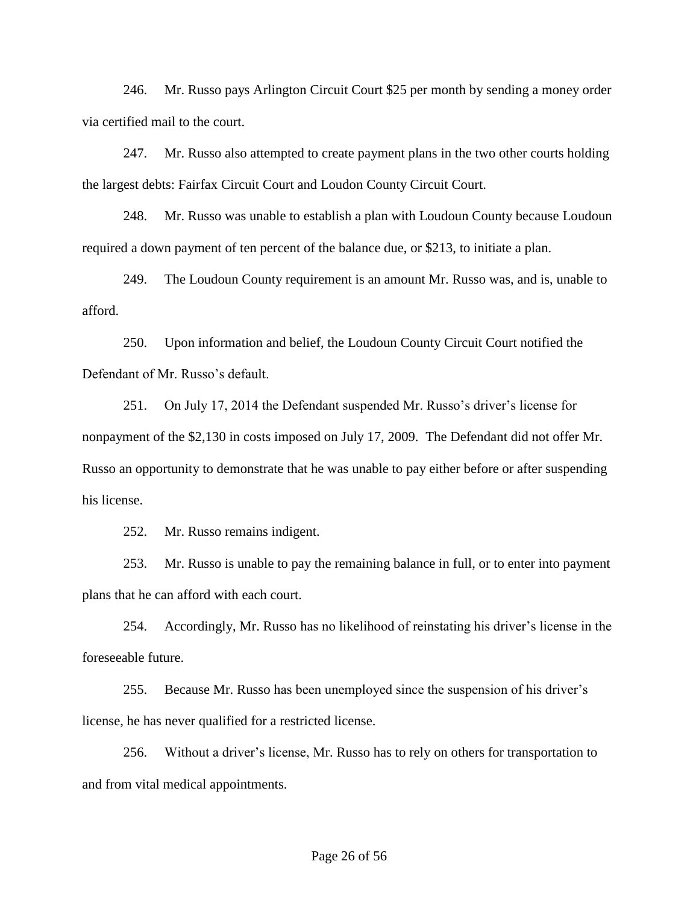246. Mr. Russo pays Arlington Circuit Court $25 per month by sending a money order via certified mail to the court.

247. Mr. Russo also attempted to create payment plans in the two other courts holding the largest debts: Fairfax Circuit Court and Loudon County Circuit Court.

248. Mr. Russo was unable to establish a plan with Loudoun County because Loudoun required a down payment of ten percent of the balance due, or $213, to initiate a plan.

249. The Loudoun County requirement is an amount Mr. Russo was, and is, unable to afford.

250. Upon information and belief, the Loudoun County Circuit Court notified the Defendant of Mr. Russo's default.

251. On July 17, 2014 the Defendant suspended Mr. Russo's driver's license for nonpayment of the $2,130 in costs imposed on July 17, 2009. The Defendant did not offer Mr. Russo an opportunity to demonstrate that he was unable to pay either before or after suspending his license.

252. Mr. Russo remains indigent.

253. Mr. Russo is unable to pay the remaining balance in full, or to enter into payment plans that he can afford with each court.

254. Accordingly, Mr. Russo has no likelihood of reinstating his driver's license in the foreseeable future.

255. Because Mr. Russo has been unemployed since the suspension of his driver's license, he has never qualified for a restricted license.

256. Without a driver's license, Mr. Russo has to rely on others for transportation to and from vital medical appointments.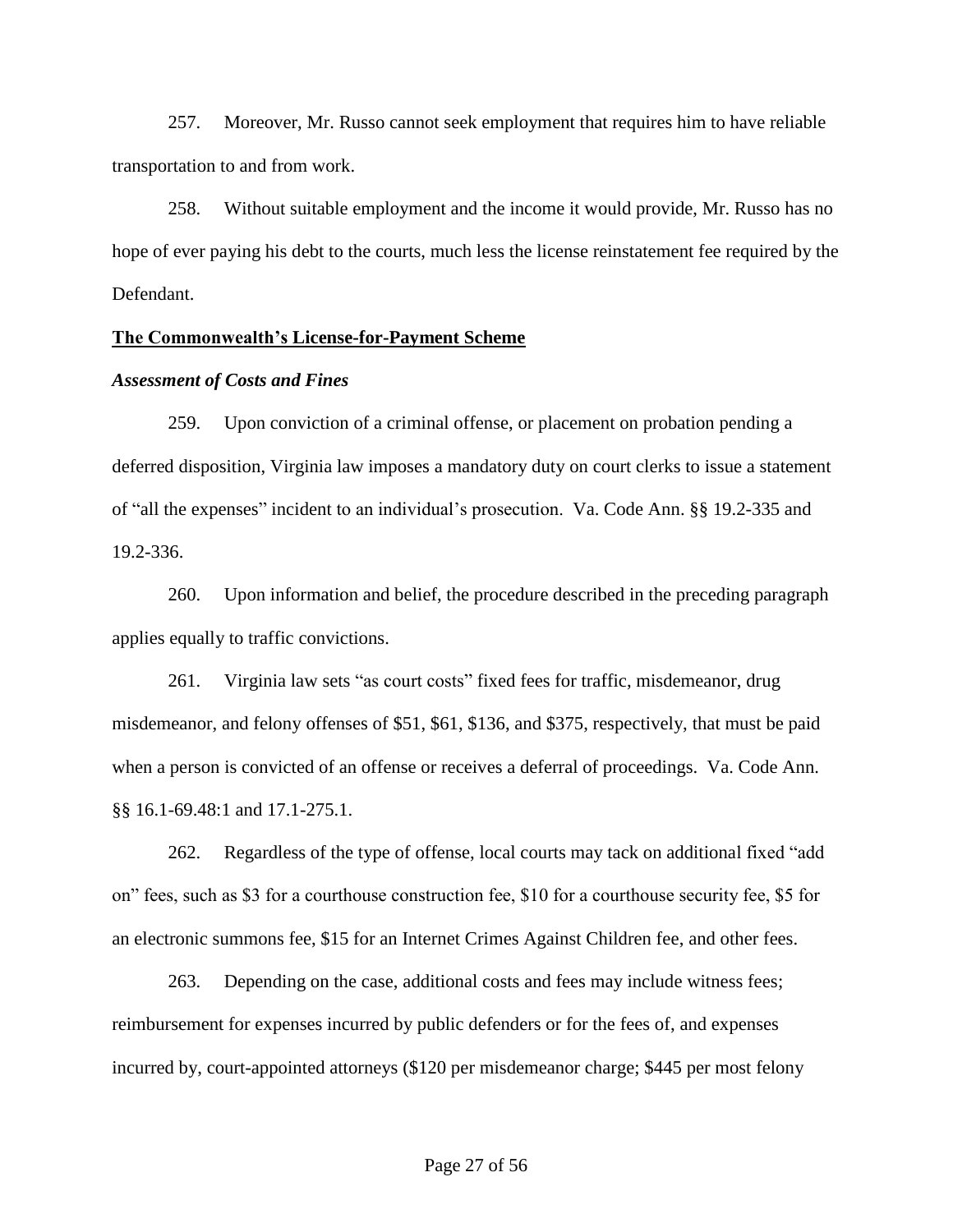257. Moreover, Mr. Russo cannot seek employment that requires him to have reliable transportation to and from work.

258. Without suitable employment and the income it would provide, Mr. Russo has no hope of ever paying his debt to the courts, much less the license reinstatement fee required by the Defendant.

**<u>The Commonwealth's License-for-Payment Scheme</u>**

***Assessment of Costs and Fines***

259. Upon conviction of a criminal offense, or placement on probation pending a deferred disposition, Virginia law imposes a mandatory duty on court clerks to issue a statement of "all the expenses" incident to an individual's prosecution. Va. Code Ann. §§ 19.2-335 and 19.2-336.

260. Upon information and belief, the procedure described in the preceding paragraph applies equally to traffic convictions.

261. Virginia law sets "as court costs" fixed fees for traffic, misdemeanor, drug misdemeanor, and felony offenses of $51, $61, $136, and $375, respectively, that must be paid when a person is convicted of an offense or receives a deferral of proceedings. Va. Code Ann. §§ 16.1-69.48:1 and 17.1-275.1.

262. Regardless of the type of offense, local courts may tack on additional fixed "add on" fees, such as $3 for a courthouse construction fee, $10 for a courthouse security fee, $5 for an electronic summons fee, $15 for an Internet Crimes Against Children fee, and other fees.

263. Depending on the case, additional costs and fees may include witness fees; reimbursement for expenses incurred by public defenders or for the fees of, and expenses incurred by, court-appointed attorneys ($120 per misdemeanor charge; $445 per most felony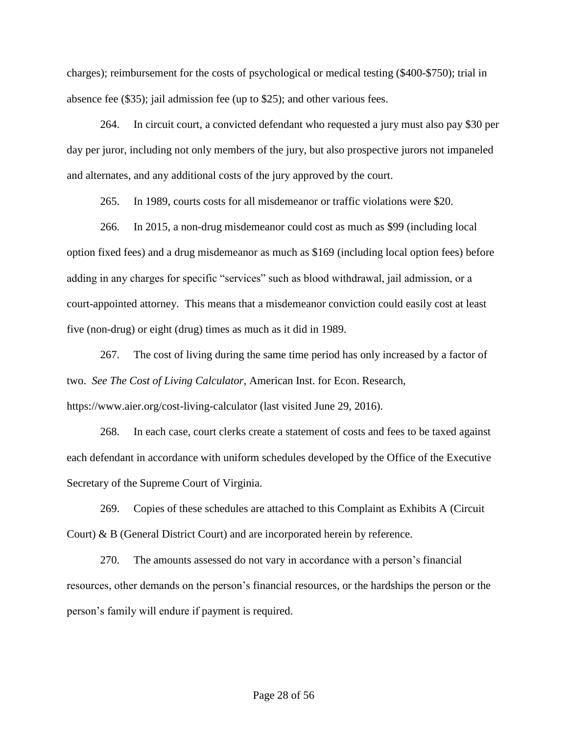charges); reimbursement for the costs of psychological or medical testing ($400-$750); trial in absence fee ($35); jail admission fee (up to $25); and other various fees.

264. In circuit court, a convicted defendant who requested a jury must also pay $30 per day per juror, including not only members of the jury, but also prospective jurors not impaneled and alternates, and any additional costs of the jury approved by the court.

265. In 1989, courts costs for all misdemeanor or traffic violations were $20.

266. In 2015, a non-drug misdemeanor could cost as much as $99 (including local option fixed fees) and a drug misdemeanor as much as $169 (including local option fees) before adding in any charges for specific "services" such as blood withdrawal, jail admission, or a court-appointed attorney. This means that a misdemeanor conviction could easily cost at least five (non-drug) or eight (drug) times as much as it did in 1989.

267. The cost of living during the same time period has only increased by a factor of two. *See The Cost of Living Calculator*, American Inst. for Econ. Research, https://www.aier.org/cost-living-calculator (last visited June 29, 2016).

268. In each case, court clerks create a statement of costs and fees to be taxed against each defendant in accordance with uniform schedules developed by the Office of the Executive Secretary of the Supreme Court of Virginia.

269. Copies of these schedules are attached to this Complaint as Exhibits A (Circuit Court) & B (General District Court) and are incorporated herein by reference.

270. The amounts assessed do not vary in accordance with a person's financial resources, other demands on the person's financial resources, or the hardships the person or the person's family will endure if payment is required.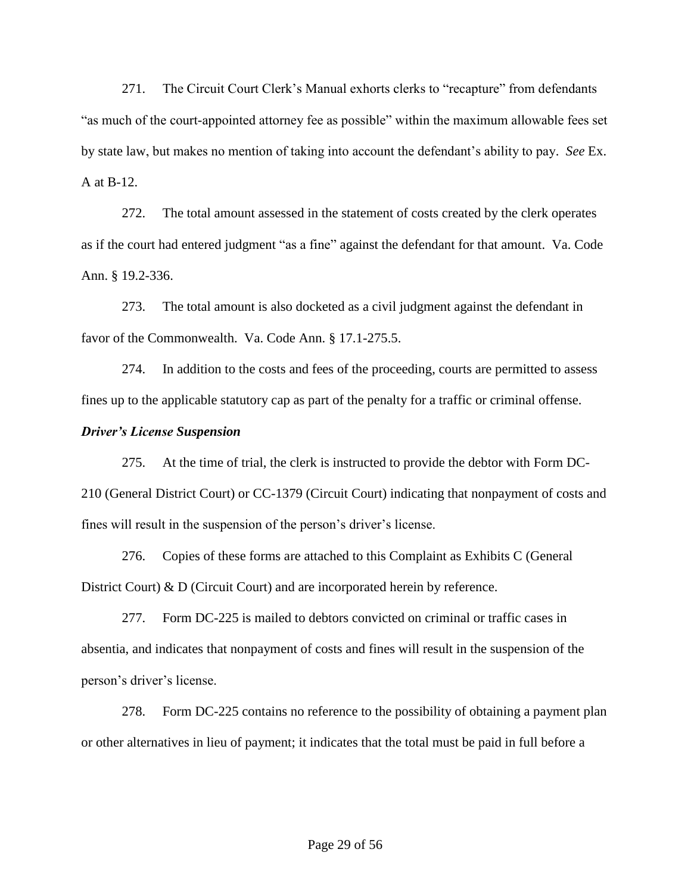271. The Circuit Court Clerk's Manual exhorts clerks to "recapture" from defendants "as much of the court-appointed attorney fee as possible" within the maximum allowable fees set by state law, but makes no mention of taking into account the defendant's ability to pay. *See* Ex. A at B-12.

272. The total amount assessed in the statement of costs created by the clerk operates as if the court had entered judgment "as a fine" against the defendant for that amount. Va. Code Ann. § 19.2-336.

273. The total amount is also docketed as a civil judgment against the defendant in favor of the Commonwealth. Va. Code Ann. § 17.1-275.5.

274. In addition to the costs and fees of the proceeding, courts are permitted to assess fines up to the applicable statutory cap as part of the penalty for a traffic or criminal offense.

***Driver's License Suspension***

275. At the time of trial, the clerk is instructed to provide the debtor with Form DC-210 (General District Court) or CC-1379 (Circuit Court) indicating that nonpayment of costs and fines will result in the suspension of the person's driver's license.

276. Copies of these forms are attached to this Complaint as Exhibits C (General District Court) & D (Circuit Court) and are incorporated herein by reference.

277. Form DC-225 is mailed to debtors convicted on criminal or traffic cases in absentia, and indicates that nonpayment of costs and fines will result in the suspension of the person's driver's license.

278. Form DC-225 contains no reference to the possibility of obtaining a payment plan or other alternatives in lieu of payment; it indicates that the total must be paid in full before a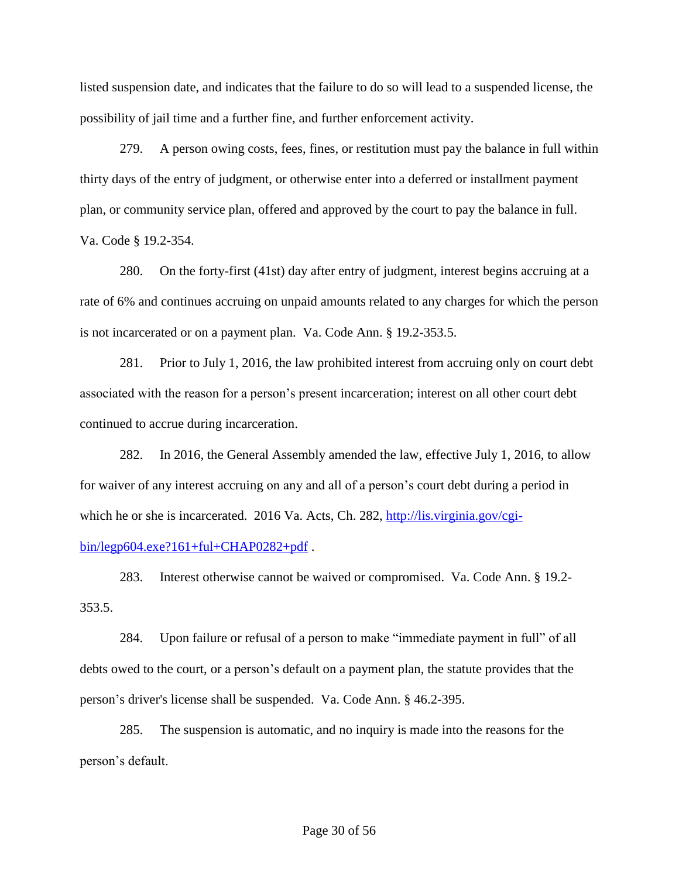listed suspension date, and indicates that the failure to do so will lead to a suspended license, the possibility of jail time and a further fine, and further enforcement activity.

279. A person owing costs, fees, fines, or restitution must pay the balance in full within thirty days of the entry of judgment, or otherwise enter into a deferred or installment payment plan, or community service plan, offered and approved by the court to pay the balance in full. Va. Code § 19.2-354.

280. On the forty-first (41st) day after entry of judgment, interest begins accruing at a rate of 6% and continues accruing on unpaid amounts related to any charges for which the person is not incarcerated or on a payment plan. Va. Code Ann. § 19.2-353.5.

281. Prior to July 1, 2016, the law prohibited interest from accruing only on court debt associated with the reason for a person's present incarceration; interest on all other court debt continued to accrue during incarceration.

282. In 2016, the General Assembly amended the law, effective July 1, 2016, to allow for waiver of any interest accruing on any and all of a person's court debt during a period in which he or she is incarcerated. 2016 Va. Acts, Ch. 282, [http://lis.virginia.gov/cgi-bin/legp604.exe?161+ful+CHAP0282+pdf](http://lis.virginia.gov/cgi-bin/legp604.exe?161+ful+CHAP0282+pdf) .

283. Interest otherwise cannot be waived or compromised. Va. Code Ann. § 19.2-353.5.

284. Upon failure or refusal of a person to make "immediate payment in full" of all debts owed to the court, or a person's default on a payment plan, the statute provides that the person's driver's license shall be suspended. Va. Code Ann. § 46.2-395.

285. The suspension is automatic, and no inquiry is made into the reasons for the person's default.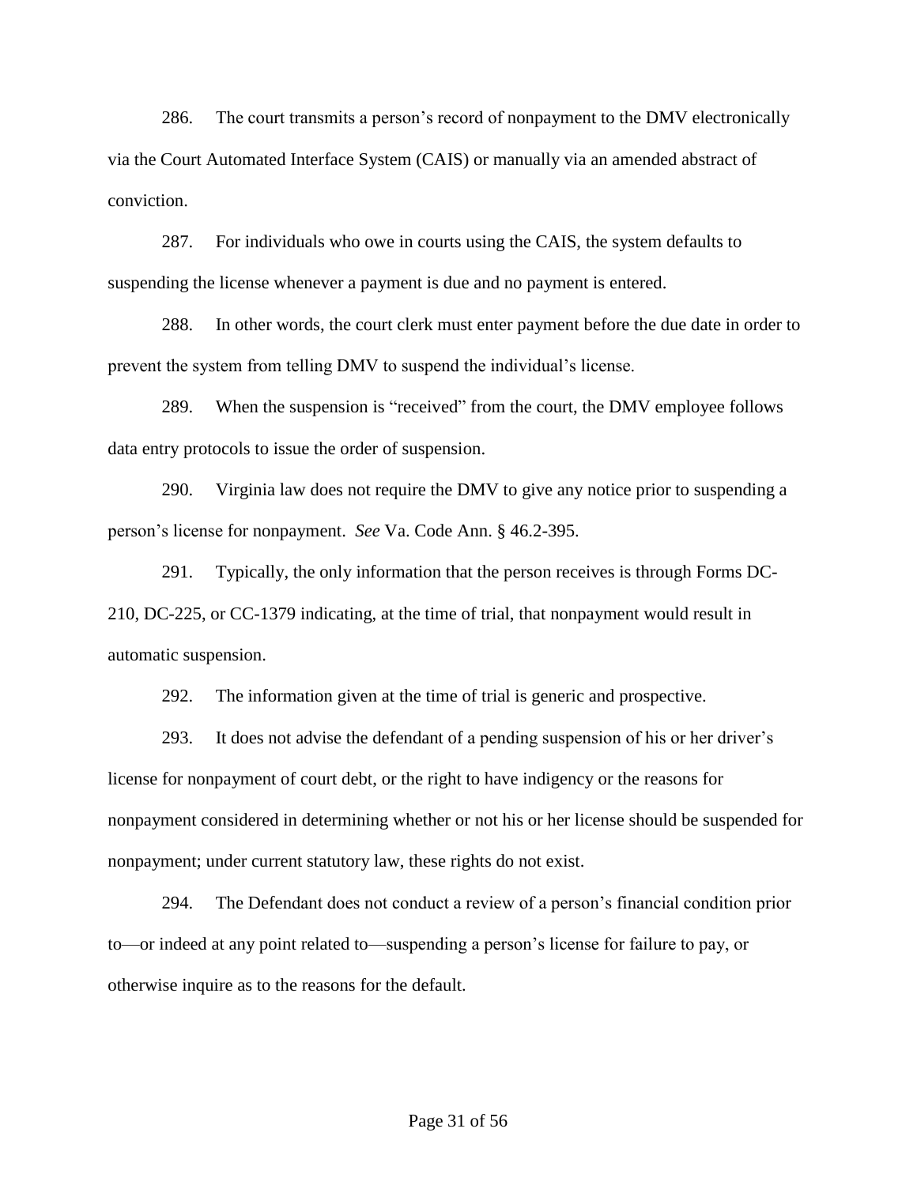286. The court transmits a person's record of nonpayment to the DMV electronically via the Court Automated Interface System (CAIS) or manually via an amended abstract of conviction.

287. For individuals who owe in courts using the CAIS, the system defaults to suspending the license whenever a payment is due and no payment is entered.

288. In other words, the court clerk must enter payment before the due date in order to prevent the system from telling DMV to suspend the individual's license.

289. When the suspension is "received" from the court, the DMV employee follows data entry protocols to issue the order of suspension.

290. Virginia law does not require the DMV to give any notice prior to suspending a person's license for nonpayment. *See* Va. Code Ann. § 46.2-395.

291. Typically, the only information that the person receives is through Forms DC-210, DC-225, or CC-1379 indicating, at the time of trial, that nonpayment would result in automatic suspension.

292. The information given at the time of trial is generic and prospective.

293. It does not advise the defendant of a pending suspension of his or her driver's license for nonpayment of court debt, or the right to have indigency or the reasons for nonpayment considered in determining whether or not his or her license should be suspended for nonpayment; under current statutory law, these rights do not exist.

294. The Defendant does not conduct a review of a person's financial condition prior to—or indeed at any point related to—suspending a person's license for failure to pay, or otherwise inquire as to the reasons for the default.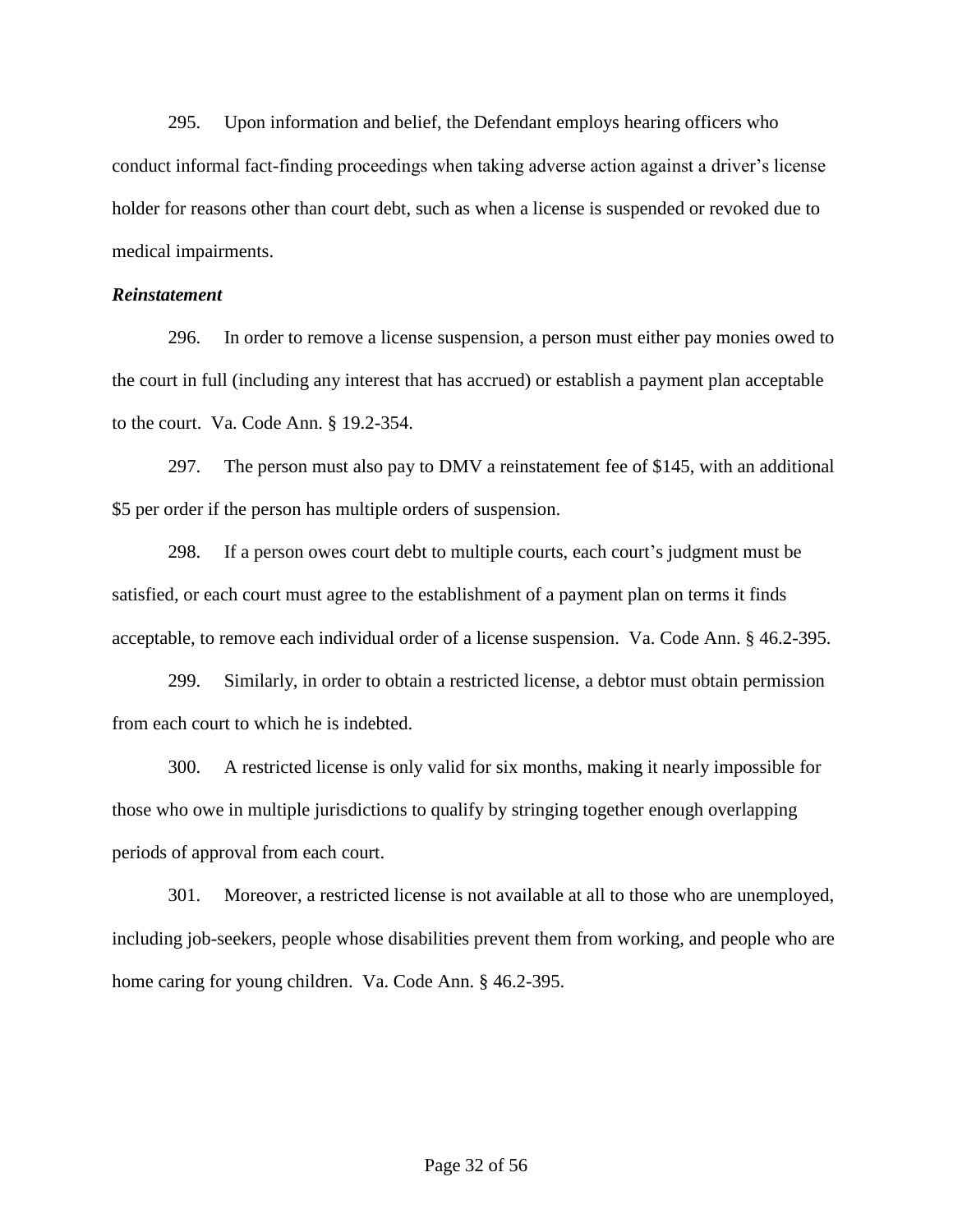295. Upon information and belief, the Defendant employs hearing officers who conduct informal fact-finding proceedings when taking adverse action against a driver's license holder for reasons other than court debt, such as when a license is suspended or revoked due to medical impairments.

***Reinstatement***

296. In order to remove a license suspension, a person must either pay monies owed to the court in full (including any interest that has accrued) or establish a payment plan acceptable to the court. Va. Code Ann. § 19.2-354.

297. The person must also pay to DMV a reinstatement fee of $145, with an additional $5 per order if the person has multiple orders of suspension.

298. If a person owes court debt to multiple courts, each court's judgment must be satisfied, or each court must agree to the establishment of a payment plan on terms it finds acceptable, to remove each individual order of a license suspension. Va. Code Ann. § 46.2-395.

299. Similarly, in order to obtain a restricted license, a debtor must obtain permission from each court to which he is indebted.

300. A restricted license is only valid for six months, making it nearly impossible for those who owe in multiple jurisdictions to qualify by stringing together enough overlapping periods of approval from each court.

301. Moreover, a restricted license is not available at all to those who are unemployed, including job-seekers, people whose disabilities prevent them from working, and people who are home caring for young children. Va. Code Ann. § 46.2-395.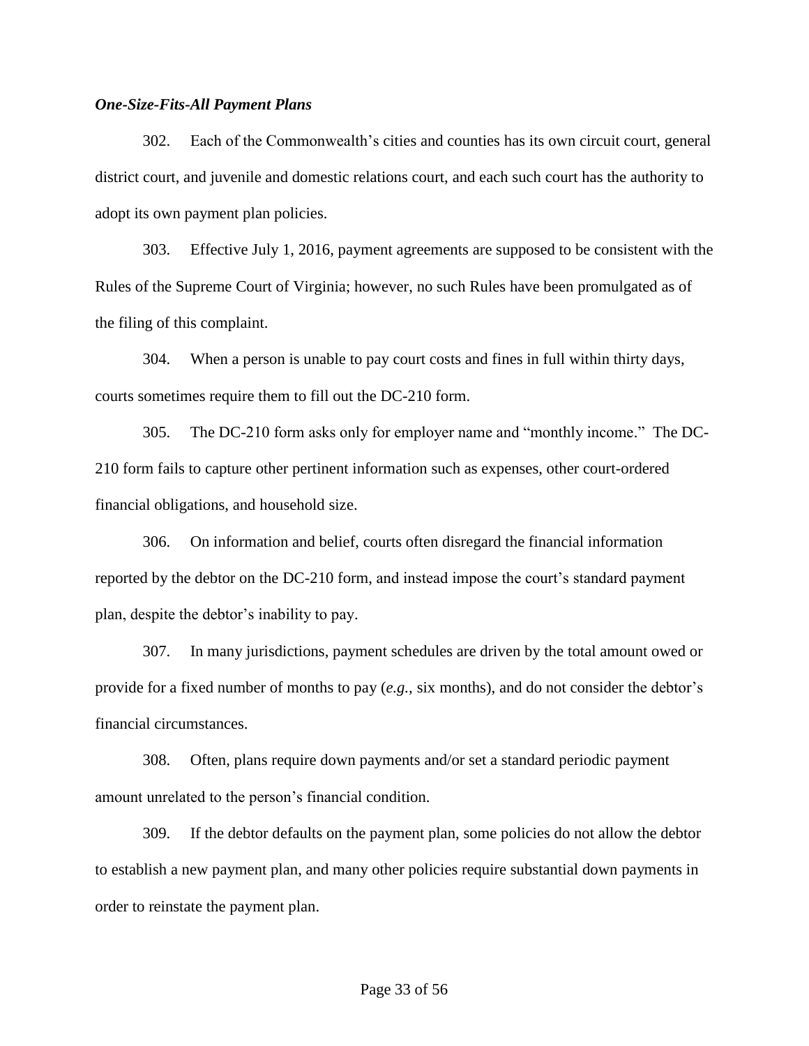***One-Size-Fits-All Payment Plans***

302. Each of the Commonwealth's cities and counties has its own circuit court, general district court, and juvenile and domestic relations court, and each such court has the authority to adopt its own payment plan policies.

303. Effective July 1, 2016, payment agreements are supposed to be consistent with the Rules of the Supreme Court of Virginia; however, no such Rules have been promulgated as of the filing of this complaint.

304. When a person is unable to pay court costs and fines in full within thirty days, courts sometimes require them to fill out the DC-210 form.

305. The DC-210 form asks only for employer name and "monthly income." The DC-210 form fails to capture other pertinent information such as expenses, other court-ordered financial obligations, and household size.

306. On information and belief, courts often disregard the financial information reported by the debtor on the DC-210 form, and instead impose the court's standard payment plan, despite the debtor's inability to pay.

307. In many jurisdictions, payment schedules are driven by the total amount owed or provide for a fixed number of months to pay (*e.g.*, six months), and do not consider the debtor's financial circumstances.

308. Often, plans require down payments and/or set a standard periodic payment amount unrelated to the person's financial condition.

309. If the debtor defaults on the payment plan, some policies do not allow the debtor to establish a new payment plan, and many other policies require substantial down payments in order to reinstate the payment plan.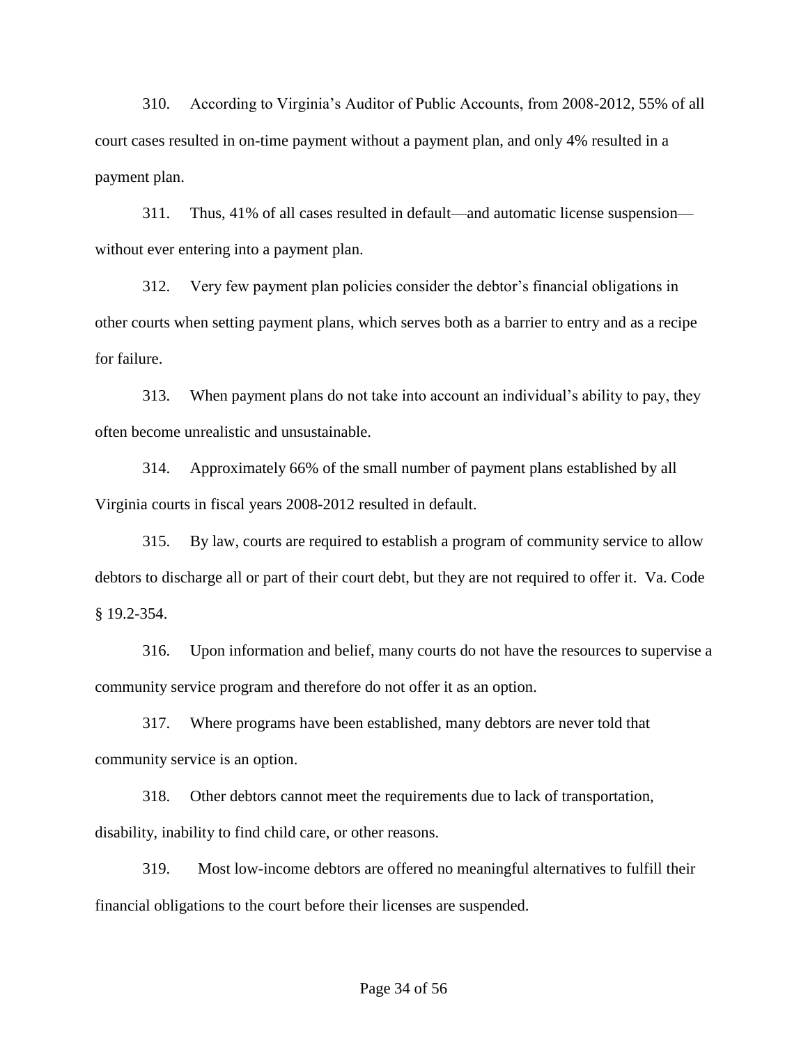310. According to Virginia's Auditor of Public Accounts, from 2008-2012, 55% of all court cases resulted in on-time payment without a payment plan, and only 4% resulted in a payment plan.

311. Thus, 41% of all cases resulted in default—and automatic license suspension—without ever entering into a payment plan.

312. Very few payment plan policies consider the debtor's financial obligations in other courts when setting payment plans, which serves both as a barrier to entry and as a recipe for failure.

313. When payment plans do not take into account an individual's ability to pay, they often become unrealistic and unsustainable.

314. Approximately 66% of the small number of payment plans established by all Virginia courts in fiscal years 2008-2012 resulted in default.

315. By law, courts are required to establish a program of community service to allow debtors to discharge all or part of their court debt, but they are not required to offer it. Va. Code § 19.2-354.

316. Upon information and belief, many courts do not have the resources to supervise a community service program and therefore do not offer it as an option.

317. Where programs have been established, many debtors are never told that community service is an option.

318. Other debtors cannot meet the requirements due to lack of transportation, disability, inability to find child care, or other reasons.

319. Most low-income debtors are offered no meaningful alternatives to fulfill their financial obligations to the court before their licenses are suspended.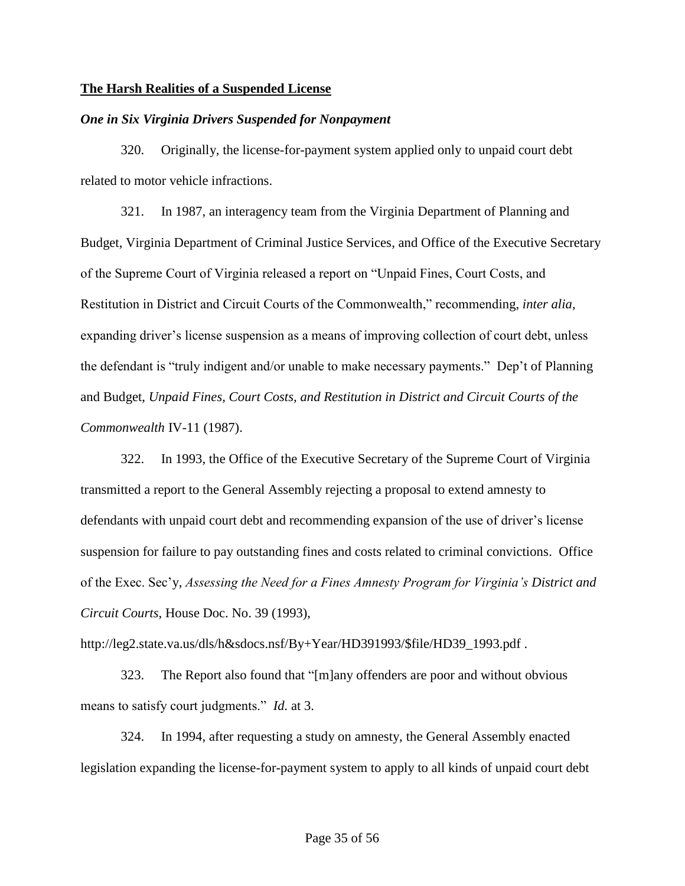**The Harsh Realities of a Suspended License**

***One in Six Virginia Drivers Suspended for Nonpayment***

320. Originally, the license-for-payment system applied only to unpaid court debt related to motor vehicle infractions.

321. In 1987, an interagency team from the Virginia Department of Planning and Budget, Virginia Department of Criminal Justice Services, and Office of the Executive Secretary of the Supreme Court of Virginia released a report on "Unpaid Fines, Court Costs, and Restitution in District and Circuit Courts of the Commonwealth," recommending, *inter alia*, expanding driver's license suspension as a means of improving collection of court debt, unless the defendant is "truly indigent and/or unable to make necessary payments." Dep't of Planning and Budget, *Unpaid Fines, Court Costs, and Restitution in District and Circuit Courts of the Commonwealth* IV-11 (1987).

322. In 1993, the Office of the Executive Secretary of the Supreme Court of Virginia transmitted a report to the General Assembly rejecting a proposal to extend amnesty to defendants with unpaid court debt and recommending expansion of the use of driver's license suspension for failure to pay outstanding fines and costs related to criminal convictions. Office of the Exec. Sec'y, *Assessing the Need for a Fines Amnesty Program for Virginia's District and Circuit Courts*, House Doc. No. 39 (1993), http://leg2.state.va.us/dls/h&sdocs.nsf/By+Year/HD391993/$file/HD39_1993.pdf .

323. The Report also found that "[m]any offenders are poor and without obvious means to satisfy court judgments." *Id.* at 3.

324. In 1994, after requesting a study on amnesty, the General Assembly enacted legislation expanding the license-for-payment system to apply to all kinds of unpaid court debt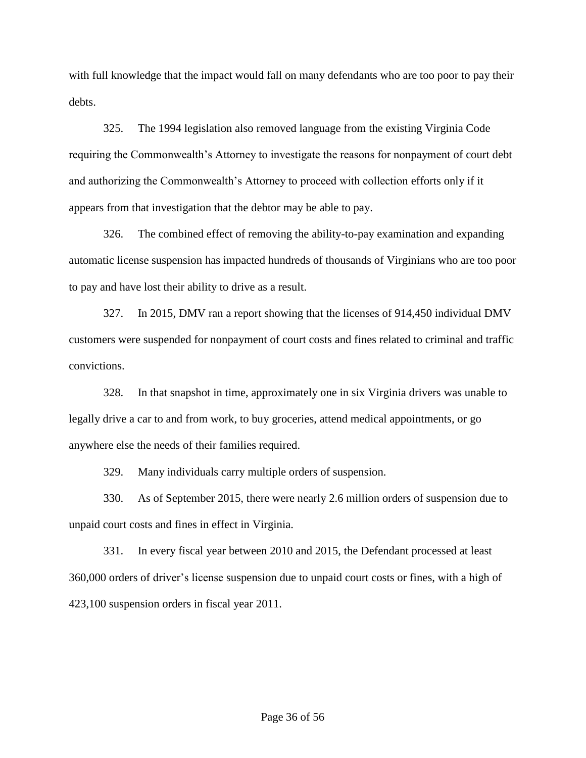with full knowledge that the impact would fall on many defendants who are too poor to pay their debts.

325. The 1994 legislation also removed language from the existing Virginia Code requiring the Commonwealth's Attorney to investigate the reasons for nonpayment of court debt and authorizing the Commonwealth's Attorney to proceed with collection efforts only if it appears from that investigation that the debtor may be able to pay.

326. The combined effect of removing the ability-to-pay examination and expanding automatic license suspension has impacted hundreds of thousands of Virginians who are too poor to pay and have lost their ability to drive as a result.

327. In 2015, DMV ran a report showing that the licenses of 914,450 individual DMV customers were suspended for nonpayment of court costs and fines related to criminal and traffic convictions.

328. In that snapshot in time, approximately one in six Virginia drivers was unable to legally drive a car to and from work, to buy groceries, attend medical appointments, or go anywhere else the needs of their families required.

329. Many individuals carry multiple orders of suspension.

330. As of September 2015, there were nearly 2.6 million orders of suspension due to unpaid court costs and fines in effect in Virginia.

331. In every fiscal year between 2010 and 2015, the Defendant processed at least 360,000 orders of driver's license suspension due to unpaid court costs or fines, with a high of 423,100 suspension orders in fiscal year 2011.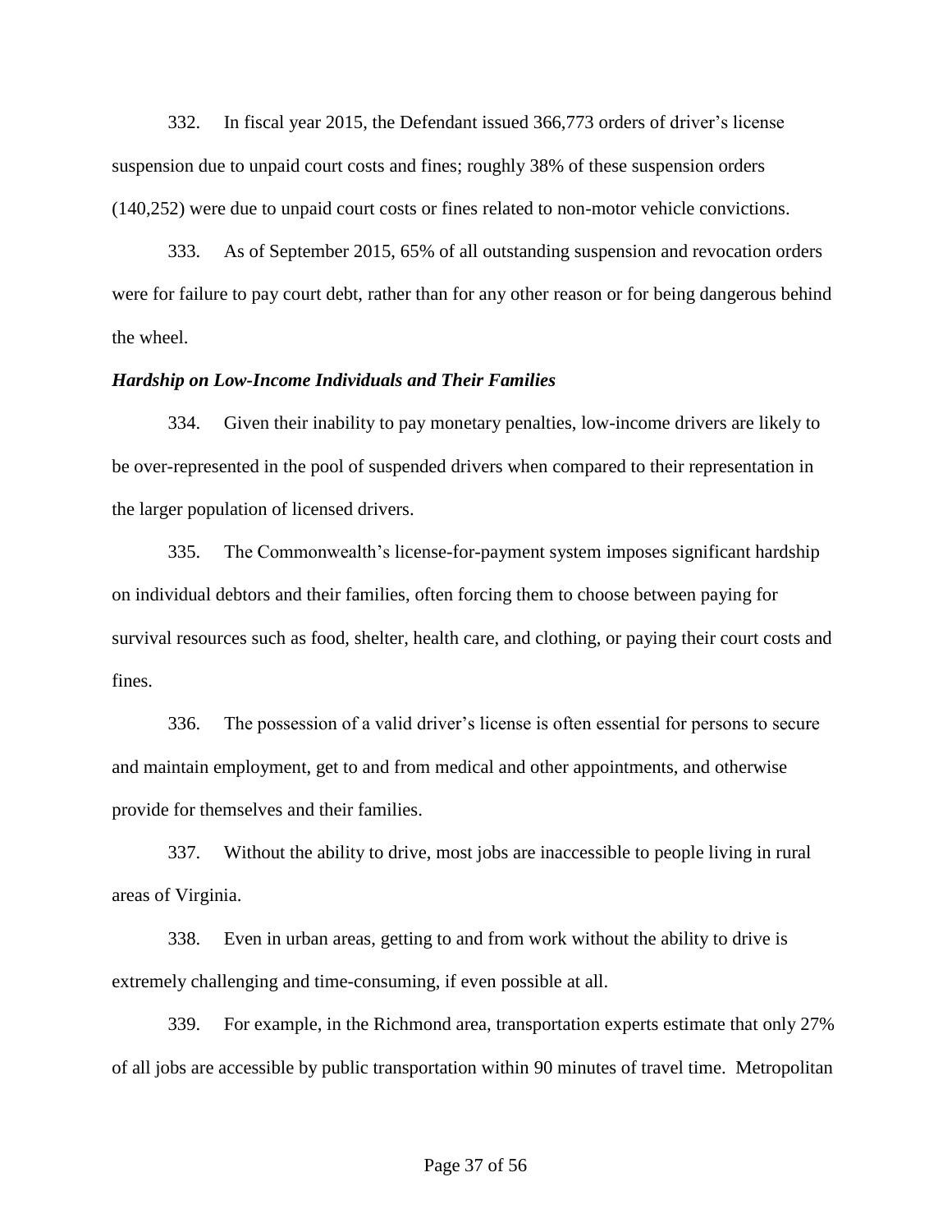332. In fiscal year 2015, the Defendant issued 366,773 orders of driver's license suspension due to unpaid court costs and fines; roughly 38% of these suspension orders (140,252) were due to unpaid court costs or fines related to non-motor vehicle convictions.

333. As of September 2015, 65% of all outstanding suspension and revocation orders were for failure to pay court debt, rather than for any other reason or for being dangerous behind the wheel.

***Hardship on Low-Income Individuals and Their Families***

334. Given their inability to pay monetary penalties, low-income drivers are likely to be over-represented in the pool of suspended drivers when compared to their representation in the larger population of licensed drivers.

335. The Commonwealth's license-for-payment system imposes significant hardship on individual debtors and their families, often forcing them to choose between paying for survival resources such as food, shelter, health care, and clothing, or paying their court costs and fines.

336. The possession of a valid driver's license is often essential for persons to secure and maintain employment, get to and from medical and other appointments, and otherwise provide for themselves and their families.

337. Without the ability to drive, most jobs are inaccessible to people living in rural areas of Virginia.

338. Even in urban areas, getting to and from work without the ability to drive is extremely challenging and time-consuming, if even possible at all.

339. For example, in the Richmond area, transportation experts estimate that only 27% of all jobs are accessible by public transportation within 90 minutes of travel time. Metropolitan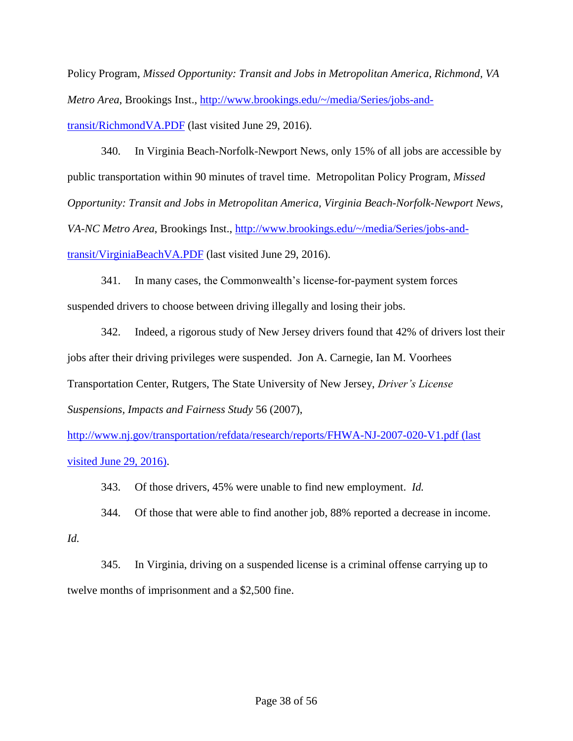Policy Program, *Missed Opportunity: Transit and Jobs in Metropolitan America, Richmond, VA Metro Area*, Brookings Inst., http://www.brookings.edu/~/media/Series/jobs-and-transit/RichmondVA.PDF (last visited June 29, 2016).

340. In Virginia Beach-Norfolk-Newport News, only 15% of all jobs are accessible by public transportation within 90 minutes of travel time. Metropolitan Policy Program, *Missed Opportunity: Transit and Jobs in Metropolitan America, Virginia Beach-Norfolk-Newport News, VA-NC Metro Area*, Brookings Inst., http://www.brookings.edu/~/media/Series/jobs-and-transit/VirginiaBeachVA.PDF (last visited June 29, 2016).

341. In many cases, the Commonwealth's license-for-payment system forces suspended drivers to choose between driving illegally and losing their jobs.

342. Indeed, a rigorous study of New Jersey drivers found that 42% of drivers lost their jobs after their driving privileges were suspended. Jon A. Carnegie, Ian M. Voorhees Transportation Center, Rutgers, The State University of New Jersey, *Driver's License Suspensions, Impacts and Fairness Study* 56 (2007), http://www.nj.gov/transportation/refdata/research/reports/FHWA-NJ-2007-020-V1.pdf (last visited June 29, 2016).

343. Of those drivers, 45% were unable to find new employment. *Id.*

344. Of those that were able to find another job, 88% reported a decrease in income. *Id.*

345. In Virginia, driving on a suspended license is a criminal offense carrying up to twelve months of imprisonment and a $2,500 fine.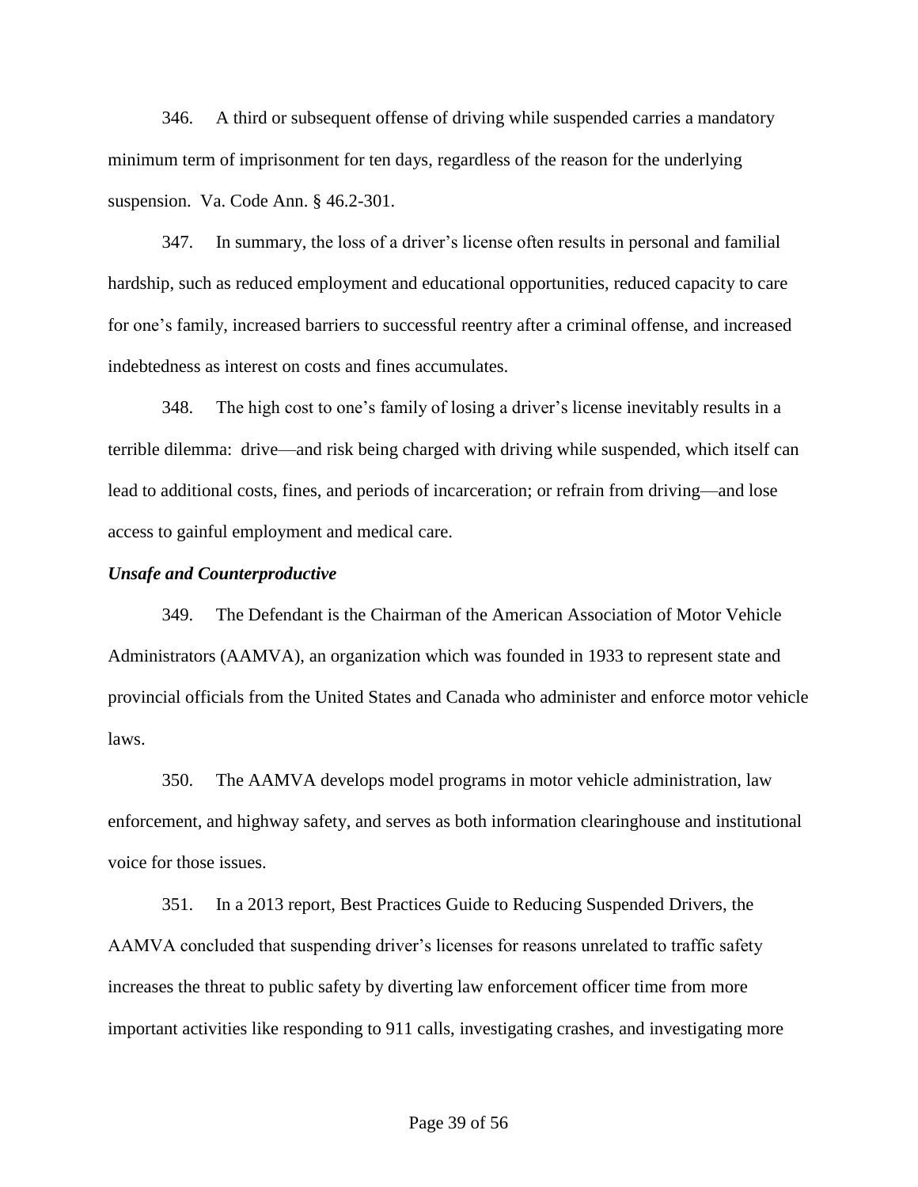346. A third or subsequent offense of driving while suspended carries a mandatory minimum term of imprisonment for ten days, regardless of the reason for the underlying suspension. Va. Code Ann. § 46.2-301.

347. In summary, the loss of a driver's license often results in personal and familial hardship, such as reduced employment and educational opportunities, reduced capacity to care for one's family, increased barriers to successful reentry after a criminal offense, and increased indebtedness as interest on costs and fines accumulates.

348. The high cost to one's family of losing a driver's license inevitably results in a terrible dilemma: drive—and risk being charged with driving while suspended, which itself can lead to additional costs, fines, and periods of incarceration; or refrain from driving—and lose access to gainful employment and medical care.

***Unsafe and Counterproductive***

349. The Defendant is the Chairman of the American Association of Motor Vehicle Administrators (AAMVA), an organization which was founded in 1933 to represent state and provincial officials from the United States and Canada who administer and enforce motor vehicle laws.

350. The AAMVA develops model programs in motor vehicle administration, law enforcement, and highway safety, and serves as both information clearinghouse and institutional voice for those issues.

351. In a 2013 report, Best Practices Guide to Reducing Suspended Drivers, the AAMVA concluded that suspending driver's licenses for reasons unrelated to traffic safety increases the threat to public safety by diverting law enforcement officer time from more important activities like responding to 911 calls, investigating crashes, and investigating more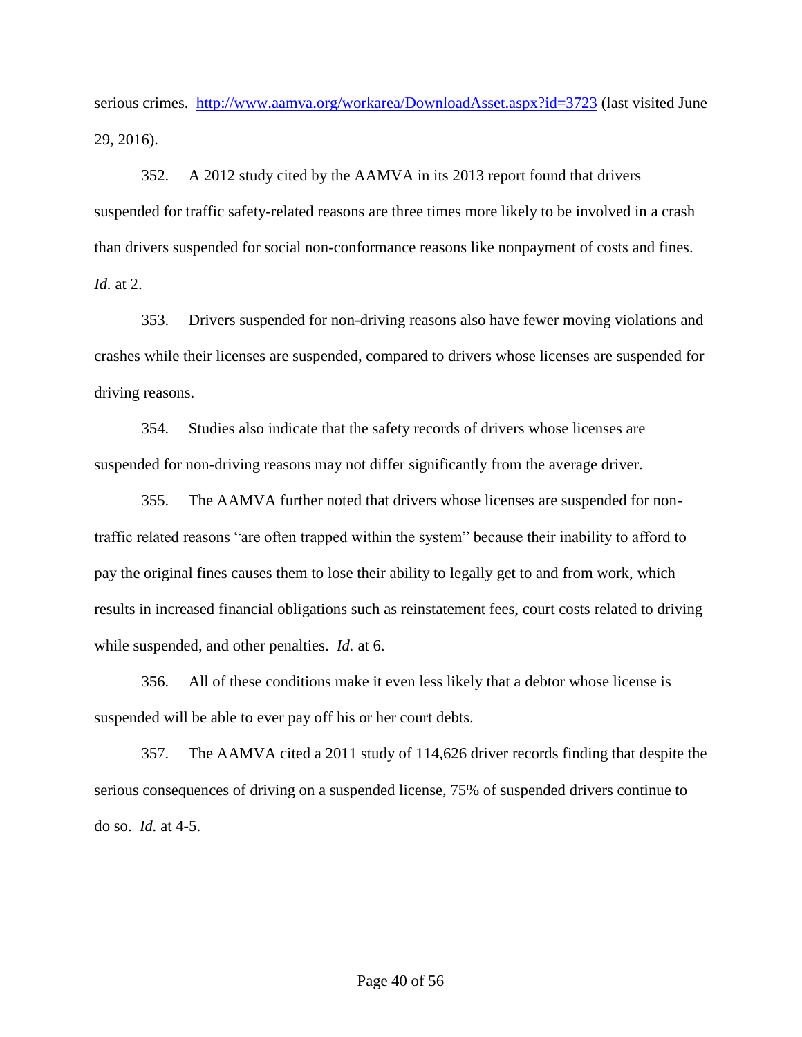serious crimes. http://www.aamva.org/workarea/DownloadAsset.aspx?id=3723 (last visited June 29, 2016).

352. A 2012 study cited by the AAMVA in its 2013 report found that drivers suspended for traffic safety-related reasons are three times more likely to be involved in a crash than drivers suspended for social non-conformance reasons like nonpayment of costs and fines. *Id.* at 2.

353. Drivers suspended for non-driving reasons also have fewer moving violations and crashes while their licenses are suspended, compared to drivers whose licenses are suspended for driving reasons.

354. Studies also indicate that the safety records of drivers whose licenses are suspended for non-driving reasons may not differ significantly from the average driver.

355. The AAMVA further noted that drivers whose licenses are suspended for non-traffic related reasons "are often trapped within the system" because their inability to afford to pay the original fines causes them to lose their ability to legally get to and from work, which results in increased financial obligations such as reinstatement fees, court costs related to driving while suspended, and other penalties. *Id.* at 6.

356. All of these conditions make it even less likely that a debtor whose license is suspended will be able to ever pay off his or her court debts.

357. The AAMVA cited a 2011 study of 114,626 driver records finding that despite the serious consequences of driving on a suspended license, 75% of suspended drivers continue to do so. *Id.* at 4-5.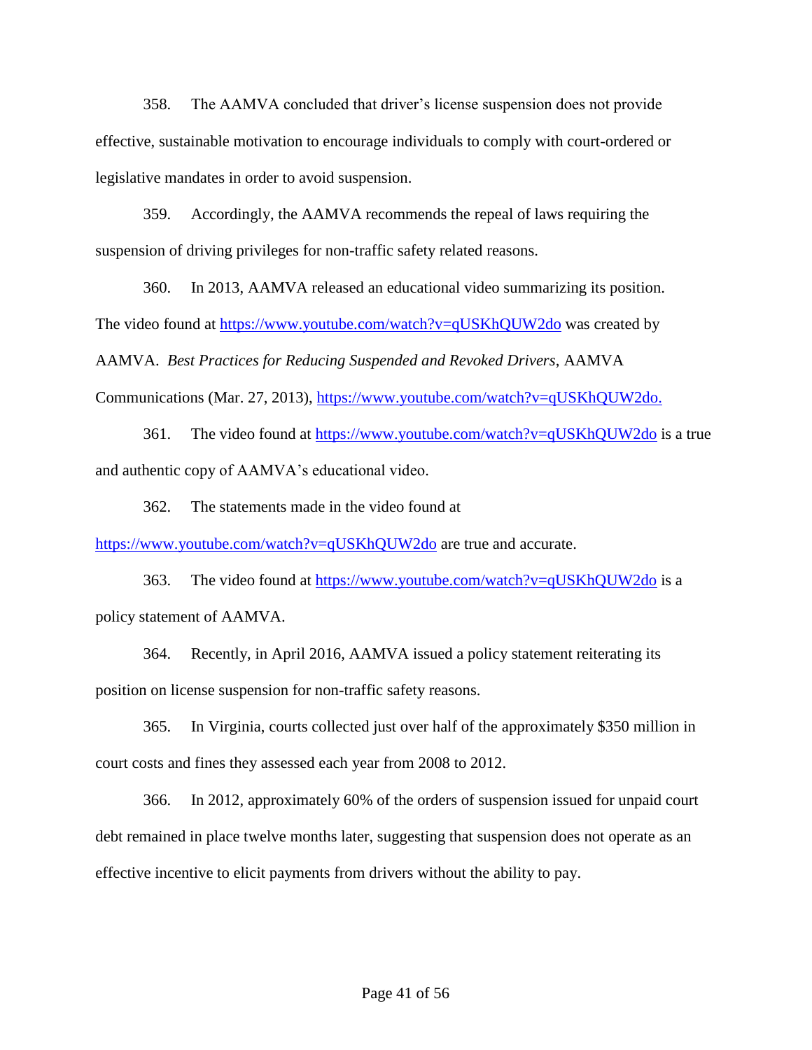358. The AAMVA concluded that driver's license suspension does not provide effective, sustainable motivation to encourage individuals to comply with court-ordered or legislative mandates in order to avoid suspension.

359. Accordingly, the AAMVA recommends the repeal of laws requiring the suspension of driving privileges for non-traffic safety related reasons.

360. In 2013, AAMVA released an educational video summarizing its position. The video found at https://www.youtube.com/watch?v=qUSKhQUW2do was created by AAMVA. *Best Practices for Reducing Suspended and Revoked Drivers*, AAMVA Communications (Mar. 27, 2013), https://www.youtube.com/watch?v=qUSKhQUW2do.

361. The video found at https://www.youtube.com/watch?v=qUSKhQUW2do is a true and authentic copy of AAMVA's educational video.

362. The statements made in the video found at https://www.youtube.com/watch?v=qUSKhQUW2do are true and accurate.

363. The video found at https://www.youtube.com/watch?v=qUSKhQUW2do is a policy statement of AAMVA.

364. Recently, in April 2016, AAMVA issued a policy statement reiterating its position on license suspension for non-traffic safety reasons.

365. In Virginia, courts collected just over half of the approximately $350 million in court costs and fines they assessed each year from 2008 to 2012.

366. In 2012, approximately 60% of the orders of suspension issued for unpaid court debt remained in place twelve months later, suggesting that suspension does not operate as an effective incentive to elicit payments from drivers without the ability to pay.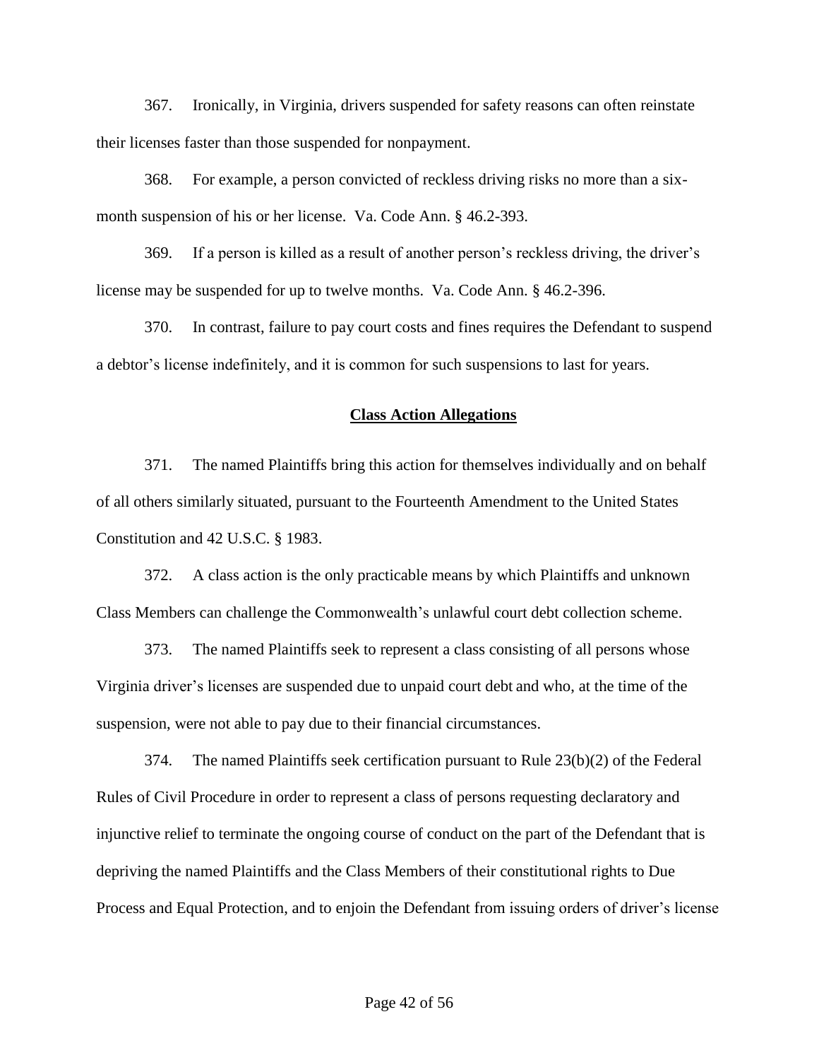367. Ironically, in Virginia, drivers suspended for safety reasons can often reinstate their licenses faster than those suspended for nonpayment.

368. For example, a person convicted of reckless driving risks no more than a six-month suspension of his or her license. Va. Code Ann. § 46.2-393.

369. If a person is killed as a result of another person's reckless driving, the driver's license may be suspended for up to twelve months. Va. Code Ann. § 46.2-396.

370. In contrast, failure to pay court costs and fines requires the Defendant to suspend a debtor's license indefinitely, and it is common for such suspensions to last for years.

**Class Action Allegations**

371. The named Plaintiffs bring this action for themselves individually and on behalf of all others similarly situated, pursuant to the Fourteenth Amendment to the United States Constitution and 42 U.S.C. § 1983.

372. A class action is the only practicable means by which Plaintiffs and unknown Class Members can challenge the Commonwealth's unlawful court debt collection scheme.

373. The named Plaintiffs seek to represent a class consisting of all persons whose Virginia driver's licenses are suspended due to unpaid court debt and who, at the time of the suspension, were not able to pay due to their financial circumstances.

374. The named Plaintiffs seek certification pursuant to Rule 23(b)(2) of the Federal Rules of Civil Procedure in order to represent a class of persons requesting declaratory and injunctive relief to terminate the ongoing course of conduct on the part of the Defendant that is depriving the named Plaintiffs and the Class Members of their constitutional rights to Due Process and Equal Protection, and to enjoin the Defendant from issuing orders of driver's license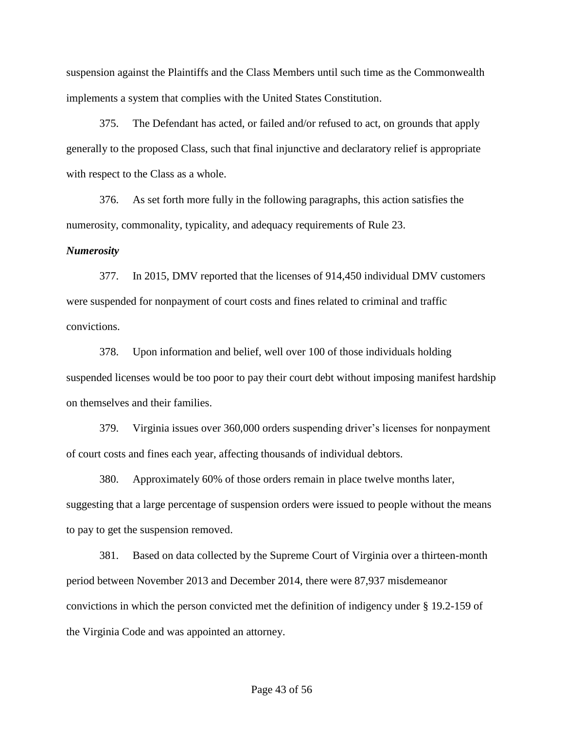suspension against the Plaintiffs and the Class Members until such time as the Commonwealth implements a system that complies with the United States Constitution.

375. The Defendant has acted, or failed and/or refused to act, on grounds that apply generally to the proposed Class, such that final injunctive and declaratory relief is appropriate with respect to the Class as a whole.

376. As set forth more fully in the following paragraphs, this action satisfies the numerosity, commonality, typicality, and adequacy requirements of Rule 23.

***Numerosity***

377. In 2015, DMV reported that the licenses of 914,450 individual DMV customers were suspended for nonpayment of court costs and fines related to criminal and traffic convictions.

378. Upon information and belief, well over 100 of those individuals holding suspended licenses would be too poor to pay their court debt without imposing manifest hardship on themselves and their families.

379. Virginia issues over 360,000 orders suspending driver's licenses for nonpayment of court costs and fines each year, affecting thousands of individual debtors.

380. Approximately 60% of those orders remain in place twelve months later, suggesting that a large percentage of suspension orders were issued to people without the means to pay to get the suspension removed.

381. Based on data collected by the Supreme Court of Virginia over a thirteen-month period between November 2013 and December 2014, there were 87,937 misdemeanor convictions in which the person convicted met the definition of indigency under § 19.2-159 of the Virginia Code and was appointed an attorney.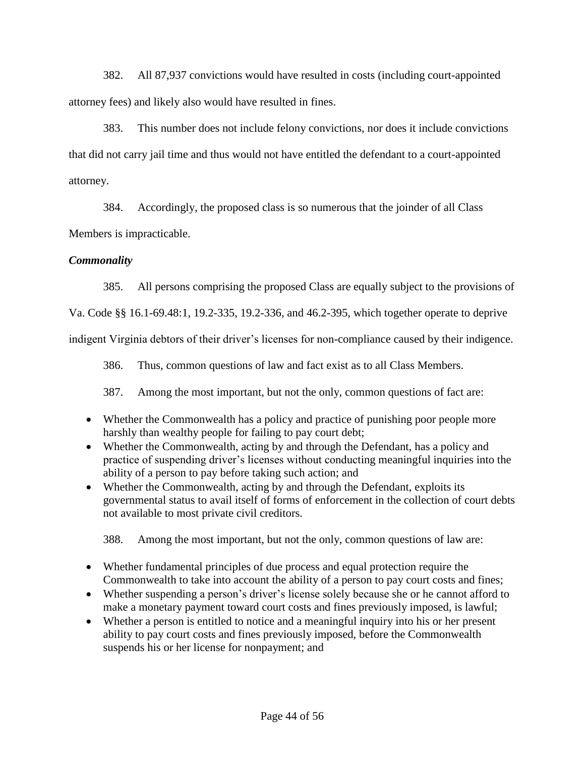382. All 87,937 convictions would have resulted in costs (including court-appointed attorney fees) and likely also would have resulted in fines.

383. This number does not include felony convictions, nor does it include convictions that did not carry jail time and thus would not have entitled the defendant to a court-appointed attorney.

384. Accordingly, the proposed class is so numerous that the joinder of all Class Members is impracticable.

***Commonality***

385. All persons comprising the proposed Class are equally subject to the provisions of Va. Code §§ 16.1-69.48:1, 19.2-335, 19.2-336, and 46.2-395, which together operate to deprive indigent Virginia debtors of their driver's licenses for non-compliance caused by their indigence.

386. Thus, common questions of law and fact exist as to all Class Members.

387. Among the most important, but not the only, common questions of fact are:

- Whether the Commonwealth has a policy and practice of punishing poor people more harshly than wealthy people for failing to pay court debt;
- Whether the Commonwealth, acting by and through the Defendant, has a policy and practice of suspending driver's licenses without conducting meaningful inquiries into the ability of a person to pay before taking such action; and
- Whether the Commonwealth, acting by and through the Defendant, exploits its governmental status to avail itself of forms of enforcement in the collection of court debts not available to most private civil creditors.

388. Among the most important, but not the only, common questions of law are:

- Whether fundamental principles of due process and equal protection require the Commonwealth to take into account the ability of a person to pay court costs and fines;
- Whether suspending a person's driver's license solely because she or he cannot afford to make a monetary payment toward court costs and fines previously imposed, is lawful;
- Whether a person is entitled to notice and a meaningful inquiry into his or her present ability to pay court costs and fines previously imposed, before the Commonwealth suspends his or her license for nonpayment; and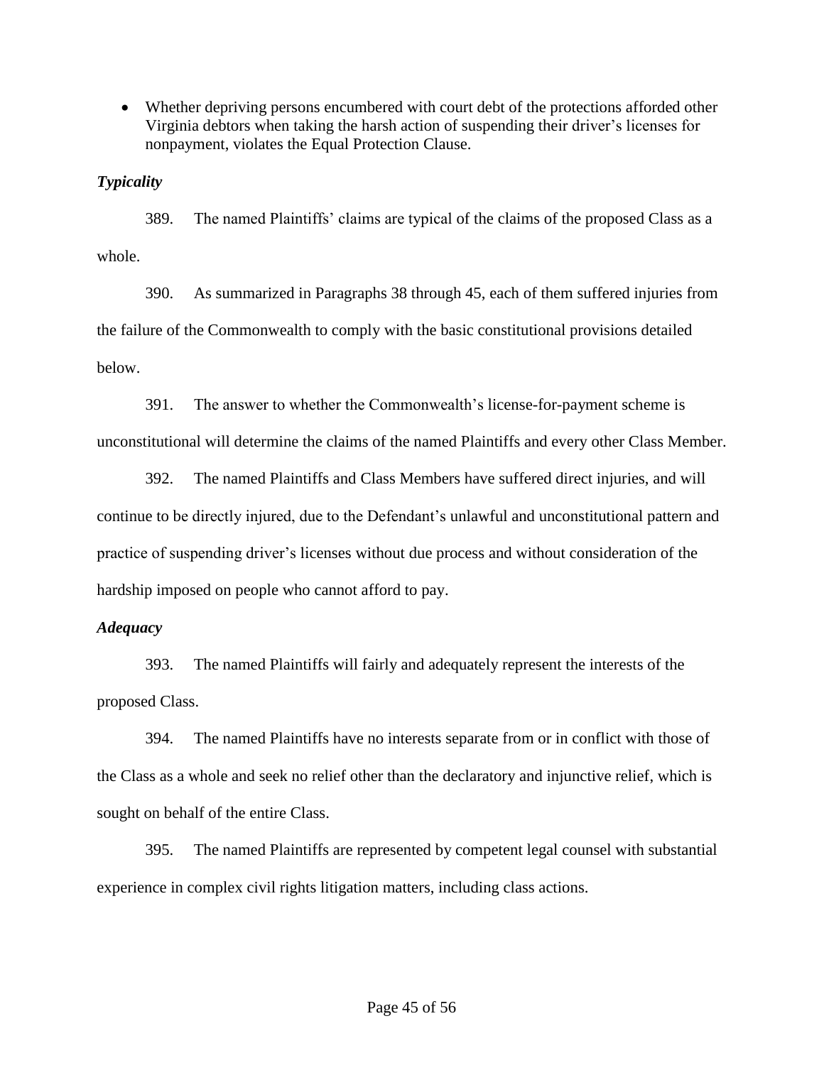- Whether depriving persons encumbered with court debt of the protections afforded other Virginia debtors when taking the harsh action of suspending their driver's licenses for nonpayment, violates the Equal Protection Clause.

***Typicality***

389. The named Plaintiffs' claims are typical of the claims of the proposed Class as a whole.

390. As summarized in Paragraphs 38 through 45, each of them suffered injuries from the failure of the Commonwealth to comply with the basic constitutional provisions detailed below.

391. The answer to whether the Commonwealth's license-for-payment scheme is unconstitutional will determine the claims of the named Plaintiffs and every other Class Member.

392. The named Plaintiffs and Class Members have suffered direct injuries, and will continue to be directly injured, due to the Defendant's unlawful and unconstitutional pattern and practice of suspending driver's licenses without due process and without consideration of the hardship imposed on people who cannot afford to pay.

***Adequacy***

393. The named Plaintiffs will fairly and adequately represent the interests of the proposed Class.

394. The named Plaintiffs have no interests separate from or in conflict with those of the Class as a whole and seek no relief other than the declaratory and injunctive relief, which is sought on behalf of the entire Class.

395. The named Plaintiffs are represented by competent legal counsel with substantial experience in complex civil rights litigation matters, including class actions.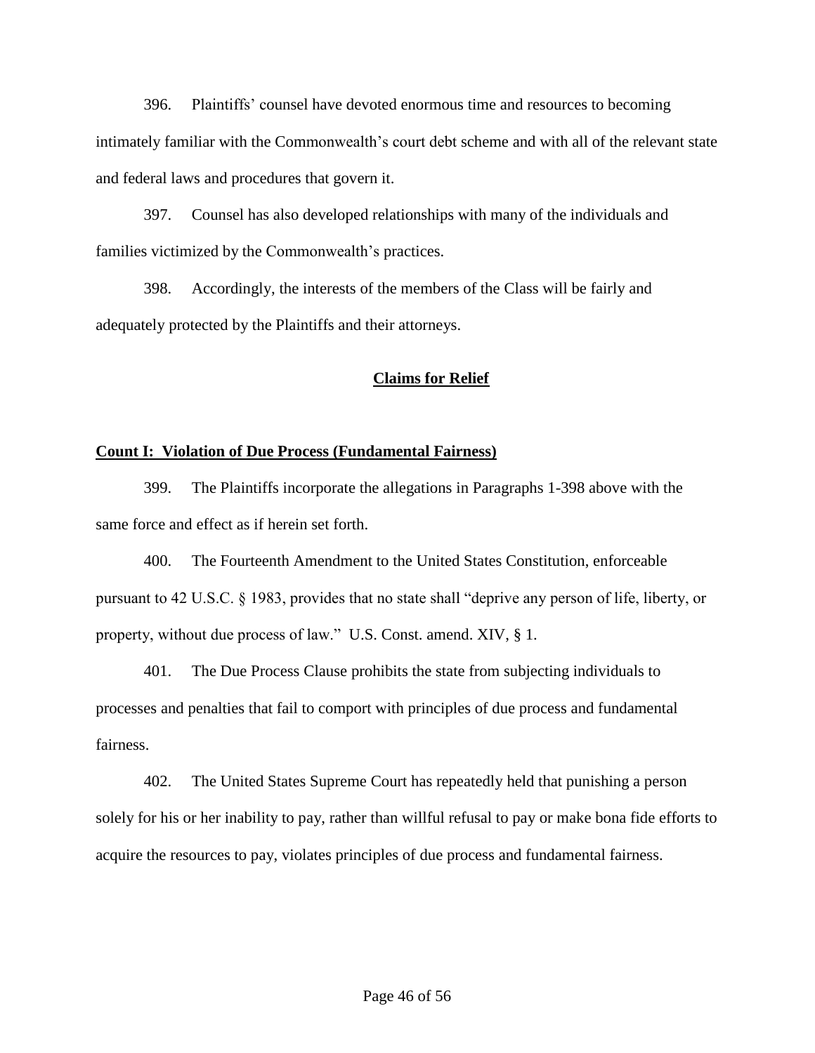396. Plaintiffs' counsel have devoted enormous time and resources to becoming intimately familiar with the Commonwealth's court debt scheme and with all of the relevant state and federal laws and procedures that govern it.

397. Counsel has also developed relationships with many of the individuals and families victimized by the Commonwealth's practices.

398. Accordingly, the interests of the members of the Class will be fairly and adequately protected by the Plaintiffs and their attorneys.

## Claims for Relief

### Count I: Violation of Due Process (Fundamental Fairness)

399. The Plaintiffs incorporate the allegations in Paragraphs 1-398 above with the same force and effect as if herein set forth.

400. The Fourteenth Amendment to the United States Constitution, enforceable pursuant to 42 U.S.C. § 1983, provides that no state shall "deprive any person of life, liberty, or property, without due process of law." U.S. Const. amend. XIV, § 1.

401. The Due Process Clause prohibits the state from subjecting individuals to processes and penalties that fail to comport with principles of due process and fundamental fairness.

402. The United States Supreme Court has repeatedly held that punishing a person solely for his or her inability to pay, rather than willful refusal to pay or make bona fide efforts to acquire the resources to pay, violates principles of due process and fundamental fairness.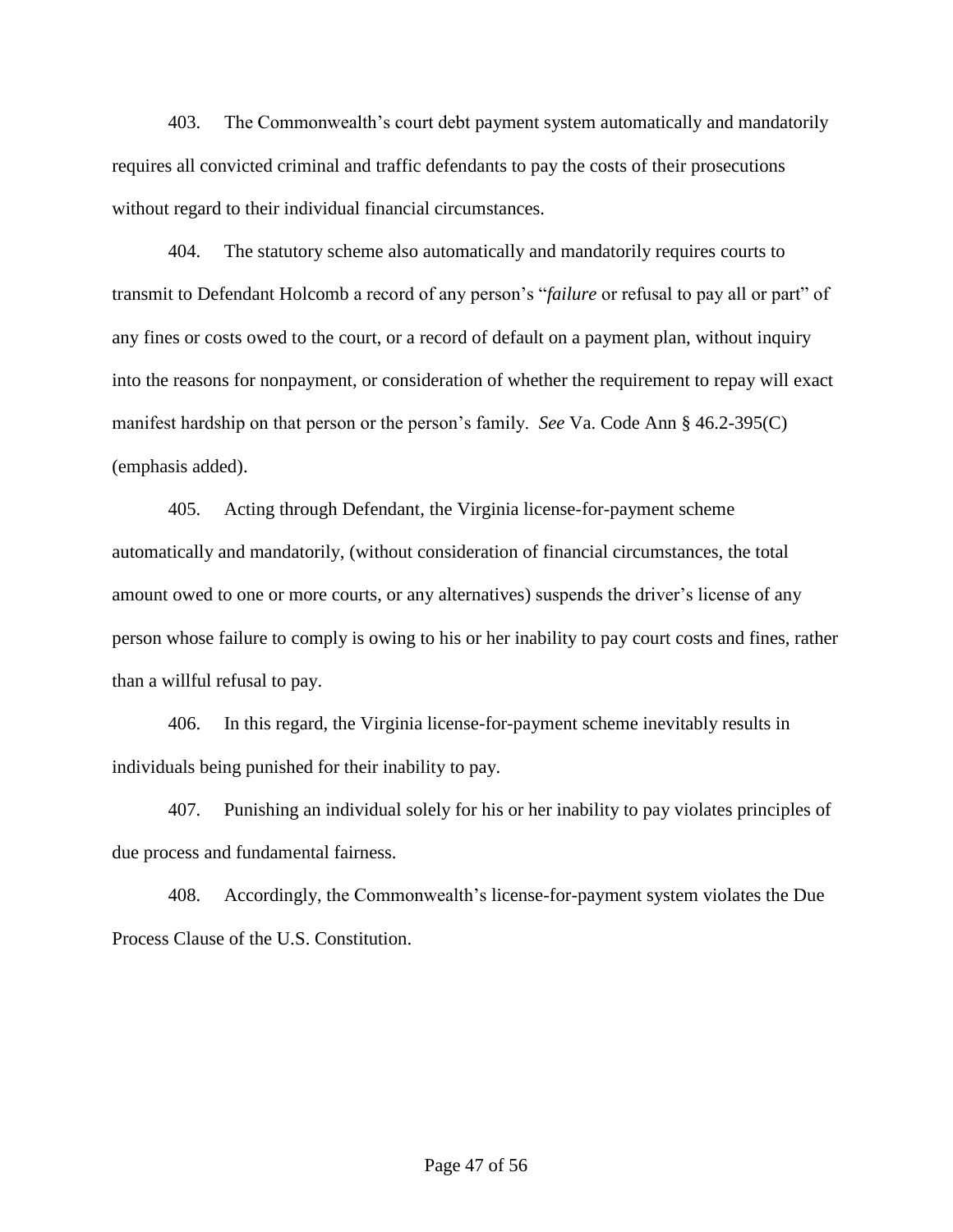403. The Commonwealth's court debt payment system automatically and mandatorily requires all convicted criminal and traffic defendants to pay the costs of their prosecutions without regard to their individual financial circumstances.

404. The statutory scheme also automatically and mandatorily requires courts to transmit to Defendant Holcomb a record of any person's "*failure* or refusal to pay all or part" of any fines or costs owed to the court, or a record of default on a payment plan, without inquiry into the reasons for nonpayment, or consideration of whether the requirement to repay will exact manifest hardship on that person or the person's family. *See* Va. Code Ann § 46.2-395(C) (emphasis added).

405. Acting through Defendant, the Virginia license-for-payment scheme automatically and mandatorily, (without consideration of financial circumstances, the total amount owed to one or more courts, or any alternatives) suspends the driver's license of any person whose failure to comply is owing to his or her inability to pay court costs and fines, rather than a willful refusal to pay.

406. In this regard, the Virginia license-for-payment scheme inevitably results in individuals being punished for their inability to pay.

407. Punishing an individual solely for his or her inability to pay violates principles of due process and fundamental fairness.

408. Accordingly, the Commonwealth's license-for-payment system violates the Due Process Clause of the U.S. Constitution.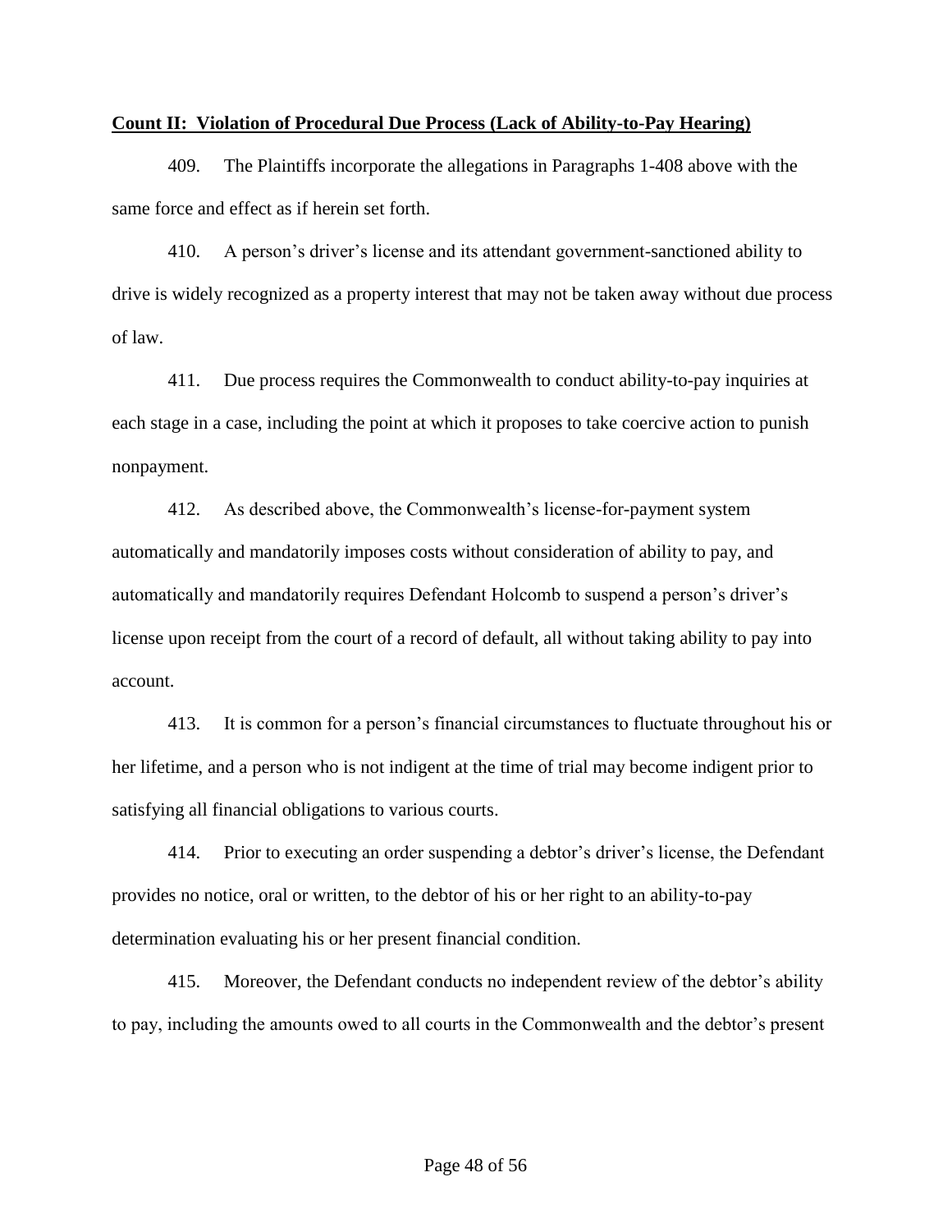**Count II: Violation of Procedural Due Process (Lack of Ability-to-Pay Hearing)**

409. The Plaintiffs incorporate the allegations in Paragraphs 1-408 above with the same force and effect as if herein set forth.

410. A person's driver's license and its attendant government-sanctioned ability to drive is widely recognized as a property interest that may not be taken away without due process of law.

411. Due process requires the Commonwealth to conduct ability-to-pay inquiries at each stage in a case, including the point at which it proposes to take coercive action to punish nonpayment.

412. As described above, the Commonwealth's license-for-payment system automatically and mandatorily imposes costs without consideration of ability to pay, and automatically and mandatorily requires Defendant Holcomb to suspend a person's driver's license upon receipt from the court of a record of default, all without taking ability to pay into account.

413. It is common for a person's financial circumstances to fluctuate throughout his or her lifetime, and a person who is not indigent at the time of trial may become indigent prior to satisfying all financial obligations to various courts.

414. Prior to executing an order suspending a debtor's driver's license, the Defendant provides no notice, oral or written, to the debtor of his or her right to an ability-to-pay determination evaluating his or her present financial condition.

415. Moreover, the Defendant conducts no independent review of the debtor's ability to pay, including the amounts owed to all courts in the Commonwealth and the debtor's present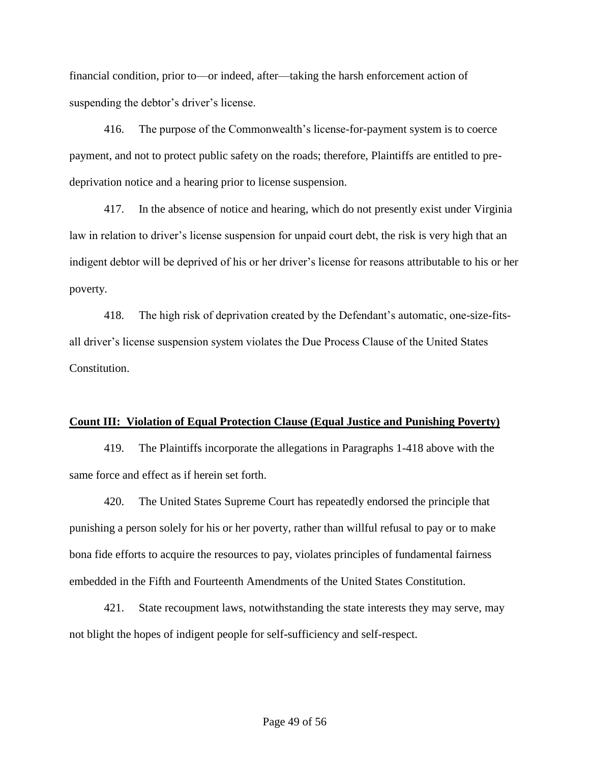financial condition, prior to—or indeed, after—taking the harsh enforcement action of suspending the debtor's driver's license.

416. The purpose of the Commonwealth's license-for-payment system is to coerce payment, and not to protect public safety on the roads; therefore, Plaintiffs are entitled to pre-deprivation notice and a hearing prior to license suspension.

417. In the absence of notice and hearing, which do not presently exist under Virginia law in relation to driver's license suspension for unpaid court debt, the risk is very high that an indigent debtor will be deprived of his or her driver's license for reasons attributable to his or her poverty.

418. The high risk of deprivation created by the Defendant's automatic, one-size-fits-all driver's license suspension system violates the Due Process Clause of the United States Constitution.

**Count III: Violation of Equal Protection Clause (Equal Justice and Punishing Poverty)**

419. The Plaintiffs incorporate the allegations in Paragraphs 1-418 above with the same force and effect as if herein set forth.

420. The United States Supreme Court has repeatedly endorsed the principle that punishing a person solely for his or her poverty, rather than willful refusal to pay or to make bona fide efforts to acquire the resources to pay, violates principles of fundamental fairness embedded in the Fifth and Fourteenth Amendments of the United States Constitution.

421. State recoupment laws, notwithstanding the state interests they may serve, may not blight the hopes of indigent people for self-sufficiency and self-respect.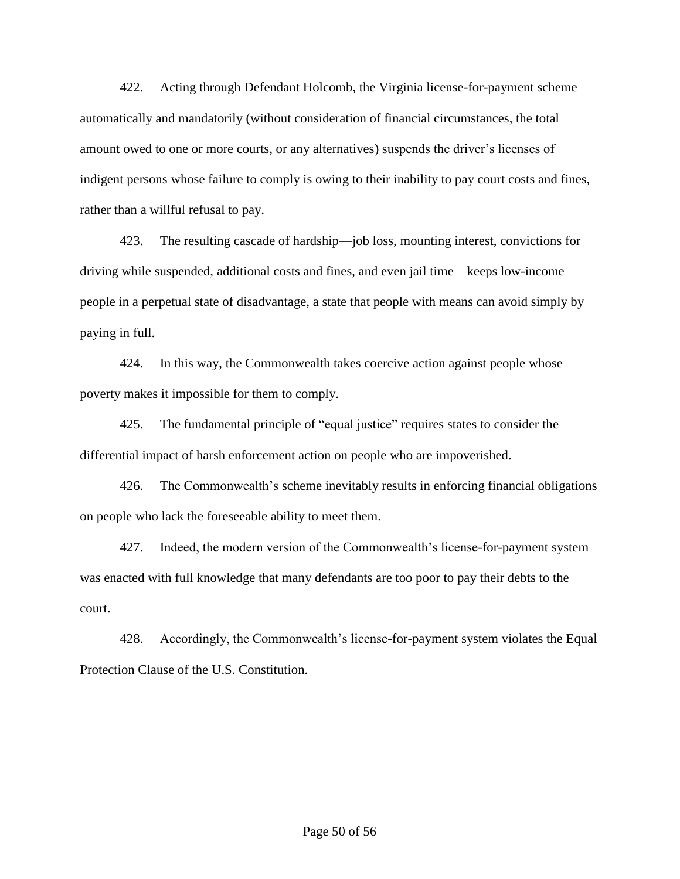422. Acting through Defendant Holcomb, the Virginia license-for-payment scheme automatically and mandatorily (without consideration of financial circumstances, the total amount owed to one or more courts, or any alternatives) suspends the driver's licenses of indigent persons whose failure to comply is owing to their inability to pay court costs and fines, rather than a willful refusal to pay.

423. The resulting cascade of hardship—job loss, mounting interest, convictions for driving while suspended, additional costs and fines, and even jail time—keeps low-income people in a perpetual state of disadvantage, a state that people with means can avoid simply by paying in full.

424. In this way, the Commonwealth takes coercive action against people whose poverty makes it impossible for them to comply.

425. The fundamental principle of "equal justice" requires states to consider the differential impact of harsh enforcement action on people who are impoverished.

426. The Commonwealth's scheme inevitably results in enforcing financial obligations on people who lack the foreseeable ability to meet them.

427. Indeed, the modern version of the Commonwealth's license-for-payment system was enacted with full knowledge that many defendants are too poor to pay their debts to the court.

428. Accordingly, the Commonwealth's license-for-payment system violates the Equal Protection Clause of the U.S. Constitution.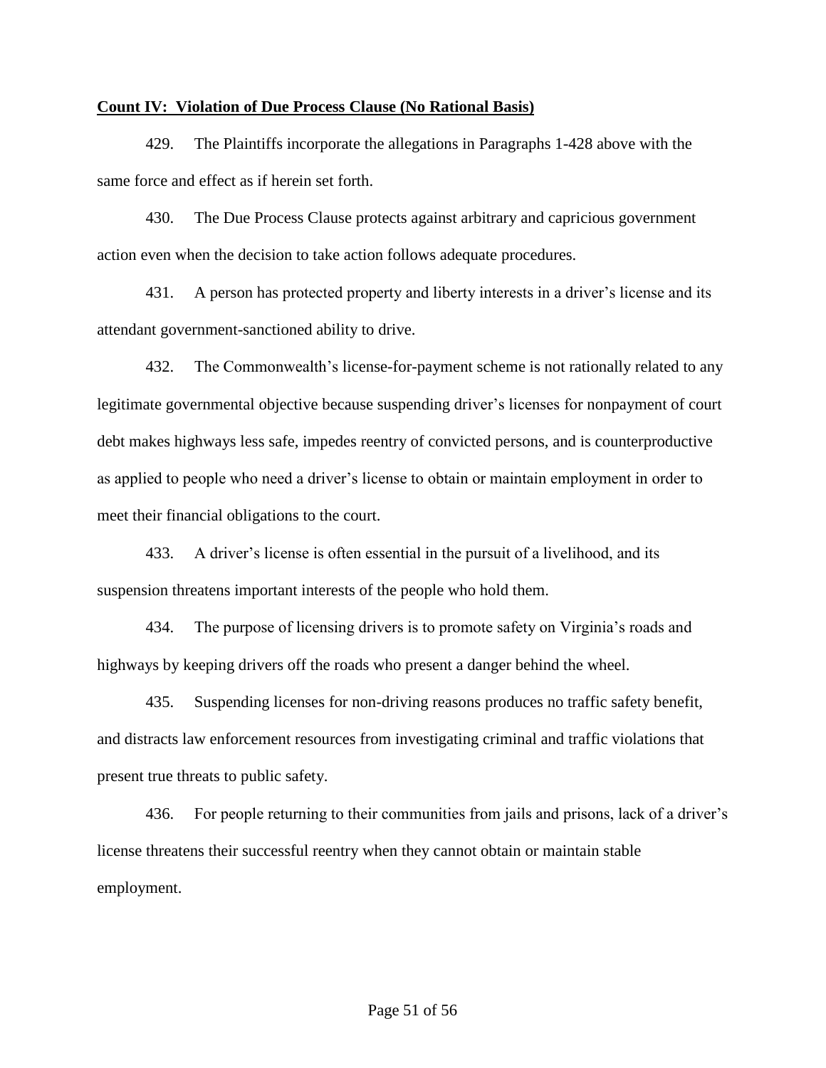**Count IV: Violation of Due Process Clause (No Rational Basis)**

429. The Plaintiffs incorporate the allegations in Paragraphs 1-428 above with the same force and effect as if herein set forth.

430. The Due Process Clause protects against arbitrary and capricious government action even when the decision to take action follows adequate procedures.

431. A person has protected property and liberty interests in a driver's license and its attendant government-sanctioned ability to drive.

432. The Commonwealth's license-for-payment scheme is not rationally related to any legitimate governmental objective because suspending driver's licenses for nonpayment of court debt makes highways less safe, impedes reentry of convicted persons, and is counterproductive as applied to people who need a driver's license to obtain or maintain employment in order to meet their financial obligations to the court.

433. A driver's license is often essential in the pursuit of a livelihood, and its suspension threatens important interests of the people who hold them.

434. The purpose of licensing drivers is to promote safety on Virginia's roads and highways by keeping drivers off the roads who present a danger behind the wheel.

435. Suspending licenses for non-driving reasons produces no traffic safety benefit, and distracts law enforcement resources from investigating criminal and traffic violations that present true threats to public safety.

436. For people returning to their communities from jails and prisons, lack of a driver's license threatens their successful reentry when they cannot obtain or maintain stable employment.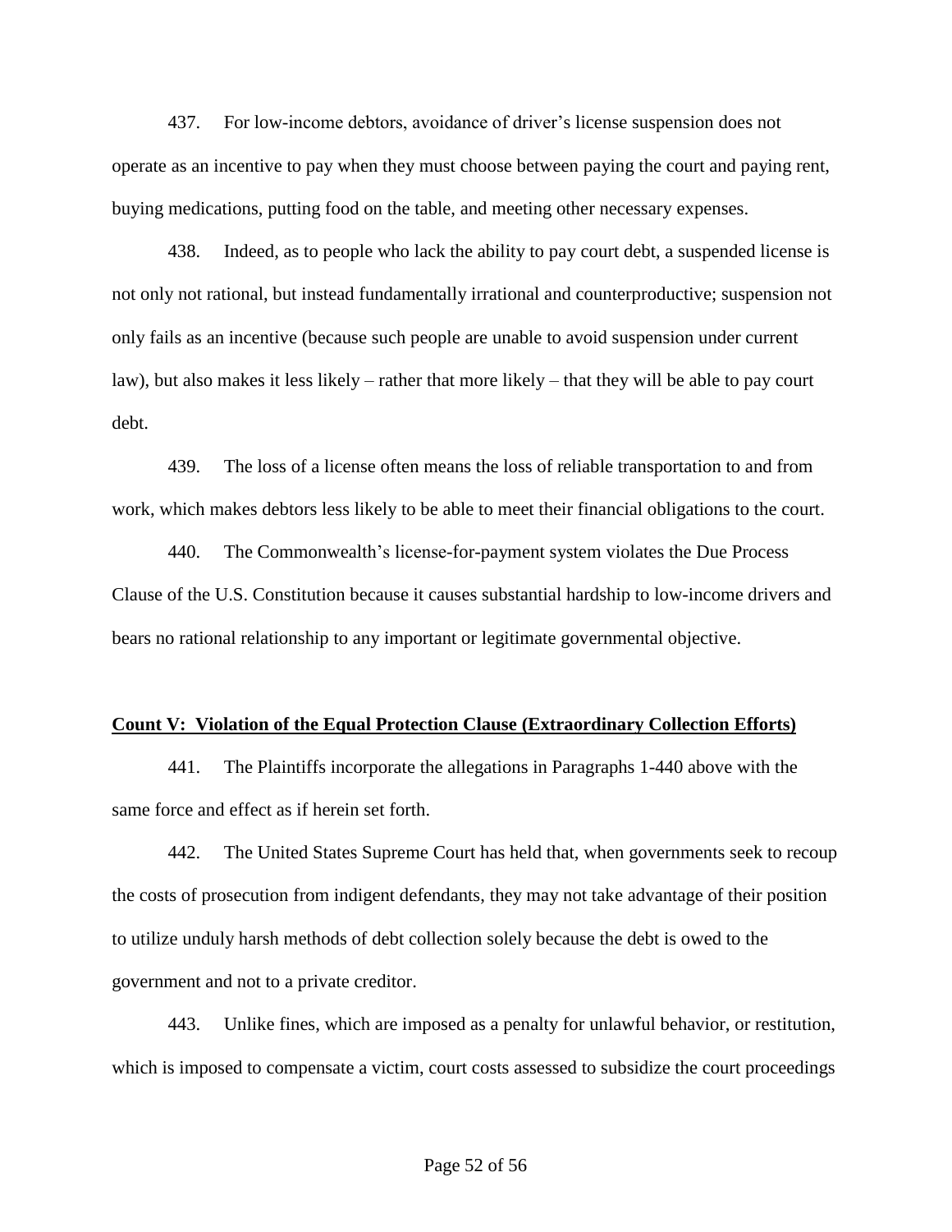437. For low-income debtors, avoidance of driver's license suspension does not operate as an incentive to pay when they must choose between paying the court and paying rent, buying medications, putting food on the table, and meeting other necessary expenses.

438. Indeed, as to people who lack the ability to pay court debt, a suspended license is not only not rational, but instead fundamentally irrational and counterproductive; suspension not only fails as an incentive (because such people are unable to avoid suspension under current law), but also makes it less likely – rather that more likely – that they will be able to pay court debt.

439. The loss of a license often means the loss of reliable transportation to and from work, which makes debtors less likely to be able to meet their financial obligations to the court.

440. The Commonwealth's license-for-payment system violates the Due Process Clause of the U.S. Constitution because it causes substantial hardship to low-income drivers and bears no rational relationship to any important or legitimate governmental objective.

**Count V: Violation of the Equal Protection Clause (Extraordinary Collection Efforts)**

441. The Plaintiffs incorporate the allegations in Paragraphs 1-440 above with the same force and effect as if herein set forth.

442. The United States Supreme Court has held that, when governments seek to recoup the costs of prosecution from indigent defendants, they may not take advantage of their position to utilize unduly harsh methods of debt collection solely because the debt is owed to the government and not to a private creditor.

443. Unlike fines, which are imposed as a penalty for unlawful behavior, or restitution, which is imposed to compensate a victim, court costs assessed to subsidize the court proceedings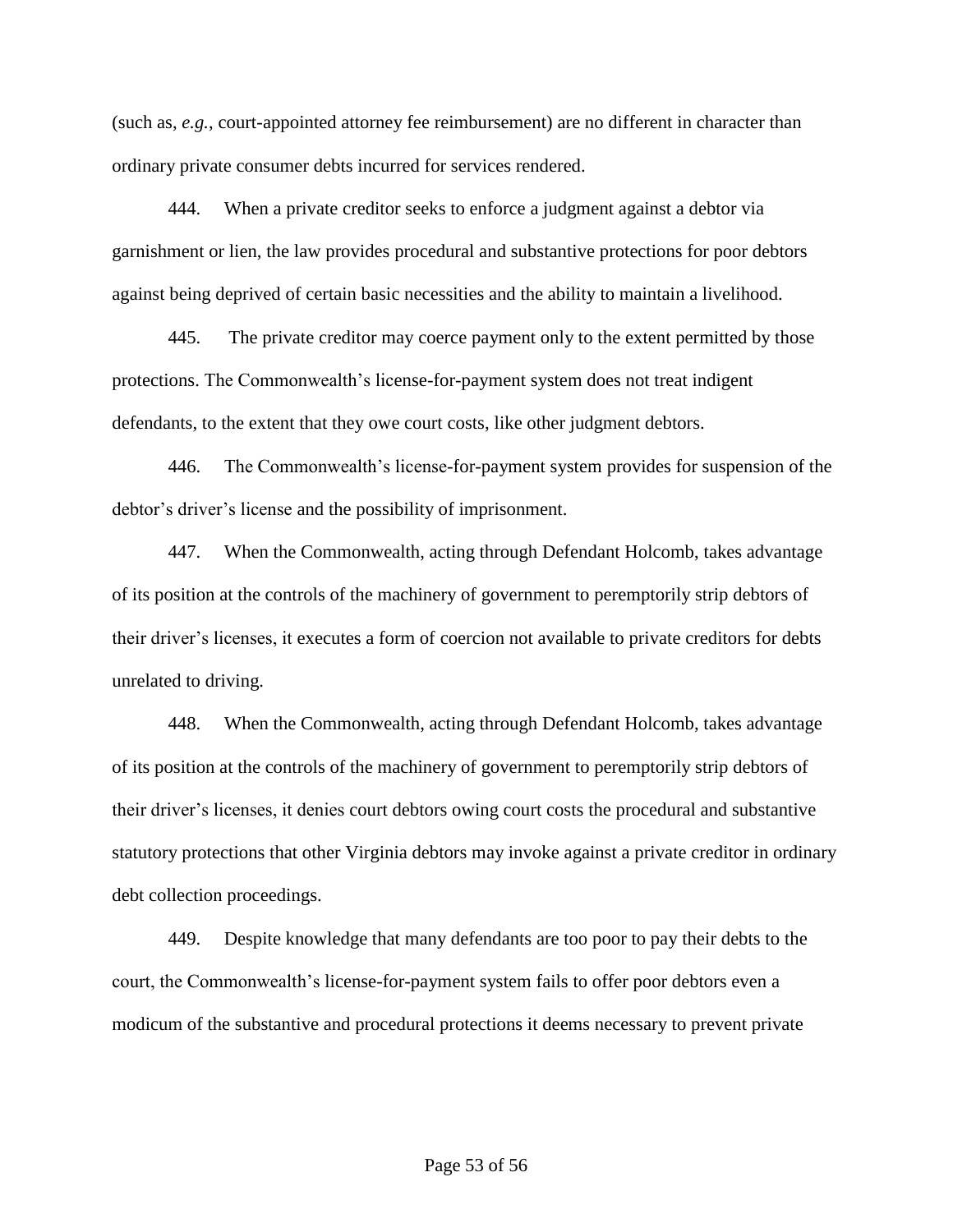(such as, *e.g.*, court-appointed attorney fee reimbursement) are no different in character than ordinary private consumer debts incurred for services rendered.

444. When a private creditor seeks to enforce a judgment against a debtor via garnishment or lien, the law provides procedural and substantive protections for poor debtors against being deprived of certain basic necessities and the ability to maintain a livelihood.

445. The private creditor may coerce payment only to the extent permitted by those protections. The Commonwealth's license-for-payment system does not treat indigent defendants, to the extent that they owe court costs, like other judgment debtors.

446. The Commonwealth's license-for-payment system provides for suspension of the debtor's driver's license and the possibility of imprisonment.

447. When the Commonwealth, acting through Defendant Holcomb, takes advantage of its position at the controls of the machinery of government to peremptorily strip debtors of their driver's licenses, it executes a form of coercion not available to private creditors for debts unrelated to driving.

448. When the Commonwealth, acting through Defendant Holcomb, takes advantage of its position at the controls of the machinery of government to peremptorily strip debtors of their driver's licenses, it denies court debtors owing court costs the procedural and substantive statutory protections that other Virginia debtors may invoke against a private creditor in ordinary debt collection proceedings.

449. Despite knowledge that many defendants are too poor to pay their debts to the court, the Commonwealth's license-for-payment system fails to offer poor debtors even a modicum of the substantive and procedural protections it deems necessary to prevent private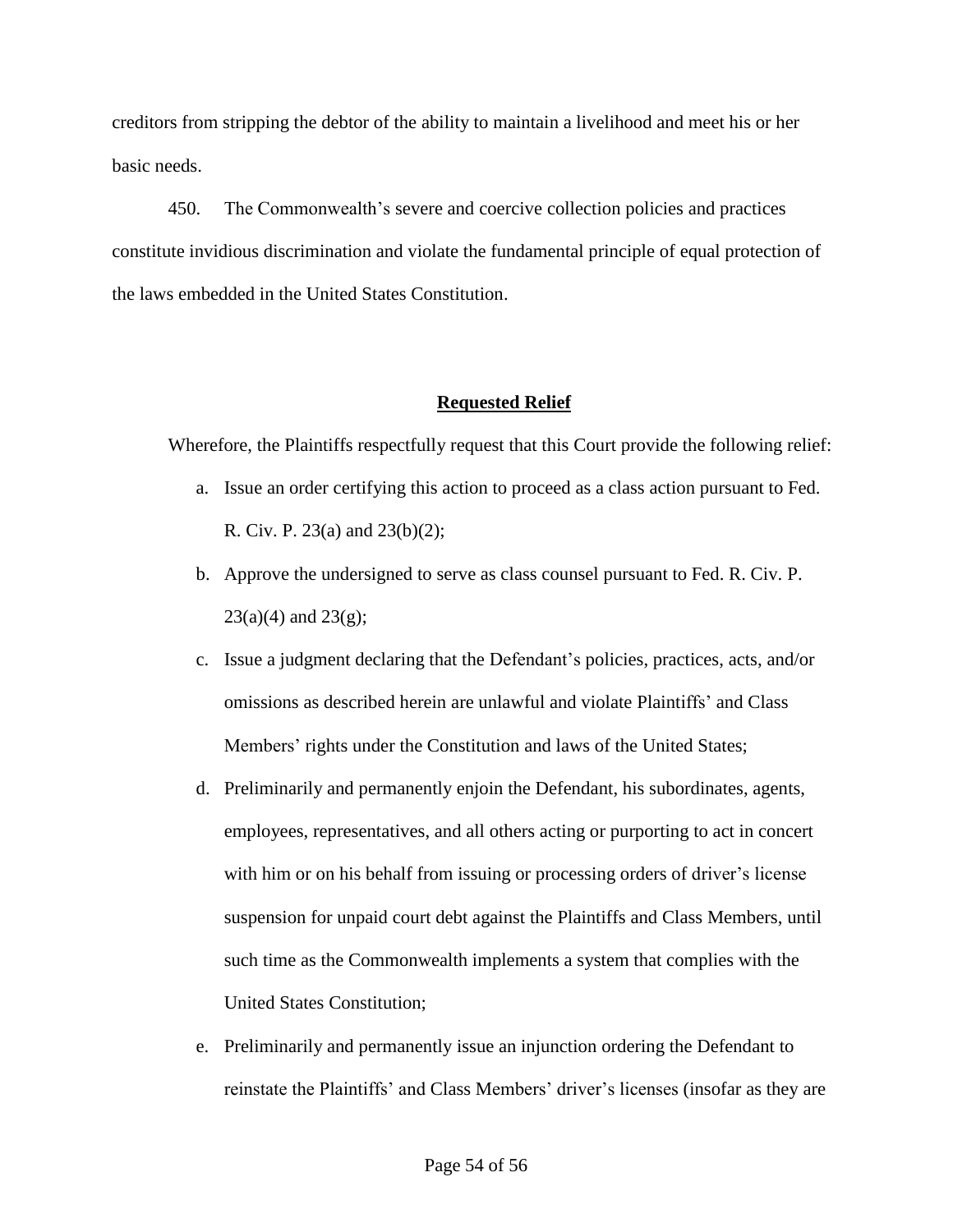creditors from stripping the debtor of the ability to maintain a livelihood and meet his or her basic needs.

450. The Commonwealth's severe and coercive collection policies and practices constitute invidious discrimination and violate the fundamental principle of equal protection of the laws embedded in the United States Constitution.

## **Requested Relief**

Wherefore, the Plaintiffs respectfully request that this Court provide the following relief:

a. Issue an order certifying this action to proceed as a class action pursuant to Fed. R. Civ. P. 23(a) and 23(b)(2);

b. Approve the undersigned to serve as class counsel pursuant to Fed. R. Civ. P. 23(a)(4) and 23(g);

c. Issue a judgment declaring that the Defendant's policies, practices, acts, and/or omissions as described herein are unlawful and violate Plaintiffs' and Class Members' rights under the Constitution and laws of the United States;

d. Preliminarily and permanently enjoin the Defendant, his subordinates, agents, employees, representatives, and all others acting or purporting to act in concert with him or on his behalf from issuing or processing orders of driver's license suspension for unpaid court debt against the Plaintiffs and Class Members, until such time as the Commonwealth implements a system that complies with the United States Constitution;

e. Preliminarily and permanently issue an injunction ordering the Defendant to reinstate the Plaintiffs' and Class Members' driver's licenses (insofar as they are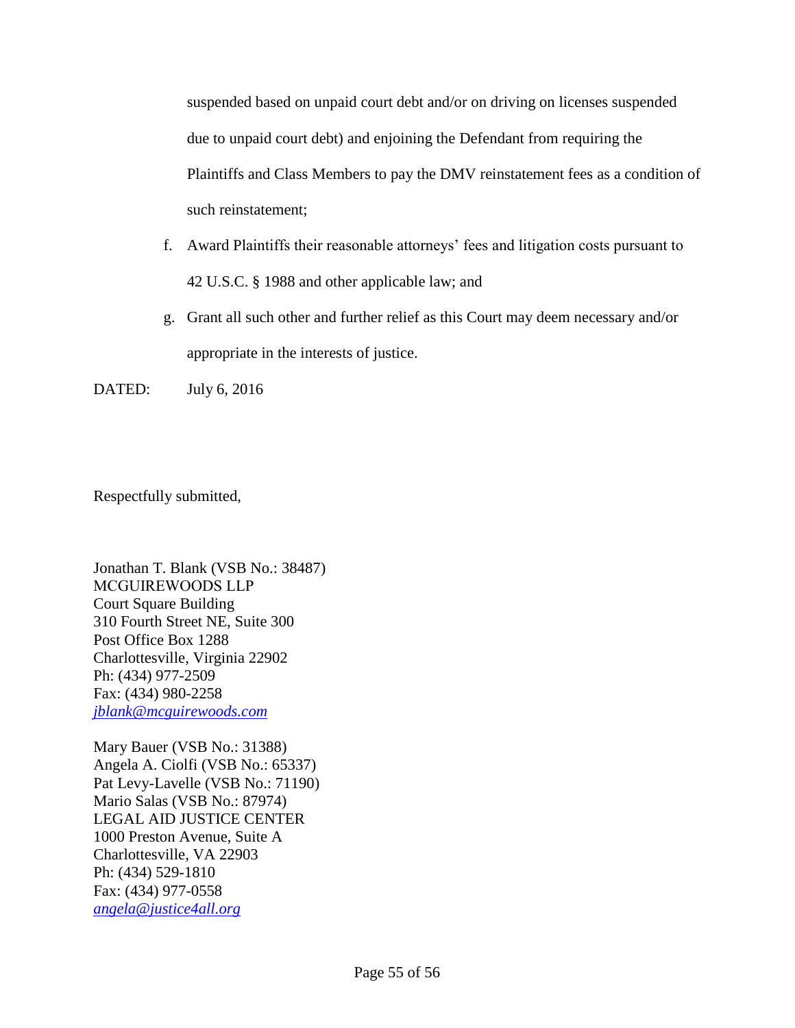suspended based on unpaid court debt and/or on driving on licenses suspended due to unpaid court debt) and enjoining the Defendant from requiring the Plaintiffs and Class Members to pay the DMV reinstatement fees as a condition of such reinstatement;

f. Award Plaintiffs their reasonable attorneys' fees and litigation costs pursuant to 42 U.S.C. § 1988 and other applicable law; and

g. Grant all such other and further relief as this Court may deem necessary and/or appropriate in the interests of justice.

DATED: July 6, 2016

Respectfully submitted,

Jonathan T. Blank (VSB No.: 38487)
MCGUIREWOODS LLP
Court Square Building
310 Fourth Street NE, Suite 300
Post Office Box 1288
Charlottesville, Virginia 22902
Ph: (434) 977-2509
Fax: (434) 980-2258
jblank@mcguirewoods.com

Mary Bauer (VSB No.: 31388)
Angela A. Ciolfi (VSB No.: 65337)
Pat Levy-Lavelle (VSB No.: 71190)
Mario Salas (VSB No.: 87974)
LEGAL AID JUSTICE CENTER
1000 Preston Avenue, Suite A
Charlottesville, VA 22903
Ph: (434) 529-1810
Fax: (434) 977-0558
angela@justice4all.org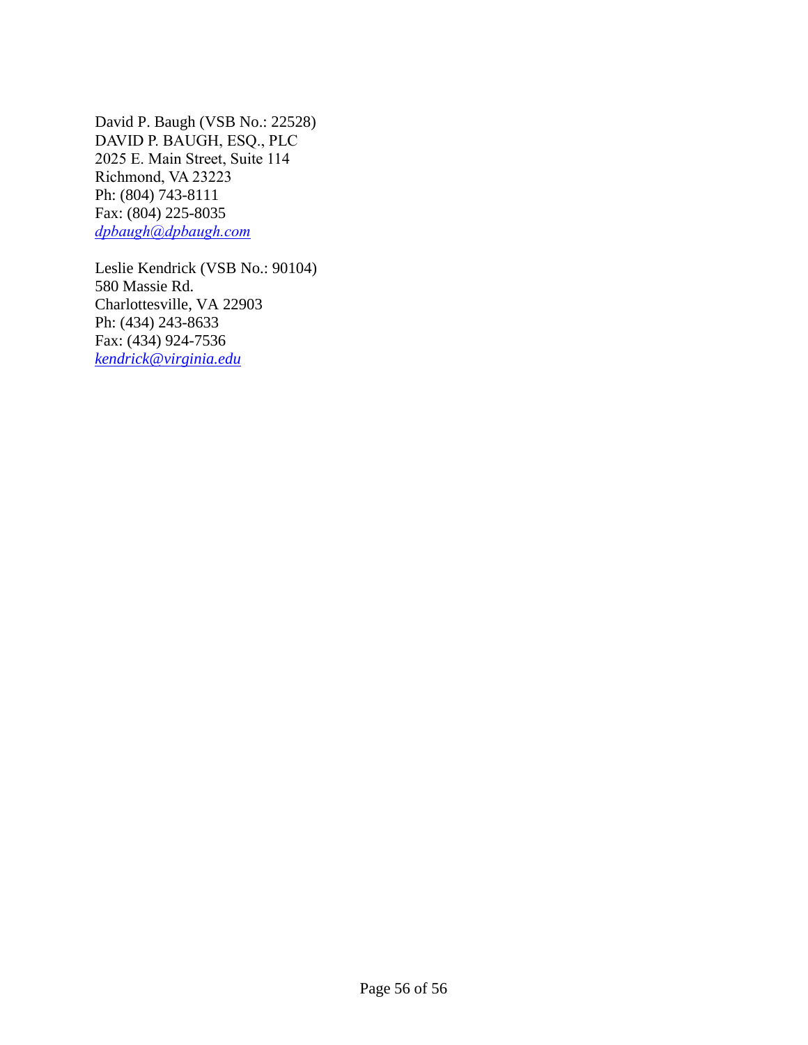David P. Baugh (VSB No.: 22528)
DAVID P. BAUGH, ESQ., PLC
2025 E. Main Street, Suite 114
Richmond, VA 23223
Ph: (804) 743-8111
Fax: (804) 225-8035
*dpbaugh@dpbaugh.com*

Leslie Kendrick (VSB No.: 90104)
580 Massie Rd.
Charlottesville, VA 22903
Ph: (434) 243-8633
Fax: (434) 924-7536
*kendrick@virginia.edu*